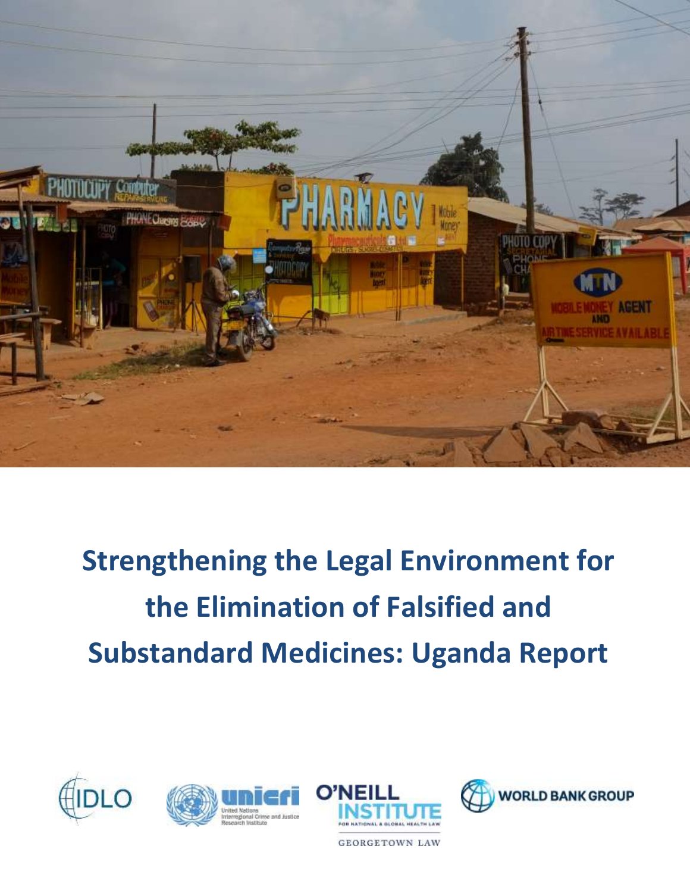# Strengthening the Legal Environment for the Elimination of Falsified and Substandard Medicines: Uganda Report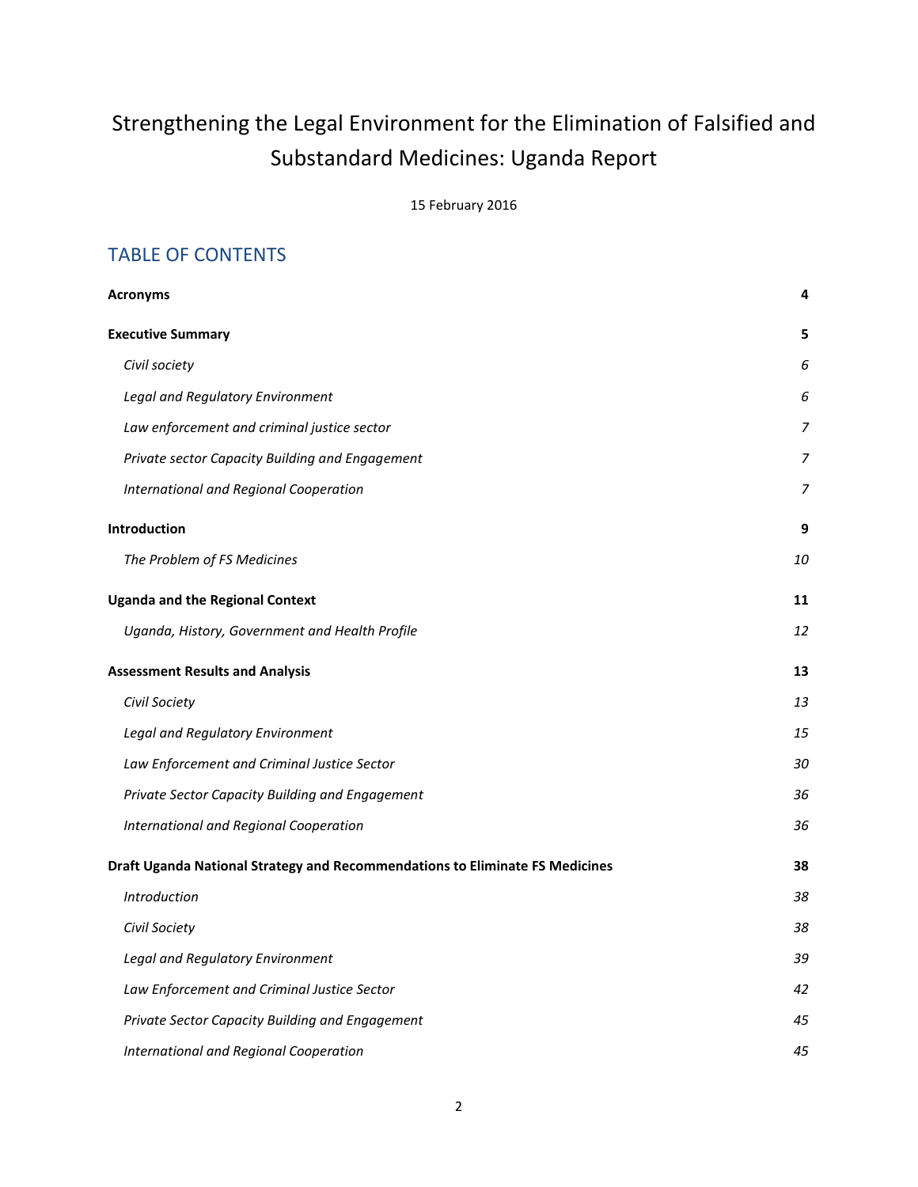# Strengthening the Legal Environment for the Elimination of Falsified and Substandard Medicines: Uganda Report

15 February 2016

## TABLE OF CONTENTS

| | |
|---|---|
| **Acronyms** | **4** |
| **Executive Summary** | **5** |
| *Civil society* | *6* |
| *Legal and Regulatory Environment* | *6* |
| *Law enforcement and criminal justice sector* | *7* |
| *Private sector Capacity Building and Engagement* | *7* |
| *International and Regional Cooperation* | *7* |
| **Introduction** | **9** |
| *The Problem of FS Medicines* | *10* |
| **Uganda and the Regional Context** | **11** |
| *Uganda, History, Government and Health Profile* | *12* |
| **Assessment Results and Analysis** | **13** |
| *Civil Society* | *13* |
| *Legal and Regulatory Environment* | *15* |
| *Law Enforcement and Criminal Justice Sector* | *30* |
| *Private Sector Capacity Building and Engagement* | *36* |
| *International and Regional Cooperation* | *36* |
| **Draft Uganda National Strategy and Recommendations to Eliminate FS Medicines** | **38** |
| *Introduction* | *38* |
| *Civil Society* | *38* |
| *Legal and Regulatory Environment* | *39* |
| *Law Enforcement and Criminal Justice Sector* | *42* |
| *Private Sector Capacity Building and Engagement* | *45* |
| *International and Regional Cooperation* | *45* |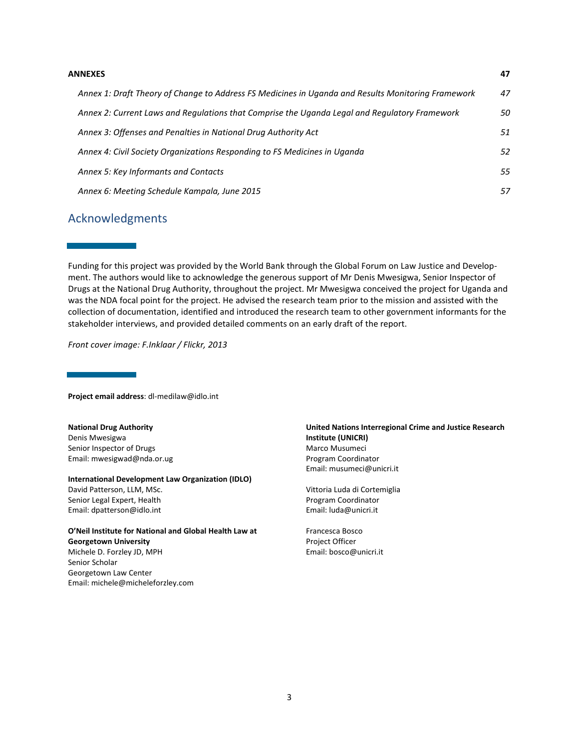| **ANNEXES** | **47** |
|---|---|
| *Annex 1: Draft Theory of Change to Address FS Medicines in Uganda and Results Monitoring Framework* | *47* |
| *Annex 2: Current Laws and Regulations that Comprise the Uganda Legal and Regulatory Framework* | *50* |
| *Annex 3: Offenses and Penalties in National Drug Authority Act* | *51* |
| *Annex 4: Civil Society Organizations Responding to FS Medicines in Uganda* | *52* |
| *Annex 5: Key Informants and Contacts* | *55* |
| *Annex 6: Meeting Schedule Kampala, June 2015* | *57* |

## Acknowledgments

Funding for this project was provided by the World Bank through the Global Forum on Law Justice and Development. The authors would like to acknowledge the generous support of Mr Denis Mwesigwa, Senior Inspector of Drugs at the National Drug Authority, throughout the project. Mr Mwesigwa conceived the project for Uganda and was the NDA focal point for the project. He advised the research team prior to the mission and assisted with the collection of documentation, identified and introduced the research team to other government informants for the stakeholder interviews, and provided detailed comments on an early draft of the report.

*Front cover image: F.Inklaar / Flickr, 2013*

**Project email address**: dl-medilaw@idlo.int

**National Drug Authority**
Denis Mwesigwa
Senior Inspector of Drugs
Email: mwesigwad@nda.or.ug

**International Development Law Organization (IDLO)**
David Patterson, LLM, MSc.
Senior Legal Expert, Health
Email: dpatterson@idlo.int

**O'Neil Institute for National and Global Health Law at Georgetown University**
Michele D. Forzley JD, MPH
Senior Scholar
Georgetown Law Center
Email: michele@micheleforzley.com

**United Nations Interregional Crime and Justice Research Institute (UNICRI)**
Marco Musumeci
Program Coordinator
Email: musumeci@unicri.it

Vittoria Luda di Cortemiglia
Program Coordinator
Email: luda@unicri.it

Francesca Bosco
Project Officer
Email: bosco@unicri.it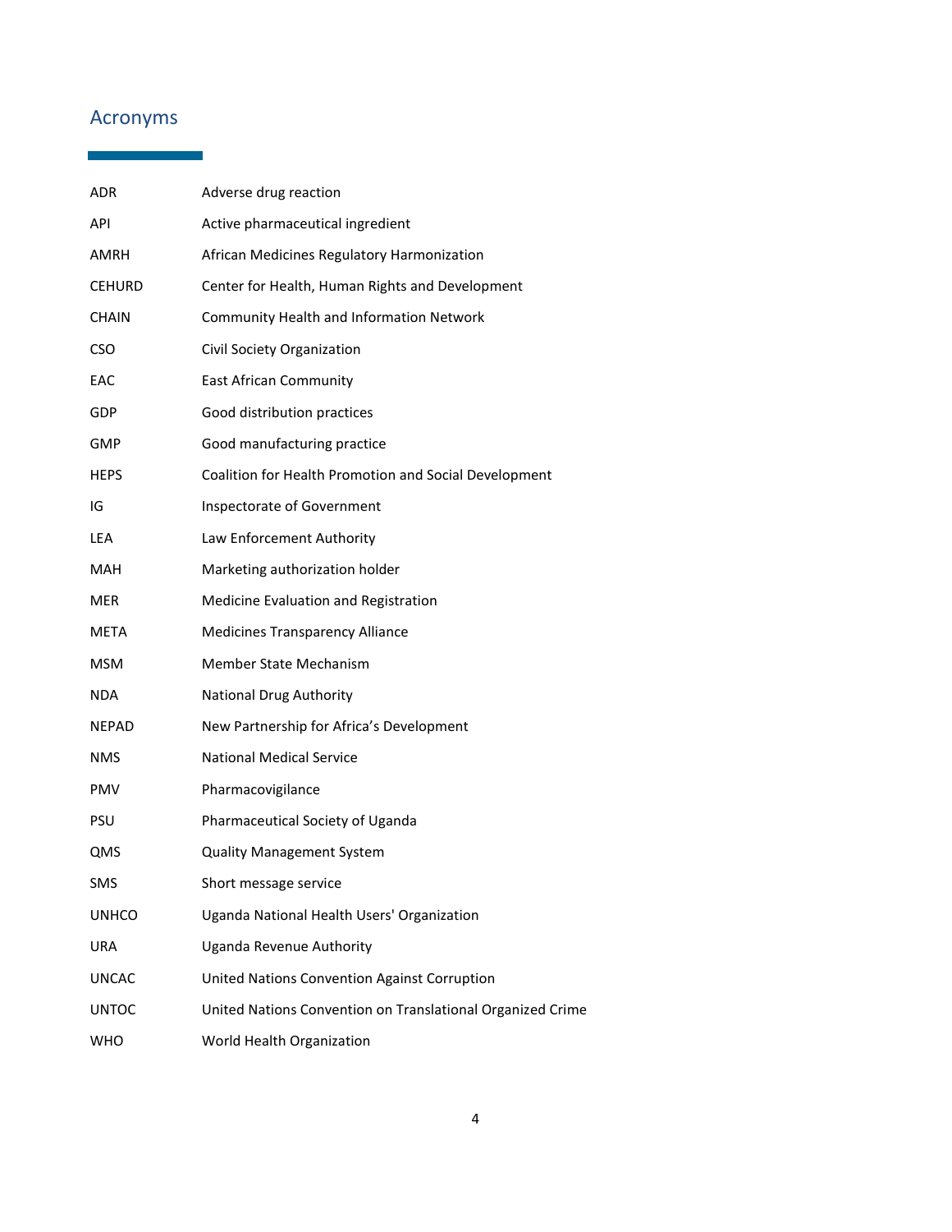## Acronyms

| | |
|---|---|
| ADR | Adverse drug reaction |
| API | Active pharmaceutical ingredient |
| AMRH | African Medicines Regulatory Harmonization |
| CEHURD | Center for Health, Human Rights and Development |
| CHAIN | Community Health and Information Network |
| CSO | Civil Society Organization |
| EAC | East African Community |
| GDP | Good distribution practices |
| GMP | Good manufacturing practice |
| HEPS | Coalition for Health Promotion and Social Development |
| IG | Inspectorate of Government |
| LEA | Law Enforcement Authority |
| MAH | Marketing authorization holder |
| MER | Medicine Evaluation and Registration |
| META | Medicines Transparency Alliance |
| MSM | Member State Mechanism |
| NDA | National Drug Authority |
| NEPAD | New Partnership for Africa's Development |
| NMS | National Medical Service |
| PMV | Pharmacovigilance |
| PSU | Pharmaceutical Society of Uganda |
| QMS | Quality Management System |
| SMS | Short message service |
| UNHCO | Uganda National Health Users' Organization |
| URA | Uganda Revenue Authority |
| UNCAC | United Nations Convention Against Corruption |
| UNTOC | United Nations Convention on Translational Organized Crime |
| WHO | World Health Organization |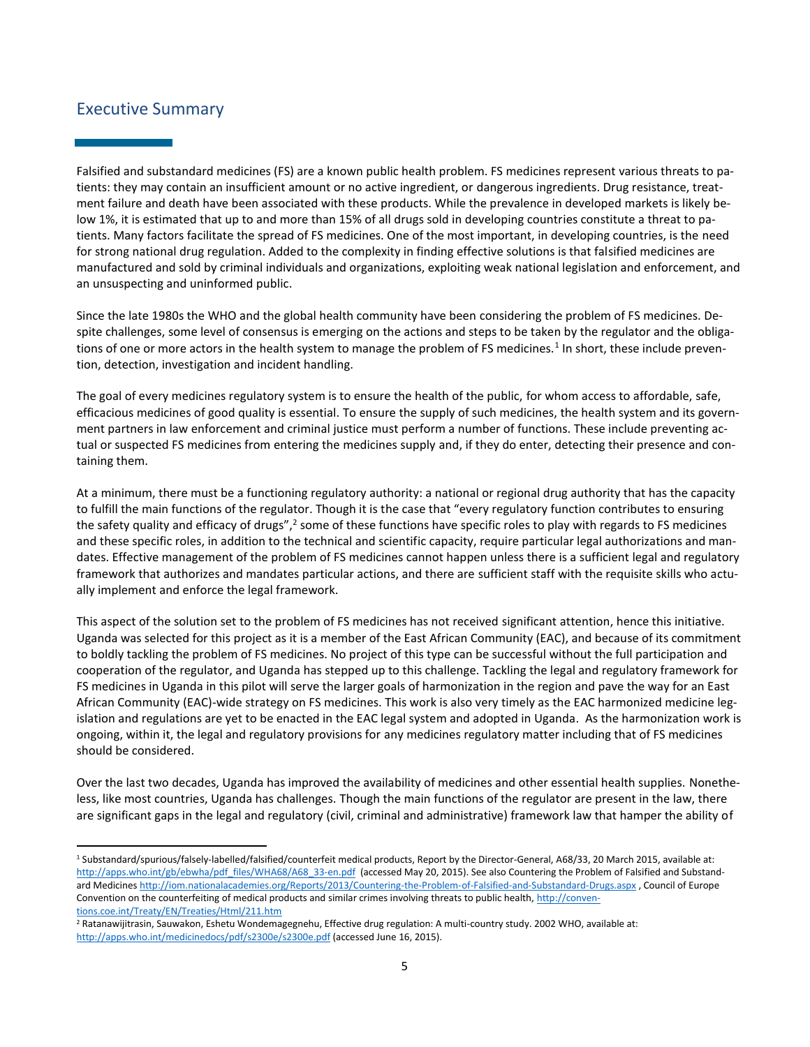## Executive Summary

Falsified and substandard medicines (FS) are a known public health problem. FS medicines represent various threats to patients: they may contain an insufficient amount or no active ingredient, or dangerous ingredients. Drug resistance, treatment failure and death have been associated with these products. While the prevalence in developed markets is likely below 1%, it is estimated that up to and more than 15% of all drugs sold in developing countries constitute a threat to patients. Many factors facilitate the spread of FS medicines. One of the most important, in developing countries, is the need for strong national drug regulation. Added to the complexity in finding effective solutions is that falsified medicines are manufactured and sold by criminal individuals and organizations, exploiting weak national legislation and enforcement, and an unsuspecting and uninformed public.

Since the late 1980s the WHO and the global health community have been considering the problem of FS medicines. Despite challenges, some level of consensus is emerging on the actions and steps to be taken by the regulator and the obligations of one or more actors in the health system to manage the problem of FS medicines.[1] In short, these include prevention, detection, investigation and incident handling.

The goal of every medicines regulatory system is to ensure the health of the public, for whom access to affordable, safe, efficacious medicines of good quality is essential. To ensure the supply of such medicines, the health system and its government partners in law enforcement and criminal justice must perform a number of functions. These include preventing actual or suspected FS medicines from entering the medicines supply and, if they do enter, detecting their presence and containing them.

At a minimum, there must be a functioning regulatory authority: a national or regional drug authority that has the capacity to fulfill the main functions of the regulator. Though it is the case that "every regulatory function contributes to ensuring the safety quality and efficacy of drugs",[2] some of these functions have specific roles to play with regards to FS medicines and these specific roles, in addition to the technical and scientific capacity, require particular legal authorizations and mandates. Effective management of the problem of FS medicines cannot happen unless there is a sufficient legal and regulatory framework that authorizes and mandates particular actions, and there are sufficient staff with the requisite skills who actually implement and enforce the legal framework.

This aspect of the solution set to the problem of FS medicines has not received significant attention, hence this initiative. Uganda was selected for this project as it is a member of the East African Community (EAC), and because of its commitment to boldly tackling the problem of FS medicines. No project of this type can be successful without the full participation and cooperation of the regulator, and Uganda has stepped up to this challenge. Tackling the legal and regulatory framework for FS medicines in Uganda in this pilot will serve the larger goals of harmonization in the region and pave the way for an East African Community (EAC)-wide strategy on FS medicines. This work is also very timely as the EAC harmonized medicine legislation and regulations are yet to be enacted in the EAC legal system and adopted in Uganda. As the harmonization work is ongoing, within it, the legal and regulatory provisions for any medicines regulatory matter including that of FS medicines should be considered.

Over the last two decades, Uganda has improved the availability of medicines and other essential health supplies. Nonetheless, like most countries, Uganda has challenges. Though the main functions of the regulator are present in the law, there are significant gaps in the legal and regulatory (civil, criminal and administrative) framework law that hamper the ability of

---

[1] Substandard/spurious/falsely-labelled/falsified/counterfeit medical products, Report by the Director-General, A68/33, 20 March 2015, available at: http://apps.who.int/gb/ebwha/pdf_files/WHA68/A68_33-en.pdf (accessed May 20, 2015). See also Countering the Problem of Falsified and Substandard Medicines http://iom.nationalacademies.org/Reports/2013/Countering-the-Problem-of-Falsified-and-Substandard-Drugs.aspx , Council of Europe Convention on the counterfeiting of medical products and similar crimes involving threats to public health, http://conventions.coe.int/Treaty/EN/Treaties/Html/211.htm

[2] Ratanawijitrasin, Sauwakon, Eshetu Wondemagegnehu, Effective drug regulation: A multi-country study. 2002 WHO, available at: http://apps.who.int/medicinedocs/pdf/s2300e/s2300e.pdf (accessed June 16, 2015).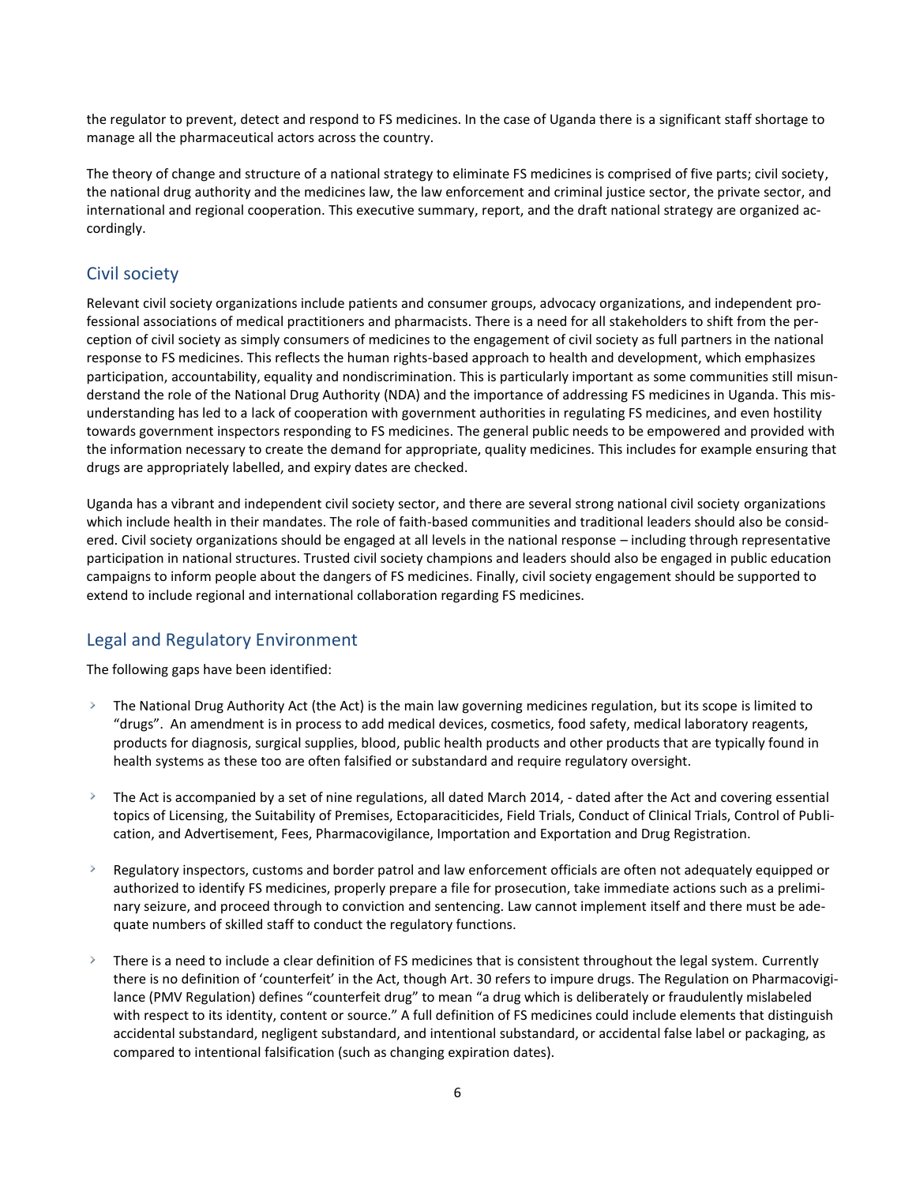the regulator to prevent, detect and respond to FS medicines. In the case of Uganda there is a significant staff shortage to manage all the pharmaceutical actors across the country.

The theory of change and structure of a national strategy to eliminate FS medicines is comprised of five parts; civil society, the national drug authority and the medicines law, the law enforcement and criminal justice sector, the private sector, and international and regional cooperation. This executive summary, report, and the draft national strategy are organized accordingly.

## Civil society

Relevant civil society organizations include patients and consumer groups, advocacy organizations, and independent professional associations of medical practitioners and pharmacists. There is a need for all stakeholders to shift from the perception of civil society as simply consumers of medicines to the engagement of civil society as full partners in the national response to FS medicines. This reflects the human rights-based approach to health and development, which emphasizes participation, accountability, equality and nondiscrimination. This is particularly important as some communities still misunderstand the role of the National Drug Authority (NDA) and the importance of addressing FS medicines in Uganda. This misunderstanding has led to a lack of cooperation with government authorities in regulating FS medicines, and even hostility towards government inspectors responding to FS medicines. The general public needs to be empowered and provided with the information necessary to create the demand for appropriate, quality medicines. This includes for example ensuring that drugs are appropriately labelled, and expiry dates are checked.

Uganda has a vibrant and independent civil society sector, and there are several strong national civil society organizations which include health in their mandates. The role of faith-based communities and traditional leaders should also be considered. Civil society organizations should be engaged at all levels in the national response – including through representative participation in national structures. Trusted civil society champions and leaders should also be engaged in public education campaigns to inform people about the dangers of FS medicines. Finally, civil society engagement should be supported to extend to include regional and international collaboration regarding FS medicines.

## Legal and Regulatory Environment

The following gaps have been identified:

- The National Drug Authority Act (the Act) is the main law governing medicines regulation, but its scope is limited to "drugs". An amendment is in process to add medical devices, cosmetics, food safety, medical laboratory reagents, products for diagnosis, surgical supplies, blood, public health products and other products that are typically found in health systems as these too are often falsified or substandard and require regulatory oversight.
- The Act is accompanied by a set of nine regulations, all dated March 2014, - dated after the Act and covering essential topics of Licensing, the Suitability of Premises, Ectoparaciticides, Field Trials, Conduct of Clinical Trials, Control of Publication, and Advertisement, Fees, Pharmacovigilance, Importation and Exportation and Drug Registration.
- Regulatory inspectors, customs and border patrol and law enforcement officials are often not adequately equipped or authorized to identify FS medicines, properly prepare a file for prosecution, take immediate actions such as a preliminary seizure, and proceed through to conviction and sentencing. Law cannot implement itself and there must be adequate numbers of skilled staff to conduct the regulatory functions.
- There is a need to include a clear definition of FS medicines that is consistent throughout the legal system. Currently there is no definition of 'counterfeit' in the Act, though Art. 30 refers to impure drugs. The Regulation on Pharmacovigilance (PMV Regulation) defines "counterfeit drug" to mean "a drug which is deliberately or fraudulently mislabeled with respect to its identity, content or source." A full definition of FS medicines could include elements that distinguish accidental substandard, negligent substandard, and intentional substandard, or accidental false label or packaging, as compared to intentional falsification (such as changing expiration dates).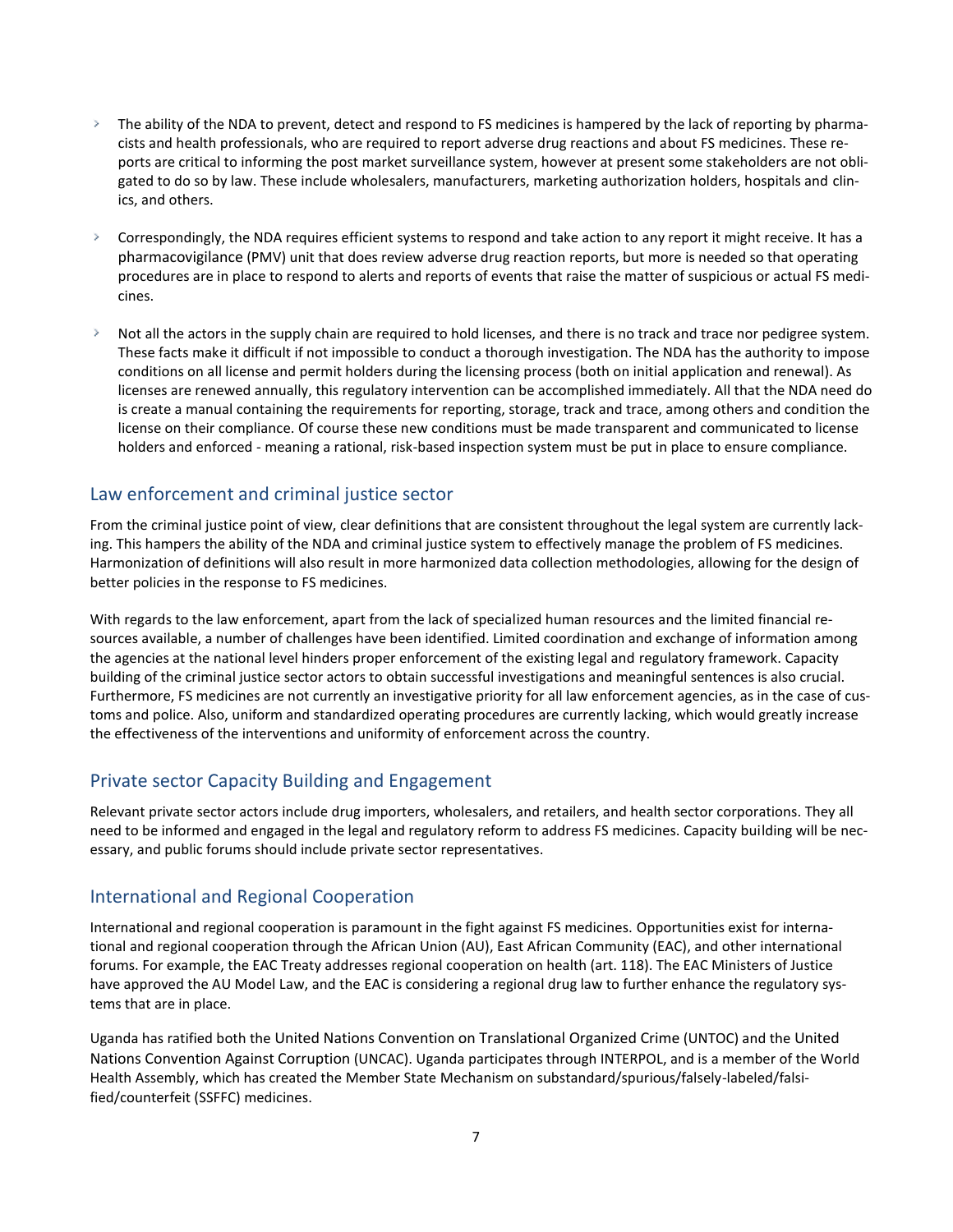- The ability of the NDA to prevent, detect and respond to FS medicines is hampered by the lack of reporting by pharmacists and health professionals, who are required to report adverse drug reactions and about FS medicines. These reports are critical to informing the post market surveillance system, however at present some stakeholders are not obligated to do so by law. These include wholesalers, manufacturers, marketing authorization holders, hospitals and clinics, and others.

- Correspondingly, the NDA requires efficient systems to respond and take action to any report it might receive. It has a pharmacovigilance (PMV) unit that does review adverse drug reaction reports, but more is needed so that operating procedures are in place to respond to alerts and reports of events that raise the matter of suspicious or actual FS medicines.

- Not all the actors in the supply chain are required to hold licenses, and there is no track and trace nor pedigree system. These facts make it difficult if not impossible to conduct a thorough investigation. The NDA has the authority to impose conditions on all license and permit holders during the licensing process (both on initial application and renewal). As licenses are renewed annually, this regulatory intervention can be accomplished immediately. All that the NDA need do is create a manual containing the requirements for reporting, storage, track and trace, among others and condition the license on their compliance. Of course these new conditions must be made transparent and communicated to license holders and enforced - meaning a rational, risk-based inspection system must be put in place to ensure compliance.

## Law enforcement and criminal justice sector

From the criminal justice point of view, clear definitions that are consistent throughout the legal system are currently lacking. This hampers the ability of the NDA and criminal justice system to effectively manage the problem of FS medicines. Harmonization of definitions will also result in more harmonized data collection methodologies, allowing for the design of better policies in the response to FS medicines.

With regards to the law enforcement, apart from the lack of specialized human resources and the limited financial resources available, a number of challenges have been identified. Limited coordination and exchange of information among the agencies at the national level hinders proper enforcement of the existing legal and regulatory framework. Capacity building of the criminal justice sector actors to obtain successful investigations and meaningful sentences is also crucial. Furthermore, FS medicines are not currently an investigative priority for all law enforcement agencies, as in the case of customs and police. Also, uniform and standardized operating procedures are currently lacking, which would greatly increase the effectiveness of the interventions and uniformity of enforcement across the country.

## Private sector Capacity Building and Engagement

Relevant private sector actors include drug importers, wholesalers, and retailers, and health sector corporations. They all need to be informed and engaged in the legal and regulatory reform to address FS medicines. Capacity building will be necessary, and public forums should include private sector representatives.

## International and Regional Cooperation

International and regional cooperation is paramount in the fight against FS medicines. Opportunities exist for international and regional cooperation through the African Union (AU), East African Community (EAC), and other international forums. For example, the EAC Treaty addresses regional cooperation on health (art. 118). The EAC Ministers of Justice have approved the AU Model Law, and the EAC is considering a regional drug law to further enhance the regulatory systems that are in place.

Uganda has ratified both the United Nations Convention on Translational Organized Crime (UNTOC) and the United Nations Convention Against Corruption (UNCAC). Uganda participates through INTERPOL, and is a member of the World Health Assembly, which has created the Member State Mechanism on substandard/spurious/falsely-labeled/falsified/counterfeit (SSFFC) medicines.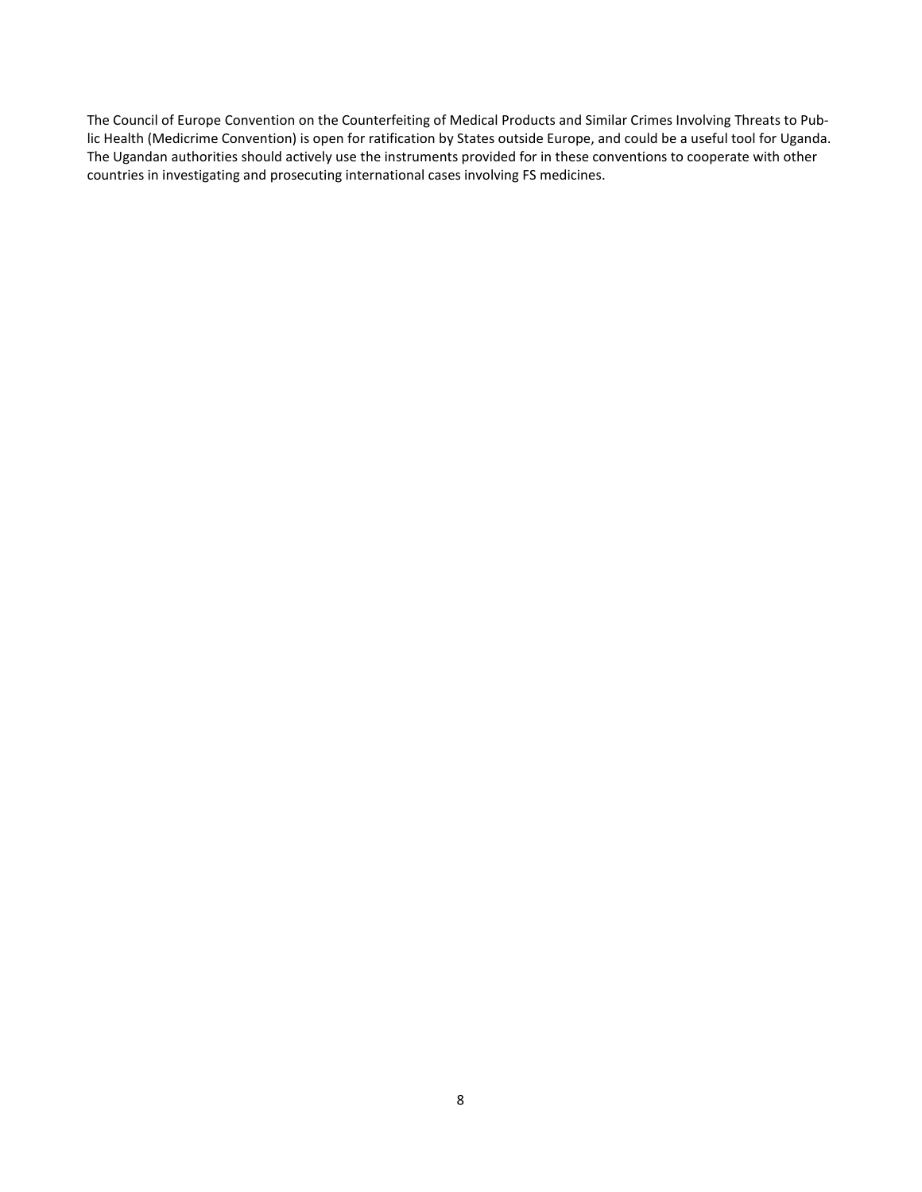The Council of Europe Convention on the Counterfeiting of Medical Products and Similar Crimes Involving Threats to Public Health (Medicrime Convention) is open for ratification by States outside Europe, and could be a useful tool for Uganda. The Ugandan authorities should actively use the instruments provided for in these conventions to cooperate with other countries in investigating and prosecuting international cases involving FS medicines.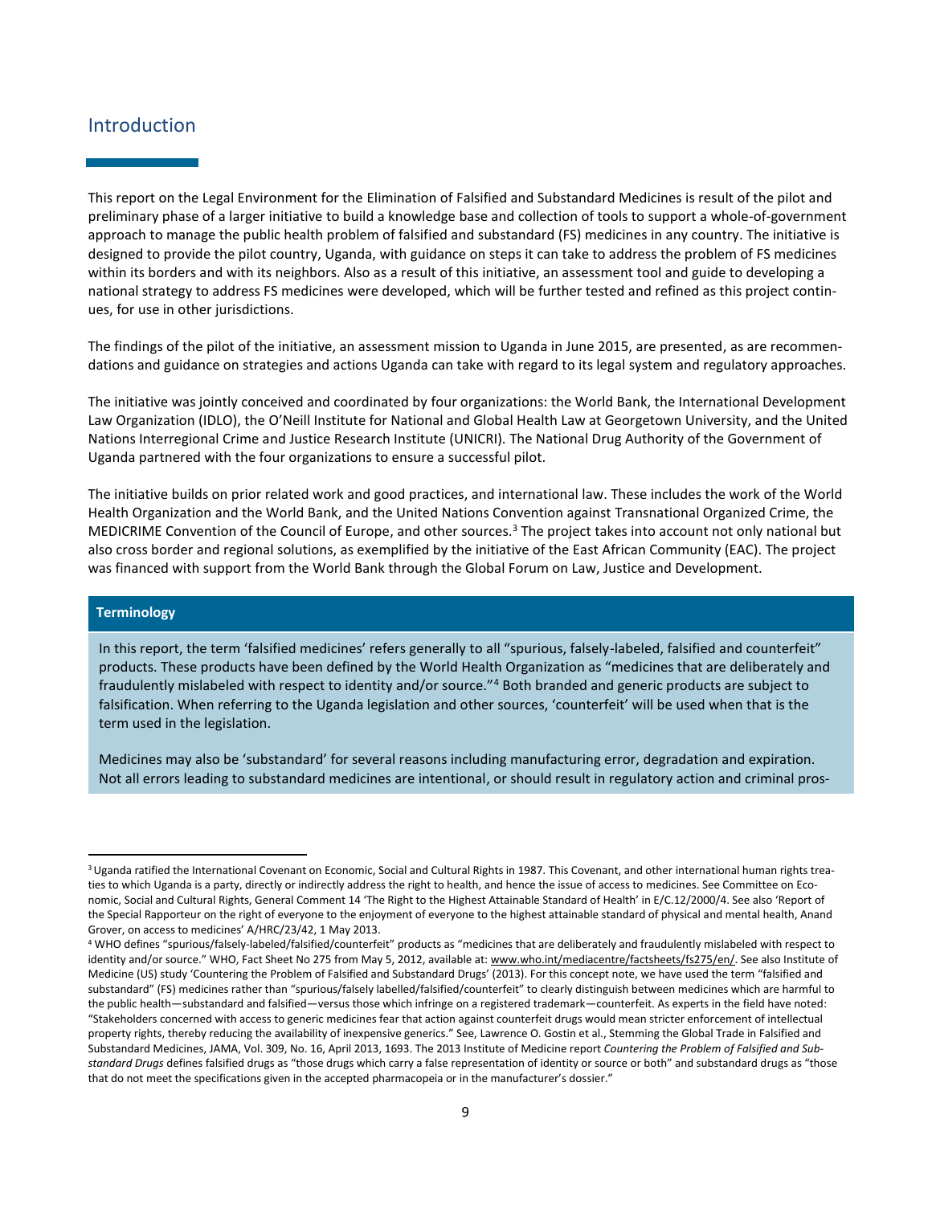## Introduction

This report on the Legal Environment for the Elimination of Falsified and Substandard Medicines is result of the pilot and preliminary phase of a larger initiative to build a knowledge base and collection of tools to support a whole-of-government approach to manage the public health problem of falsified and substandard (FS) medicines in any country. The initiative is designed to provide the pilot country, Uganda, with guidance on steps it can take to address the problem of FS medicines within its borders and with its neighbors. Also as a result of this initiative, an assessment tool and guide to developing a national strategy to address FS medicines were developed, which will be further tested and refined as this project continues, for use in other jurisdictions.

The findings of the pilot of the initiative, an assessment mission to Uganda in June 2015, are presented, as are recommendations and guidance on strategies and actions Uganda can take with regard to its legal system and regulatory approaches.

The initiative was jointly conceived and coordinated by four organizations: the World Bank, the International Development Law Organization (IDLO), the O'Neill Institute for National and Global Health Law at Georgetown University, and the United Nations Interregional Crime and Justice Research Institute (UNICRI). The National Drug Authority of the Government of Uganda partnered with the four organizations to ensure a successful pilot.

The initiative builds on prior related work and good practices, and international law. These includes the work of the World Health Organization and the World Bank, and the United Nations Convention against Transnational Organized Crime, the MEDICRIME Convention of the Council of Europe, and other sources.[3] The project takes into account not only national but also cross border and regional solutions, as exemplified by the initiative of the East African Community (EAC). The project was financed with support from the World Bank through the Global Forum on Law, Justice and Development.

**Terminology**

In this report, the term 'falsified medicines' refers generally to all "spurious, falsely-labeled, falsified and counterfeit" products. These products have been defined by the World Health Organization as "medicines that are deliberately and fraudulently mislabeled with respect to identity and/or source."[4] Both branded and generic products are subject to falsification. When referring to the Uganda legislation and other sources, 'counterfeit' will be used when that is the term used in the legislation.

Medicines may also be 'substandard' for several reasons including manufacturing error, degradation and expiration. Not all errors leading to substandard medicines are intentional, or should result in regulatory action and criminal pros-

---

[3] Uganda ratified the International Covenant on Economic, Social and Cultural Rights in 1987. This Covenant, and other international human rights treaties to which Uganda is a party, directly or indirectly address the right to health, and hence the issue of access to medicines. See Committee on Economic, Social and Cultural Rights, General Comment 14 'The Right to the Highest Attainable Standard of Health' in E/C.12/2000/4. See also 'Report of the Special Rapporteur on the right of everyone to the enjoyment of everyone to the highest attainable standard of physical and mental health, Anand Grover, on access to medicines' A/HRC/23/42, 1 May 2013.

[4] WHO defines "spurious/falsely-labeled/falsified/counterfeit" products as "medicines that are deliberately and fraudulently mislabeled with respect to identity and/or source." WHO, Fact Sheet No 275 from May 5, 2012, available at: www.who.int/mediacentre/factsheets/fs275/en/. See also Institute of Medicine (US) study 'Countering the Problem of Falsified and Substandard Drugs' (2013). For this concept note, we have used the term "falsified and substandard" (FS) medicines rather than "spurious/falsely labelled/falsified/counterfeit" to clearly distinguish between medicines which are harmful to the public health—substandard and falsified—versus those which infringe on a registered trademark—counterfeit. As experts in the field have noted: "Stakeholders concerned with access to generic medicines fear that action against counterfeit drugs would mean stricter enforcement of intellectual property rights, thereby reducing the availability of inexpensive generics." See, Lawrence O. Gostin et al., Stemming the Global Trade in Falsified and Substandard Medicines, JAMA, Vol. 309, No. 16, April 2013, 1693. The 2013 Institute of Medicine report *Countering the Problem of Falsified and Substandard Drugs* defines falsified drugs as "those drugs which carry a false representation of identity or source or both" and substandard drugs as "those that do not meet the specifications given in the accepted pharmacopeia or in the manufacturer's dossier."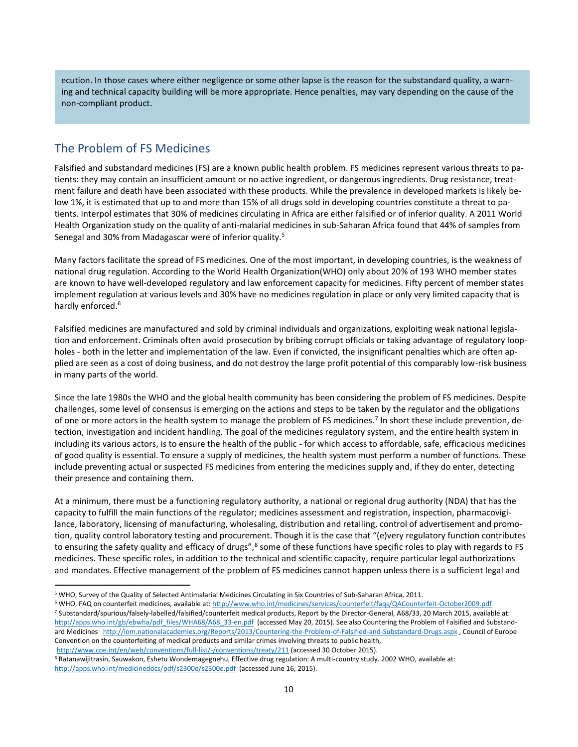ecution. In those cases where either negligence or some other lapse is the reason for the substandard quality, a warning and technical capacity building will be more appropriate. Hence penalties, may vary depending on the cause of the non-compliant product.

## The Problem of FS Medicines

Falsified and substandard medicines (FS) are a known public health problem. FS medicines represent various threats to patients: they may contain an insufficient amount or no active ingredient, or dangerous ingredients. Drug resistance, treatment failure and death have been associated with these products. While the prevalence in developed markets is likely below 1%, it is estimated that up to and more than 15% of all drugs sold in developing countries constitute a threat to patients. Interpol estimates that 30% of medicines circulating in Africa are either falsified or of inferior quality. A 2011 World Health Organization study on the quality of anti-malarial medicines in sub-Saharan Africa found that 44% of samples from Senegal and 30% from Madagascar were of inferior quality.[5]

Many factors facilitate the spread of FS medicines. One of the most important, in developing countries, is the weakness of national drug regulation. According to the World Health Organization(WHO) only about 20% of 193 WHO member states are known to have well-developed regulatory and law enforcement capacity for medicines. Fifty percent of member states implement regulation at various levels and 30% have no medicines regulation in place or only very limited capacity that is hardly enforced.[6]

Falsified medicines are manufactured and sold by criminal individuals and organizations, exploiting weak national legislation and enforcement. Criminals often avoid prosecution by bribing corrupt officials or taking advantage of regulatory loopholes - both in the letter and implementation of the law. Even if convicted, the insignificant penalties which are often applied are seen as a cost of doing business, and do not destroy the large profit potential of this comparably low-risk business in many parts of the world.

Since the late 1980s the WHO and the global health community has been considering the problem of FS medicines. Despite challenges, some level of consensus is emerging on the actions and steps to be taken by the regulator and the obligations of one or more actors in the health system to manage the problem of FS medicines.[7] In short these include prevention, detection, investigation and incident handling. The goal of the medicines regulatory system, and the entire health system in including its various actors, is to ensure the health of the public - for which access to affordable, safe, efficacious medicines of good quality is essential. To ensure a supply of medicines, the health system must perform a number of functions. These include preventing actual or suspected FS medicines from entering the medicines supply and, if they do enter, detecting their presence and containing them.

At a minimum, there must be a functioning regulatory authority, a national or regional drug authority (NDA) that has the capacity to fulfill the main functions of the regulator; medicines assessment and registration, inspection, pharmacovigilance, laboratory, licensing of manufacturing, wholesaling, distribution and retailing, control of advertisement and promotion, quality control laboratory testing and procurement. Though it is the case that "(e)very regulatory function contributes to ensuring the safety quality and efficacy of drugs",[8] some of these functions have specific roles to play with regards to FS medicines. These specific roles, in addition to the technical and scientific capacity, require particular legal authorizations and mandates. Effective management of the problem of FS medicines cannot happen unless there is a sufficient legal and

---

[5] WHO, Survey of the Quality of Selected Antimalarial Medicines Circulating in Six Countries of Sub-Saharan Africa, 2011.

[6] WHO, FAQ on counterfeit medicines, available at: http://www.who.int/medicines/services/counterfeit/faqs/QACounterfeit-October2009.pdf

[7] Substandard/spurious/falsely-labelled/falsified/counterfeit medical products, Report by the Director-General, A68/33, 20 March 2015, available at: http://apps.who.int/gb/ebwha/pdf_files/WHA68/A68_33-en.pdf (accessed May 20, 2015). See also Countering the Problem of Falsified and Substandard Medicines http://iom.nationalacademies.org/Reports/2013/Countering-the-Problem-of-Falsified-and-Substandard-Drugs.aspx , Council of Europe Convention on the counterfeiting of medical products and similar crimes involving threats to public health, http://www.coe.int/en/web/conventions/full-list/-/conventions/treaty/211 (accessed 30 October 2015).

[8] Ratanawijitrasin, Sauwakon, Eshetu Wondemagegnehu, Effective drug regulation: A multi-country study. 2002 WHO, available at: http://apps.who.int/medicinedocs/pdf/s2300e/s2300e.pdf (accessed June 16, 2015).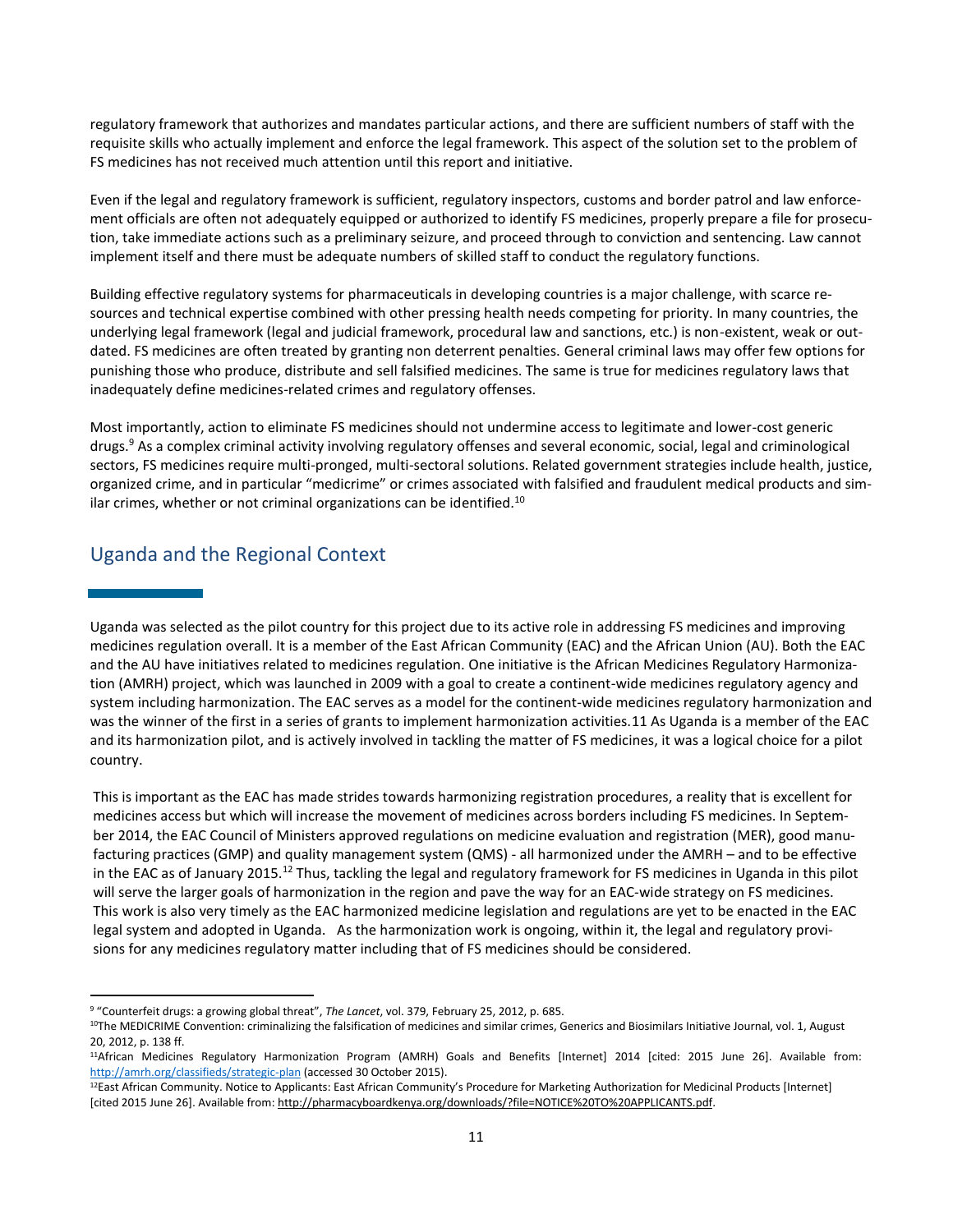regulatory framework that authorizes and mandates particular actions, and there are sufficient numbers of staff with the requisite skills who actually implement and enforce the legal framework. This aspect of the solution set to the problem of FS medicines has not received much attention until this report and initiative.

Even if the legal and regulatory framework is sufficient, regulatory inspectors, customs and border patrol and law enforcement officials are often not adequately equipped or authorized to identify FS medicines, properly prepare a file for prosecution, take immediate actions such as a preliminary seizure, and proceed through to conviction and sentencing. Law cannot implement itself and there must be adequate numbers of skilled staff to conduct the regulatory functions.

Building effective regulatory systems for pharmaceuticals in developing countries is a major challenge, with scarce resources and technical expertise combined with other pressing health needs competing for priority. In many countries, the underlying legal framework (legal and judicial framework, procedural law and sanctions, etc.) is non-existent, weak or outdated. FS medicines are often treated by granting non deterrent penalties. General criminal laws may offer few options for punishing those who produce, distribute and sell falsified medicines. The same is true for medicines regulatory laws that inadequately define medicines-related crimes and regulatory offenses.

Most importantly, action to eliminate FS medicines should not undermine access to legitimate and lower-cost generic drugs.[9] As a complex criminal activity involving regulatory offenses and several economic, social, legal and criminological sectors, FS medicines require multi-pronged, multi-sectoral solutions. Related government strategies include health, justice, organized crime, and in particular "medicrime" or crimes associated with falsified and fraudulent medical products and similar crimes, whether or not criminal organizations can be identified.[10]

## Uganda and the Regional Context

Uganda was selected as the pilot country for this project due to its active role in addressing FS medicines and improving medicines regulation overall. It is a member of the East African Community (EAC) and the African Union (AU). Both the EAC and the AU have initiatives related to medicines regulation. One initiative is the African Medicines Regulatory Harmonization (AMRH) project, which was launched in 2009 with a goal to create a continent-wide medicines regulatory agency and system including harmonization. The EAC serves as a model for the continent-wide medicines regulatory harmonization and was the winner of the first in a series of grants to implement harmonization activities.11 As Uganda is a member of the EAC and its harmonization pilot, and is actively involved in tackling the matter of FS medicines, it was a logical choice for a pilot country.

This is important as the EAC has made strides towards harmonizing registration procedures, a reality that is excellent for medicines access but which will increase the movement of medicines across borders including FS medicines. In September 2014, the EAC Council of Ministers approved regulations on medicine evaluation and registration (MER), good manufacturing practices (GMP) and quality management system (QMS) - all harmonized under the AMRH – and to be effective in the EAC as of January 2015.[12] Thus, tackling the legal and regulatory framework for FS medicines in Uganda in this pilot will serve the larger goals of harmonization in the region and pave the way for an EAC-wide strategy on FS medicines. This work is also very timely as the EAC harmonized medicine legislation and regulations are yet to be enacted in the EAC legal system and adopted in Uganda. As the harmonization work is ongoing, within it, the legal and regulatory provisions for any medicines regulatory matter including that of FS medicines should be considered.

---

[9] "Counterfeit drugs: a growing global threat", *The Lancet*, vol. 379, February 25, 2012, p. 685.

[10] The MEDICRIME Convention: criminalizing the falsification of medicines and similar crimes, Generics and Biosimilars Initiative Journal, vol. 1, August 20, 2012, p. 138 ff.

[11] African Medicines Regulatory Harmonization Program (AMRH) Goals and Benefits [Internet] 2014 [cited: 2015 June 26]. Available from: http://amrh.org/classifieds/strategic-plan (accessed 30 October 2015).

[12] East African Community. Notice to Applicants: East African Community's Procedure for Marketing Authorization for Medicinal Products [Internet] [cited 2015 June 26]. Available from: http://pharmacyboardkenya.org/downloads/?file=NOTICE%20TO%20APPLICANTS.pdf.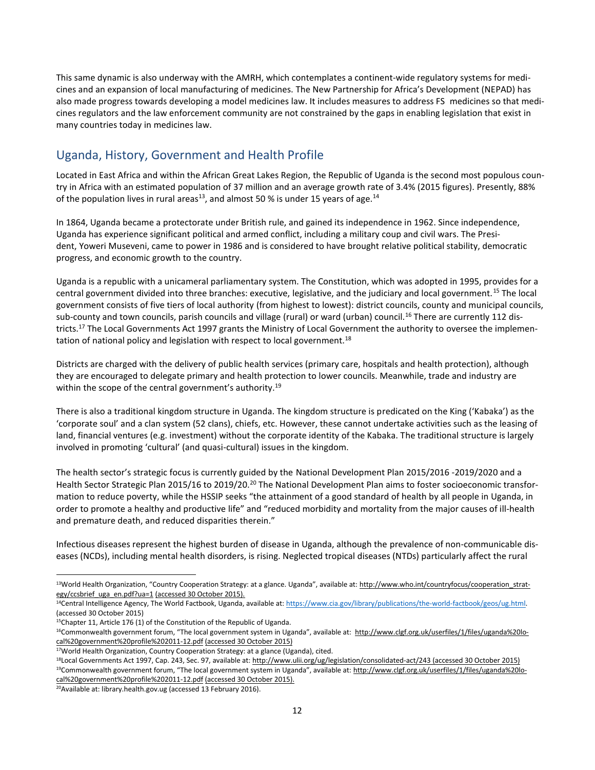This same dynamic is also underway with the AMRH, which contemplates a continent-wide regulatory systems for medicines and an expansion of local manufacturing of medicines. The New Partnership for Africa's Development (NEPAD) has also made progress towards developing a model medicines law. It includes measures to address FS medicines so that medicines regulators and the law enforcement community are not constrained by the gaps in enabling legislation that exist in many countries today in medicines law.

## Uganda, History, Government and Health Profile

Located in East Africa and within the African Great Lakes Region, the Republic of Uganda is the second most populous country in Africa with an estimated population of 37 million and an average growth rate of 3.4% (2015 figures). Presently, 88% of the population lives in rural areas[13], and almost 50 % is under 15 years of age.[14]

In 1864, Uganda became a protectorate under British rule, and gained its independence in 1962. Since independence, Uganda has experience significant political and armed conflict, including a military coup and civil wars. The President, Yoweri Museveni, came to power in 1986 and is considered to have brought relative political stability, democratic progress, and economic growth to the country.

Uganda is a republic with a unicameral parliamentary system. The Constitution, which was adopted in 1995, provides for a central government divided into three branches: executive, legislative, and the judiciary and local government.[15] The local government consists of five tiers of local authority (from highest to lowest): district councils, county and municipal councils, sub-county and town councils, parish councils and village (rural) or ward (urban) council.[16] There are currently 112 districts.[17] The Local Governments Act 1997 grants the Ministry of Local Government the authority to oversee the implementation of national policy and legislation with respect to local government.[18]

Districts are charged with the delivery of public health services (primary care, hospitals and health protection), although they are encouraged to delegate primary and health protection to lower councils. Meanwhile, trade and industry are within the scope of the central government's authority.[19]

There is also a traditional kingdom structure in Uganda. The kingdom structure is predicated on the King ('Kabaka') as the 'corporate soul' and a clan system (52 clans), chiefs, etc. However, these cannot undertake activities such as the leasing of land, financial ventures (e.g. investment) without the corporate identity of the Kabaka. The traditional structure is largely involved in promoting 'cultural' (and quasi-cultural) issues in the kingdom.

The health sector's strategic focus is currently guided by the National Development Plan 2015/2016 -2019/2020 and a Health Sector Strategic Plan 2015/16 to 2019/20.[20] The National Development Plan aims to foster socioeconomic transformation to reduce poverty, while the HSSIP seeks "the attainment of a good standard of health by all people in Uganda, in order to promote a healthy and productive life" and "reduced morbidity and mortality from the major causes of ill-health and premature death, and reduced disparities therein."

Infectious diseases represent the highest burden of disease in Uganda, although the prevalence of non-communicable diseases (NCDs), including mental health disorders, is rising. Neglected tropical diseases (NTDs) particularly affect the rural

---

[13] World Health Organization, "Country Cooperation Strategy: at a glance. Uganda", available at: http://www.who.int/countryfocus/cooperation_strategy/ccsbrief_uga_en.pdf?ua=1 (accessed 30 October 2015).

[14] Central Intelligence Agency, The World Factbook, Uganda, available at: https://www.cia.gov/library/publications/the-world-factbook/geos/ug.html. (accessed 30 October 2015)

[15] Chapter 11, Article 176 (1) of the Constitution of the Republic of Uganda.

[16] Commonwealth government forum, "The local government system in Uganda", available at: http://www.clgf.org.uk/userfiles/1/files/uganda%20local%20government%20profile%202011-12.pdf (accessed 30 October 2015)

[17] World Health Organization, Country Cooperation Strategy: at a glance (Uganda), cited.

[18] Local Governments Act 1997, Cap. 243, Sec. 97, available at: http://www.ulii.org/ug/legislation/consolidated-act/243 (accessed 30 October 2015)

[19] Commonwealth government forum, "The local government system in Uganda", available at: http://www.clgf.org.uk/userfiles/1/files/uganda%20local%20government%20profile%202011-12.pdf (accessed 30 October 2015).

[20] Available at: library.health.gov.ug (accessed 13 February 2016).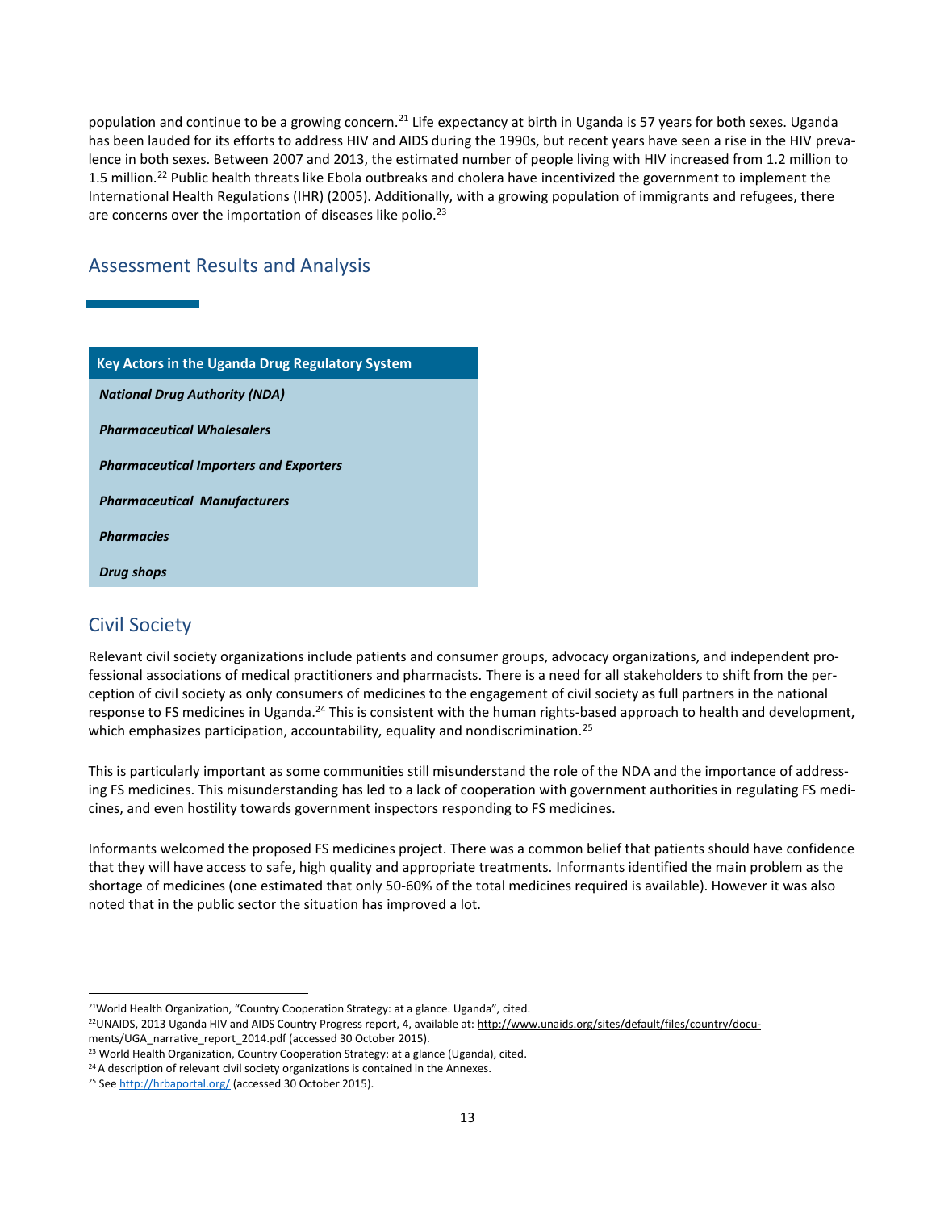population and continue to be a growing concern.[21] Life expectancy at birth in Uganda is 57 years for both sexes. Uganda has been lauded for its efforts to address HIV and AIDS during the 1990s, but recent years have seen a rise in the HIV prevalence in both sexes. Between 2007 and 2013, the estimated number of people living with HIV increased from 1.2 million to 1.5 million.[22] Public health threats like Ebola outbreaks and cholera have incentivized the government to implement the International Health Regulations (IHR) (2005). Additionally, with a growing population of immigrants and refugees, there are concerns over the importation of diseases like polio.[23]

## Assessment Results and Analysis

| Key Actors in the Uganda Drug Regulatory System |
|---|
| ***National Drug Authority (NDA)*** |
| ***Pharmaceutical Wholesalers*** |
| ***Pharmaceutical Importers and Exporters*** |
| ***Pharmaceutical Manufacturers*** |
| ***Pharmacies*** |
| ***Drug shops*** |

## Civil Society

Relevant civil society organizations include patients and consumer groups, advocacy organizations, and independent professional associations of medical practitioners and pharmacists. There is a need for all stakeholders to shift from the perception of civil society as only consumers of medicines to the engagement of civil society as full partners in the national response to FS medicines in Uganda.[24] This is consistent with the human rights-based approach to health and development, which emphasizes participation, accountability, equality and nondiscrimination.[25]

This is particularly important as some communities still misunderstand the role of the NDA and the importance of addressing FS medicines. This misunderstanding has led to a lack of cooperation with government authorities in regulating FS medicines, and even hostility towards government inspectors responding to FS medicines.

Informants welcomed the proposed FS medicines project. There was a common belief that patients should have confidence that they will have access to safe, high quality and appropriate treatments. Informants identified the main problem as the shortage of medicines (one estimated that only 50-60% of the total medicines required is available). However it was also noted that in the public sector the situation has improved a lot.

---

[21] World Health Organization, "Country Cooperation Strategy: at a glance. Uganda", cited.

[22] UNAIDS, 2013 Uganda HIV and AIDS Country Progress report, 4, available at: http://www.unaids.org/sites/default/files/country/documents/UGA_narrative_report_2014.pdf (accessed 30 October 2015).

[23] World Health Organization, Country Cooperation Strategy: at a glance (Uganda), cited.

[24] A description of relevant civil society organizations is contained in the Annexes.

[25] See http://hrbaportal.org/ (accessed 30 October 2015).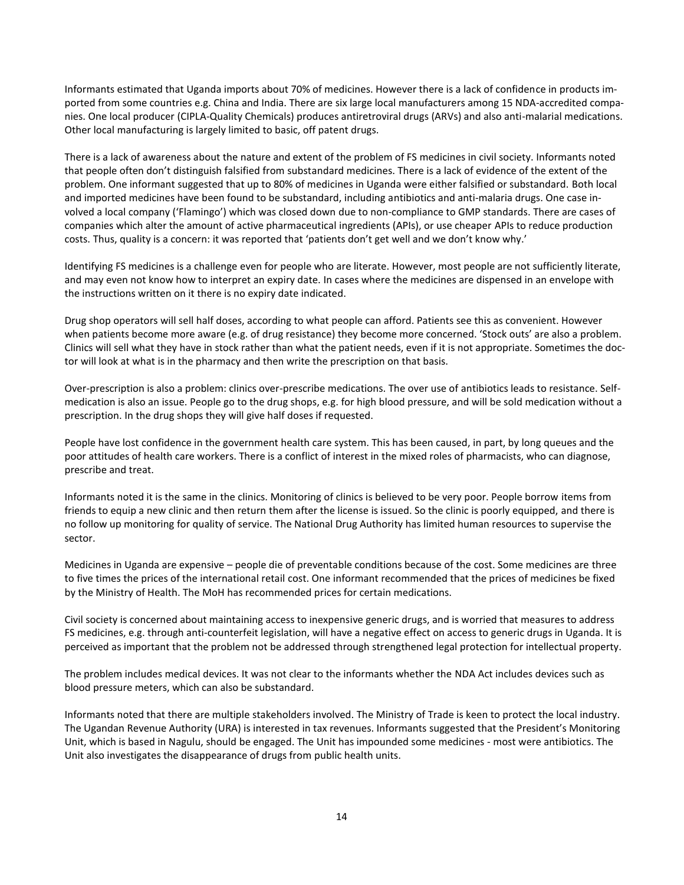Informants estimated that Uganda imports about 70% of medicines. However there is a lack of confidence in products imported from some countries e.g. China and India. There are six large local manufacturers among 15 NDA-accredited companies. One local producer (CIPLA-Quality Chemicals) produces antiretroviral drugs (ARVs) and also anti-malarial medications. Other local manufacturing is largely limited to basic, off patent drugs.

There is a lack of awareness about the nature and extent of the problem of FS medicines in civil society. Informants noted that people often don't distinguish falsified from substandard medicines. There is a lack of evidence of the extent of the problem. One informant suggested that up to 80% of medicines in Uganda were either falsified or substandard. Both local and imported medicines have been found to be substandard, including antibiotics and anti-malaria drugs. One case involved a local company ('Flamingo') which was closed down due to non-compliance to GMP standards. There are cases of companies which alter the amount of active pharmaceutical ingredients (APIs), or use cheaper APIs to reduce production costs. Thus, quality is a concern: it was reported that 'patients don't get well and we don't know why.'

Identifying FS medicines is a challenge even for people who are literate. However, most people are not sufficiently literate, and may even not know how to interpret an expiry date. In cases where the medicines are dispensed in an envelope with the instructions written on it there is no expiry date indicated.

Drug shop operators will sell half doses, according to what people can afford. Patients see this as convenient. However when patients become more aware (e.g. of drug resistance) they become more concerned. 'Stock outs' are also a problem. Clinics will sell what they have in stock rather than what the patient needs, even if it is not appropriate. Sometimes the doctor will look at what is in the pharmacy and then write the prescription on that basis.

Over-prescription is also a problem: clinics over-prescribe medications. The over use of antibiotics leads to resistance. Self-medication is also an issue. People go to the drug shops, e.g. for high blood pressure, and will be sold medication without a prescription. In the drug shops they will give half doses if requested.

People have lost confidence in the government health care system. This has been caused, in part, by long queues and the poor attitudes of health care workers. There is a conflict of interest in the mixed roles of pharmacists, who can diagnose, prescribe and treat.

Informants noted it is the same in the clinics. Monitoring of clinics is believed to be very poor. People borrow items from friends to equip a new clinic and then return them after the license is issued. So the clinic is poorly equipped, and there is no follow up monitoring for quality of service. The National Drug Authority has limited human resources to supervise the sector.

Medicines in Uganda are expensive – people die of preventable conditions because of the cost. Some medicines are three to five times the prices of the international retail cost. One informant recommended that the prices of medicines be fixed by the Ministry of Health. The MoH has recommended prices for certain medications.

Civil society is concerned about maintaining access to inexpensive generic drugs, and is worried that measures to address FS medicines, e.g. through anti-counterfeit legislation, will have a negative effect on access to generic drugs in Uganda. It is perceived as important that the problem not be addressed through strengthened legal protection for intellectual property.

The problem includes medical devices. It was not clear to the informants whether the NDA Act includes devices such as blood pressure meters, which can also be substandard.

Informants noted that there are multiple stakeholders involved. The Ministry of Trade is keen to protect the local industry. The Ugandan Revenue Authority (URA) is interested in tax revenues. Informants suggested that the President's Monitoring Unit, which is based in Nagulu, should be engaged. The Unit has impounded some medicines - most were antibiotics. The Unit also investigates the disappearance of drugs from public health units.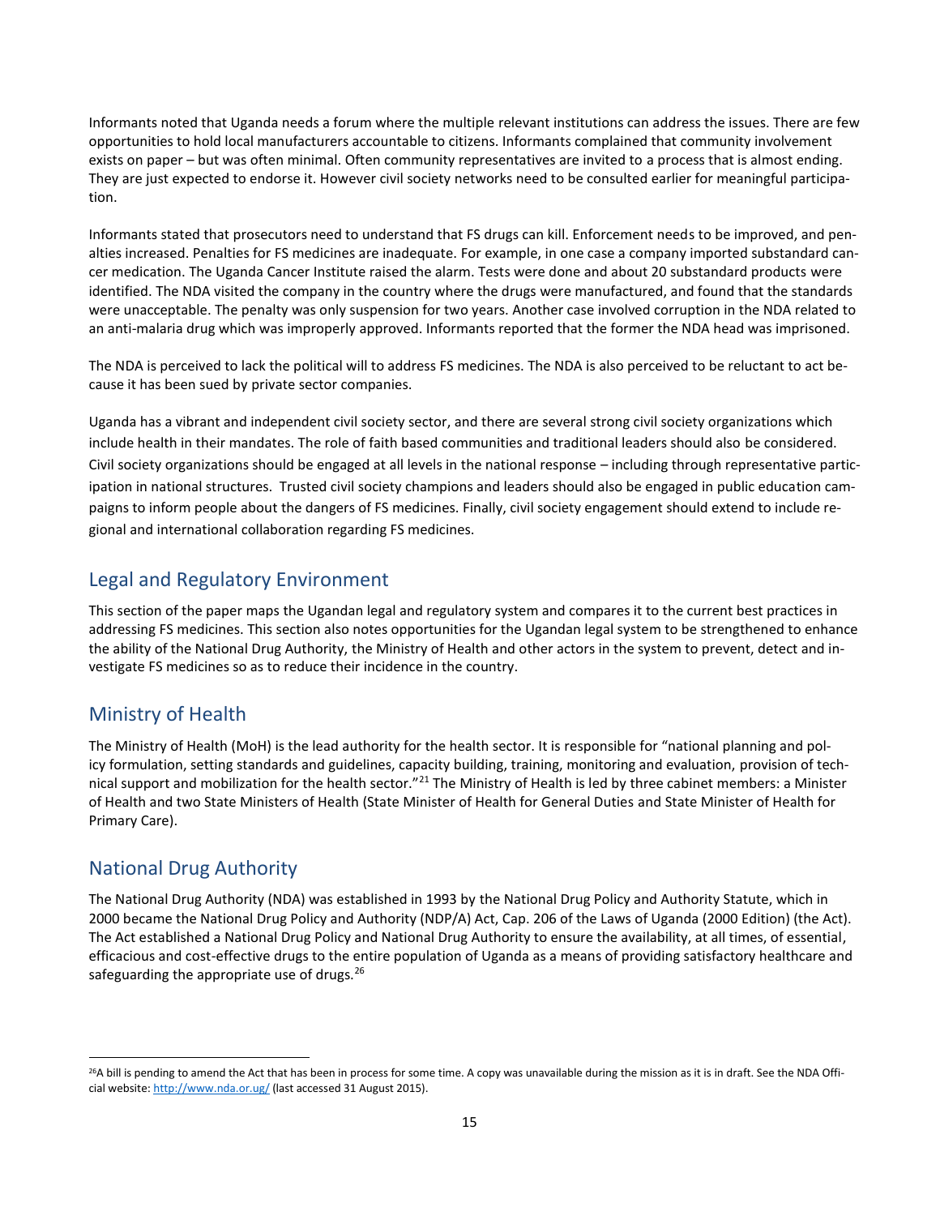Informants noted that Uganda needs a forum where the multiple relevant institutions can address the issues. There are few opportunities to hold local manufacturers accountable to citizens. Informants complained that community involvement exists on paper – but was often minimal. Often community representatives are invited to a process that is almost ending. They are just expected to endorse it. However civil society networks need to be consulted earlier for meaningful participation.

Informants stated that prosecutors need to understand that FS drugs can kill. Enforcement needs to be improved, and penalties increased. Penalties for FS medicines are inadequate. For example, in one case a company imported substandard cancer medication. The Uganda Cancer Institute raised the alarm. Tests were done and about 20 substandard products were identified. The NDA visited the company in the country where the drugs were manufactured, and found that the standards were unacceptable. The penalty was only suspension for two years. Another case involved corruption in the NDA related to an anti-malaria drug which was improperly approved. Informants reported that the former the NDA head was imprisoned.

The NDA is perceived to lack the political will to address FS medicines. The NDA is also perceived to be reluctant to act because it has been sued by private sector companies.

Uganda has a vibrant and independent civil society sector, and there are several strong civil society organizations which include health in their mandates. The role of faith based communities and traditional leaders should also be considered. Civil society organizations should be engaged at all levels in the national response – including through representative participation in national structures. Trusted civil society champions and leaders should also be engaged in public education campaigns to inform people about the dangers of FS medicines. Finally, civil society engagement should extend to include regional and international collaboration regarding FS medicines.

## Legal and Regulatory Environment

This section of the paper maps the Ugandan legal and regulatory system and compares it to the current best practices in addressing FS medicines. This section also notes opportunities for the Ugandan legal system to be strengthened to enhance the ability of the National Drug Authority, the Ministry of Health and other actors in the system to prevent, detect and investigate FS medicines so as to reduce their incidence in the country.

## Ministry of Health

The Ministry of Health (MoH) is the lead authority for the health sector. It is responsible for "national planning and policy formulation, setting standards and guidelines, capacity building, training, monitoring and evaluation, provision of technical support and mobilization for the health sector."[21] The Ministry of Health is led by three cabinet members: a Minister of Health and two State Ministers of Health (State Minister of Health for General Duties and State Minister of Health for Primary Care).

## National Drug Authority

The National Drug Authority (NDA) was established in 1993 by the National Drug Policy and Authority Statute, which in 2000 became the National Drug Policy and Authority (NDP/A) Act, Cap. 206 of the Laws of Uganda (2000 Edition) (the Act). The Act established a National Drug Policy and National Drug Authority to ensure the availability, at all times, of essential, efficacious and cost-effective drugs to the entire population of Uganda as a means of providing satisfactory healthcare and safeguarding the appropriate use of drugs.[26]

---

[26]A bill is pending to amend the Act that has been in process for some time. A copy was unavailable during the mission as it is in draft. See the NDA Official website: http://www.nda.or.ug/ (last accessed 31 August 2015).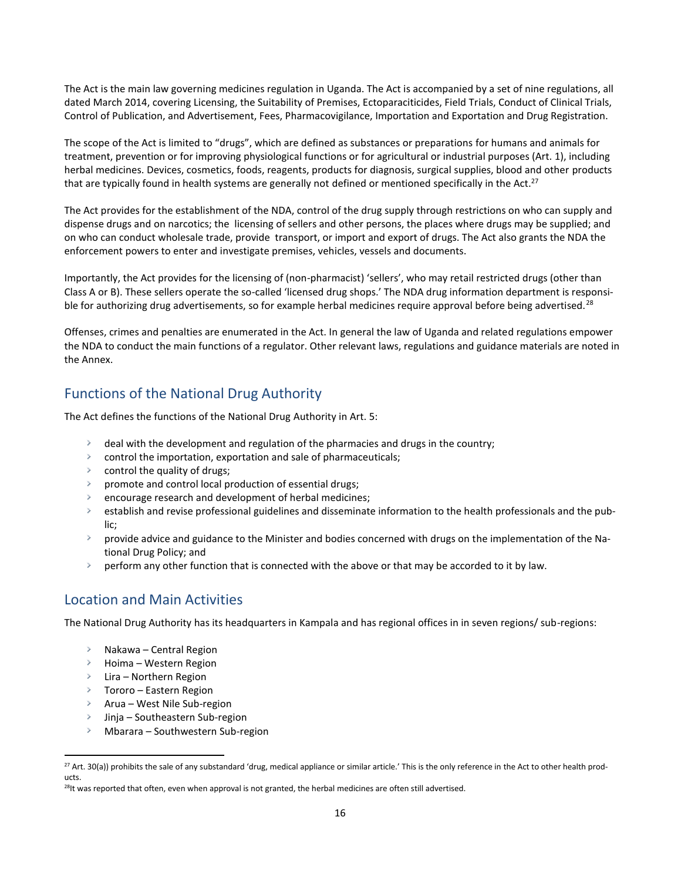The Act is the main law governing medicines regulation in Uganda. The Act is accompanied by a set of nine regulations, all dated March 2014, covering Licensing, the Suitability of Premises, Ectoparaciticides, Field Trials, Conduct of Clinical Trials, Control of Publication, and Advertisement, Fees, Pharmacovigilance, Importation and Exportation and Drug Registration.

The scope of the Act is limited to "drugs", which are defined as substances or preparations for humans and animals for treatment, prevention or for improving physiological functions or for agricultural or industrial purposes (Art. 1), including herbal medicines. Devices, cosmetics, foods, reagents, products for diagnosis, surgical supplies, blood and other products that are typically found in health systems are generally not defined or mentioned specifically in the Act.[27]

The Act provides for the establishment of the NDA, control of the drug supply through restrictions on who can supply and dispense drugs and on narcotics; the licensing of sellers and other persons, the places where drugs may be supplied; and on who can conduct wholesale trade, provide transport, or import and export of drugs. The Act also grants the NDA the enforcement powers to enter and investigate premises, vehicles, vessels and documents.

Importantly, the Act provides for the licensing of (non-pharmacist) 'sellers', who may retail restricted drugs (other than Class A or B). These sellers operate the so-called 'licensed drug shops.' The NDA drug information department is responsible for authorizing drug advertisements, so for example herbal medicines require approval before being advertised.[28]

Offenses, crimes and penalties are enumerated in the Act. In general the law of Uganda and related regulations empower the NDA to conduct the main functions of a regulator. Other relevant laws, regulations and guidance materials are noted in the Annex.

## Functions of the National Drug Authority

The Act defines the functions of the National Drug Authority in Art. 5:

- deal with the development and regulation of the pharmacies and drugs in the country;
- control the importation, exportation and sale of pharmaceuticals;
- control the quality of drugs;
- promote and control local production of essential drugs;
- encourage research and development of herbal medicines;
- establish and revise professional guidelines and disseminate information to the health professionals and the public;
- provide advice and guidance to the Minister and bodies concerned with drugs on the implementation of the National Drug Policy; and
- perform any other function that is connected with the above or that may be accorded to it by law.

## Location and Main Activities

The National Drug Authority has its headquarters in Kampala and has regional offices in in seven regions/ sub-regions:

- Nakawa – Central Region
- Hoima – Western Region
- Lira – Northern Region
- Tororo – Eastern Region
- Arua – West Nile Sub-region
- Jinja – Southeastern Sub-region
- Mbarara – Southwestern Sub-region

---

[27] Art. 30(a)) prohibits the sale of any substandard 'drug, medical appliance or similar article.' This is the only reference in the Act to other health products.

[28] It was reported that often, even when approval is not granted, the herbal medicines are often still advertised.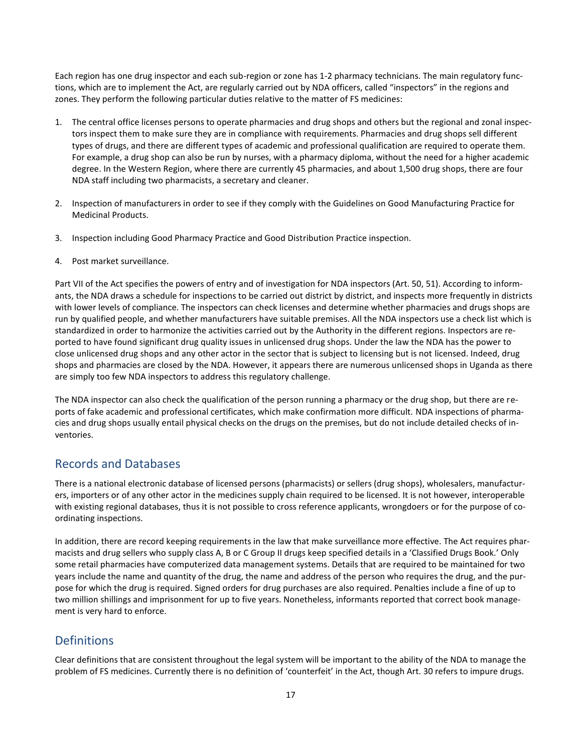Each region has one drug inspector and each sub-region or zone has 1-2 pharmacy technicians. The main regulatory functions, which are to implement the Act, are regularly carried out by NDA officers, called "inspectors" in the regions and zones. They perform the following particular duties relative to the matter of FS medicines:

1. The central office licenses persons to operate pharmacies and drug shops and others but the regional and zonal inspectors inspect them to make sure they are in compliance with requirements. Pharmacies and drug shops sell different types of drugs, and there are different types of academic and professional qualification are required to operate them. For example, a drug shop can also be run by nurses, with a pharmacy diploma, without the need for a higher academic degree. In the Western Region, where there are currently 45 pharmacies, and about 1,500 drug shops, there are four NDA staff including two pharmacists, a secretary and cleaner.

2. Inspection of manufacturers in order to see if they comply with the Guidelines on Good Manufacturing Practice for Medicinal Products.

3. Inspection including Good Pharmacy Practice and Good Distribution Practice inspection.

4. Post market surveillance.

Part VII of the Act specifies the powers of entry and of investigation for NDA inspectors (Art. 50, 51). According to informants, the NDA draws a schedule for inspections to be carried out district by district, and inspects more frequently in districts with lower levels of compliance. The inspectors can check licenses and determine whether pharmacies and drugs shops are run by qualified people, and whether manufacturers have suitable premises. All the NDA inspectors use a check list which is standardized in order to harmonize the activities carried out by the Authority in the different regions. Inspectors are reported to have found significant drug quality issues in unlicensed drug shops. Under the law the NDA has the power to close unlicensed drug shops and any other actor in the sector that is subject to licensing but is not licensed. Indeed, drug shops and pharmacies are closed by the NDA. However, it appears there are numerous unlicensed shops in Uganda as there are simply too few NDA inspectors to address this regulatory challenge.

The NDA inspector can also check the qualification of the person running a pharmacy or the drug shop, but there are reports of fake academic and professional certificates, which make confirmation more difficult. NDA inspections of pharmacies and drug shops usually entail physical checks on the drugs on the premises, but do not include detailed checks of inventories.

## Records and Databases

There is a national electronic database of licensed persons (pharmacists) or sellers (drug shops), wholesalers, manufacturers, importers or of any other actor in the medicines supply chain required to be licensed. It is not however, interoperable with existing regional databases, thus it is not possible to cross reference applicants, wrongdoers or for the purpose of coordinating inspections.

In addition, there are record keeping requirements in the law that make surveillance more effective. The Act requires pharmacists and drug sellers who supply class A, B or C Group II drugs keep specified details in a 'Classified Drugs Book.' Only some retail pharmacies have computerized data management systems. Details that are required to be maintained for two years include the name and quantity of the drug, the name and address of the person who requires the drug, and the purpose for which the drug is required. Signed orders for drug purchases are also required. Penalties include a fine of up to two million shillings and imprisonment for up to five years. Nonetheless, informants reported that correct book management is very hard to enforce.

## Definitions

Clear definitions that are consistent throughout the legal system will be important to the ability of the NDA to manage the problem of FS medicines. Currently there is no definition of 'counterfeit' in the Act, though Art. 30 refers to impure drugs.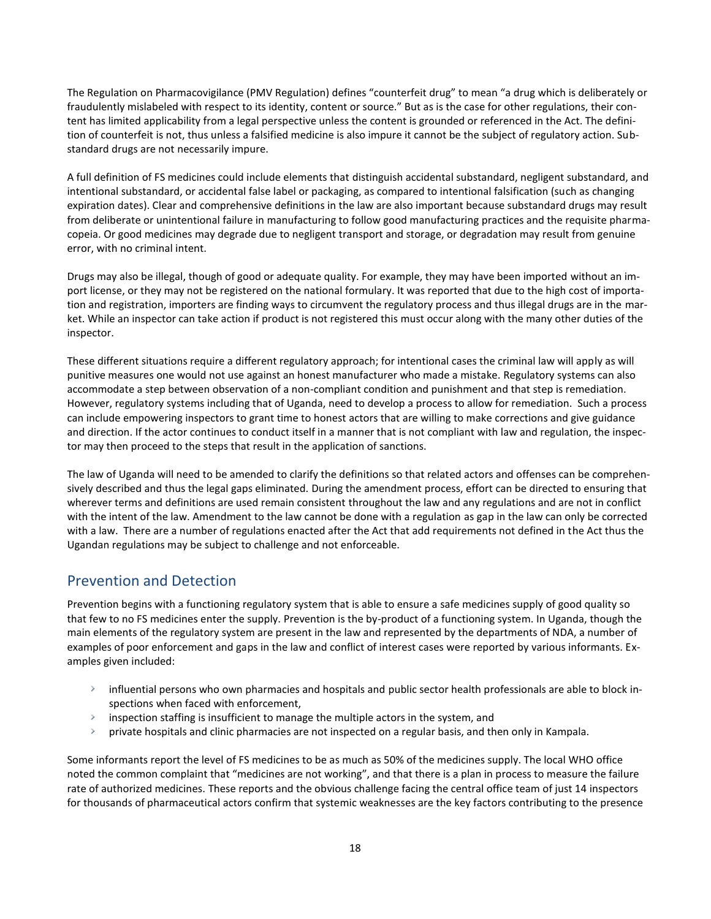The Regulation on Pharmacovigilance (PMV Regulation) defines “counterfeit drug” to mean “a drug which is deliberately or fraudulently mislabeled with respect to its identity, content or source.” But as is the case for other regulations, their content has limited applicability from a legal perspective unless the content is grounded or referenced in the Act. The definition of counterfeit is not, thus unless a falsified medicine is also impure it cannot be the subject of regulatory action. Substandard drugs are not necessarily impure.

A full definition of FS medicines could include elements that distinguish accidental substandard, negligent substandard, and intentional substandard, or accidental false label or packaging, as compared to intentional falsification (such as changing expiration dates). Clear and comprehensive definitions in the law are also important because substandard drugs may result from deliberate or unintentional failure in manufacturing to follow good manufacturing practices and the requisite pharmacopeia. Or good medicines may degrade due to negligent transport and storage, or degradation may result from genuine error, with no criminal intent.

Drugs may also be illegal, though of good or adequate quality. For example, they may have been imported without an import license, or they may not be registered on the national formulary. It was reported that due to the high cost of importation and registration, importers are finding ways to circumvent the regulatory process and thus illegal drugs are in the market. While an inspector can take action if product is not registered this must occur along with the many other duties of the inspector.

These different situations require a different regulatory approach; for intentional cases the criminal law will apply as will punitive measures one would not use against an honest manufacturer who made a mistake. Regulatory systems can also accommodate a step between observation of a non-compliant condition and punishment and that step is remediation. However, regulatory systems including that of Uganda, need to develop a process to allow for remediation. Such a process can include empowering inspectors to grant time to honest actors that are willing to make corrections and give guidance and direction. If the actor continues to conduct itself in a manner that is not compliant with law and regulation, the inspector may then proceed to the steps that result in the application of sanctions.

The law of Uganda will need to be amended to clarify the definitions so that related actors and offenses can be comprehensively described and thus the legal gaps eliminated. During the amendment process, effort can be directed to ensuring that wherever terms and definitions are used remain consistent throughout the law and any regulations and are not in conflict with the intent of the law. Amendment to the law cannot be done with a regulation as gap in the law can only be corrected with a law. There are a number of regulations enacted after the Act that add requirements not defined in the Act thus the Ugandan regulations may be subject to challenge and not enforceable.

## Prevention and Detection

Prevention begins with a functioning regulatory system that is able to ensure a safe medicines supply of good quality so that few to no FS medicines enter the supply. Prevention is the by-product of a functioning system. In Uganda, though the main elements of the regulatory system are present in the law and represented by the departments of NDA, a number of examples of poor enforcement and gaps in the law and conflict of interest cases were reported by various informants. Examples given included:

- influential persons who own pharmacies and hospitals and public sector health professionals are able to block inspections when faced with enforcement,
- inspection staffing is insufficient to manage the multiple actors in the system, and
- private hospitals and clinic pharmacies are not inspected on a regular basis, and then only in Kampala.

Some informants report the level of FS medicines to be as much as 50% of the medicines supply. The local WHO office noted the common complaint that “medicines are not working”, and that there is a plan in process to measure the failure rate of authorized medicines. These reports and the obvious challenge facing the central office team of just 14 inspectors for thousands of pharmaceutical actors confirm that systemic weaknesses are the key factors contributing to the presence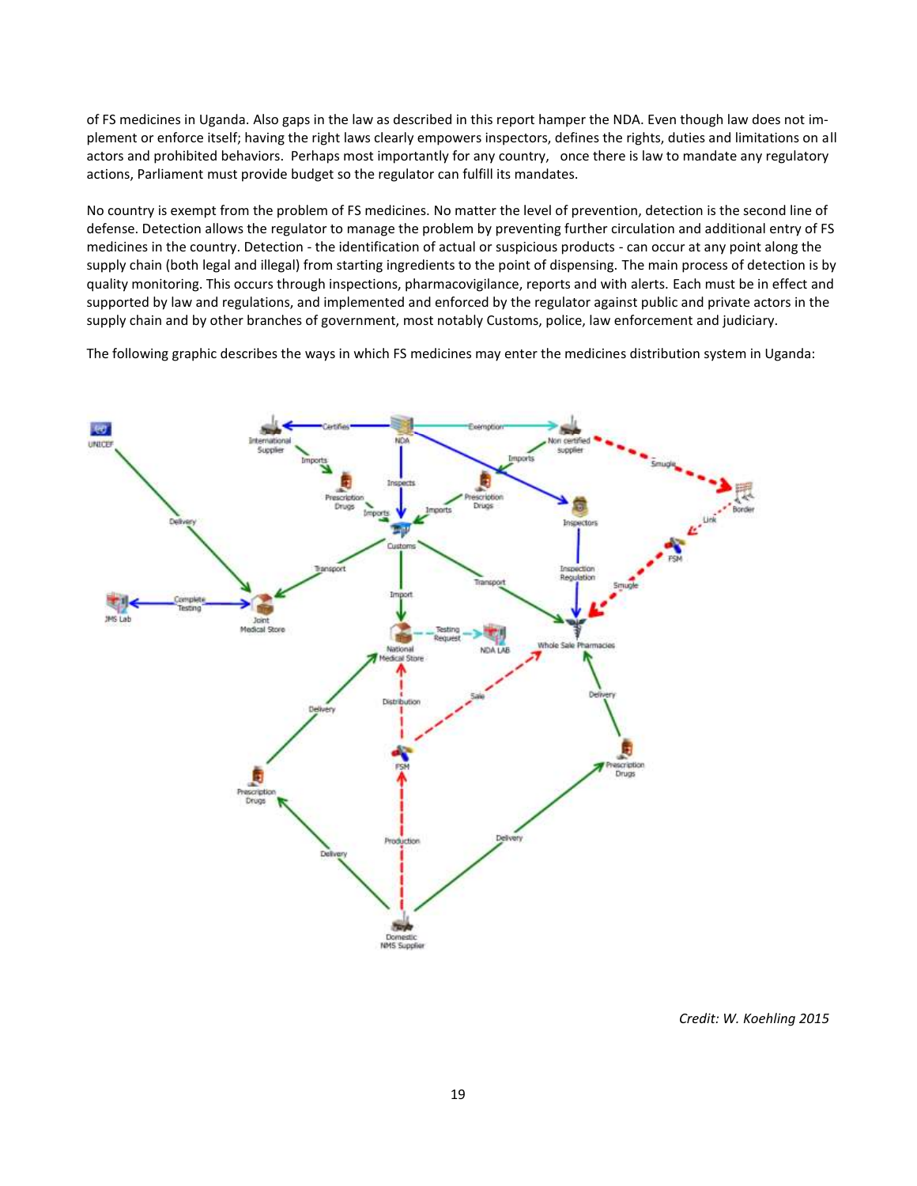of FS medicines in Uganda. Also gaps in the law as described in this report hamper the NDA. Even though law does not implement or enforce itself; having the right laws clearly empowers inspectors, defines the rights, duties and limitations on all actors and prohibited behaviors. Perhaps most importantly for any country, once there is law to mandate any regulatory actions, Parliament must provide budget so the regulator can fulfill its mandates.

No country is exempt from the problem of FS medicines. No matter the level of prevention, detection is the second line of defense. Detection allows the regulator to manage the problem by preventing further circulation and additional entry of FS medicines in the country. Detection - the identification of actual or suspicious products - can occur at any point along the supply chain (both legal and illegal) from starting ingredients to the point of dispensing. The main process of detection is by quality monitoring. This occurs through inspections, pharmacovigilance, reports and with alerts. Each must be in effect and supported by law and regulations, and implemented and enforced by the regulator against public and private actors in the supply chain and by other branches of government, most notably Customs, police, law enforcement and judiciary.

The following graphic describes the ways in which FS medicines may enter the medicines distribution system in Uganda:

*Credit: W. Koehling 2015*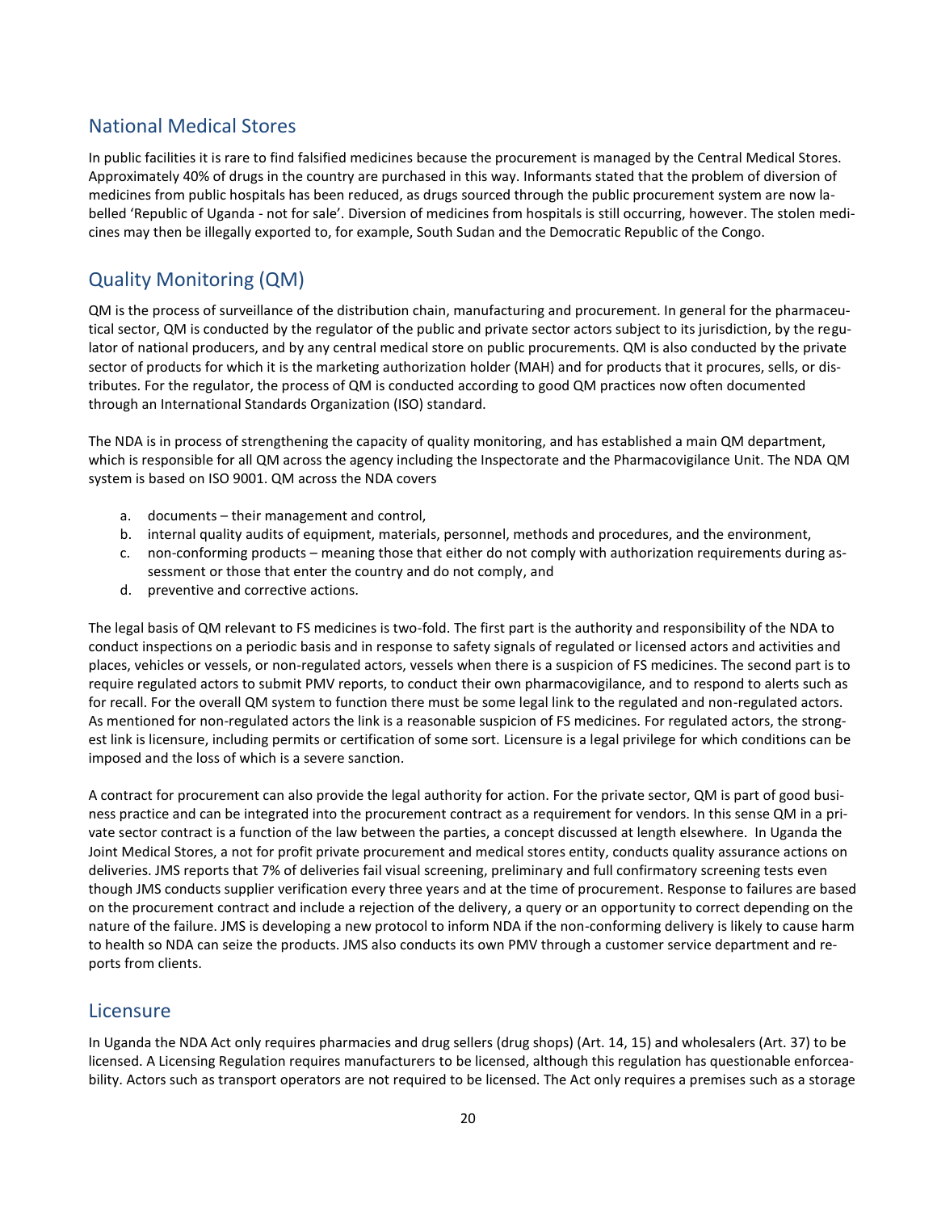## National Medical Stores

In public facilities it is rare to find falsified medicines because the procurement is managed by the Central Medical Stores. Approximately 40% of drugs in the country are purchased in this way. Informants stated that the problem of diversion of medicines from public hospitals has been reduced, as drugs sourced through the public procurement system are now labelled 'Republic of Uganda - not for sale'. Diversion of medicines from hospitals is still occurring, however. The stolen medicines may then be illegally exported to, for example, South Sudan and the Democratic Republic of the Congo.

## Quality Monitoring (QM)

QM is the process of surveillance of the distribution chain, manufacturing and procurement. In general for the pharmaceutical sector, QM is conducted by the regulator of the public and private sector actors subject to its jurisdiction, by the regulator of national producers, and by any central medical store on public procurements. QM is also conducted by the private sector of products for which it is the marketing authorization holder (MAH) and for products that it procures, sells, or distributes. For the regulator, the process of QM is conducted according to good QM practices now often documented through an International Standards Organization (ISO) standard.

The NDA is in process of strengthening the capacity of quality monitoring, and has established a main QM department, which is responsible for all QM across the agency including the Inspectorate and the Pharmacovigilance Unit. The NDA QM system is based on ISO 9001. QM across the NDA covers

a. documents – their management and control,
b. internal quality audits of equipment, materials, personnel, methods and procedures, and the environment,
c. non-conforming products – meaning those that either do not comply with authorization requirements during assessment or those that enter the country and do not comply, and
d. preventive and corrective actions.

The legal basis of QM relevant to FS medicines is two-fold. The first part is the authority and responsibility of the NDA to conduct inspections on a periodic basis and in response to safety signals of regulated or licensed actors and activities and places, vehicles or vessels, or non-regulated actors, vessels when there is a suspicion of FS medicines. The second part is to require regulated actors to submit PMV reports, to conduct their own pharmacovigilance, and to respond to alerts such as for recall. For the overall QM system to function there must be some legal link to the regulated and non-regulated actors. As mentioned for non-regulated actors the link is a reasonable suspicion of FS medicines. For regulated actors, the strongest link is licensure, including permits or certification of some sort. Licensure is a legal privilege for which conditions can be imposed and the loss of which is a severe sanction.

A contract for procurement can also provide the legal authority for action. For the private sector, QM is part of good business practice and can be integrated into the procurement contract as a requirement for vendors. In this sense QM in a private sector contract is a function of the law between the parties, a concept discussed at length elsewhere. In Uganda the Joint Medical Stores, a not for profit private procurement and medical stores entity, conducts quality assurance actions on deliveries. JMS reports that 7% of deliveries fail visual screening, preliminary and full confirmatory screening tests even though JMS conducts supplier verification every three years and at the time of procurement. Response to failures are based on the procurement contract and include a rejection of the delivery, a query or an opportunity to correct depending on the nature of the failure. JMS is developing a new protocol to inform NDA if the non-conforming delivery is likely to cause harm to health so NDA can seize the products. JMS also conducts its own PMV through a customer service department and reports from clients.

## Licensure

In Uganda the NDA Act only requires pharmacies and drug sellers (drug shops) (Art. 14, 15) and wholesalers (Art. 37) to be licensed. A Licensing Regulation requires manufacturers to be licensed, although this regulation has questionable enforceability. Actors such as transport operators are not required to be licensed. The Act only requires a premises such as a storage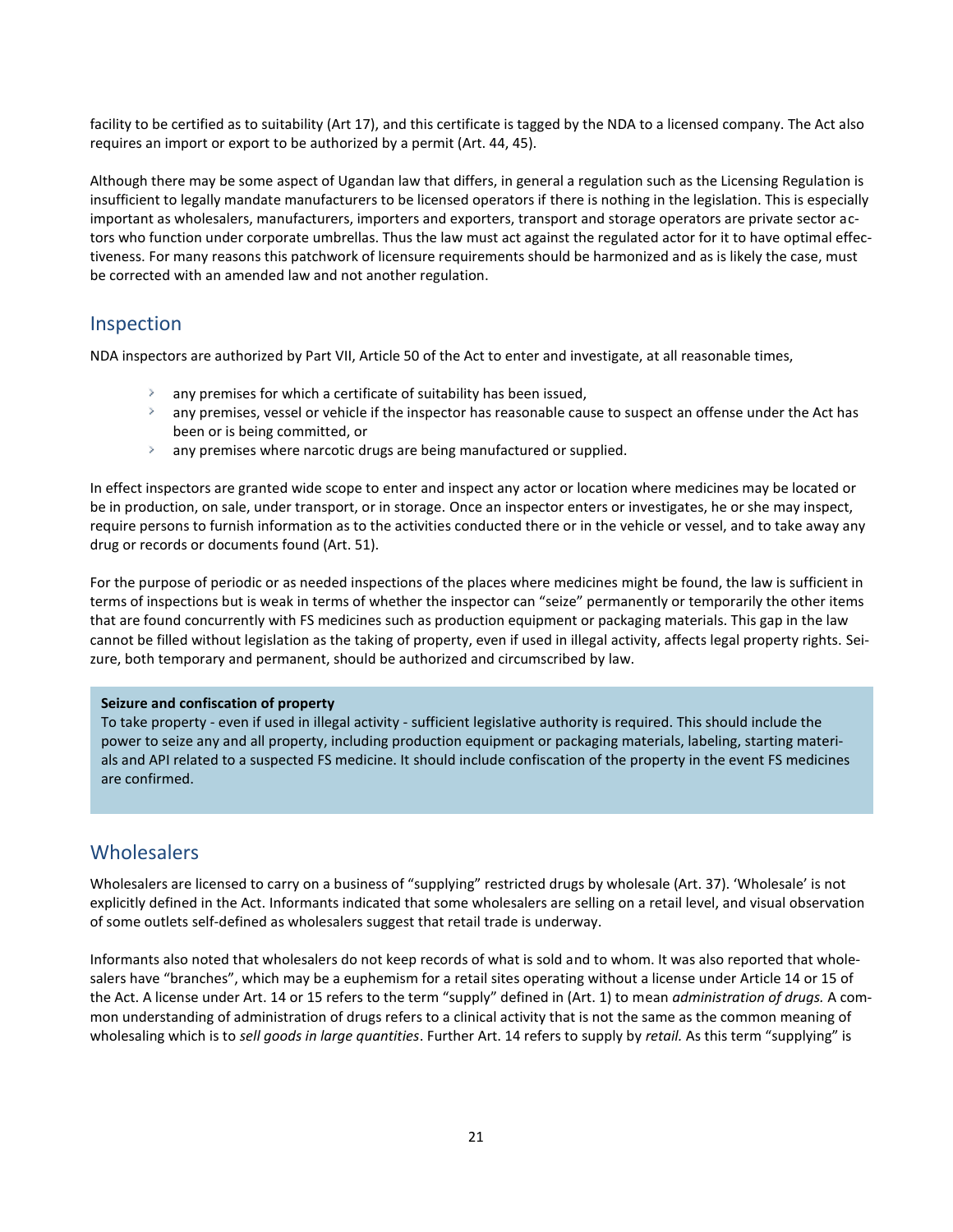facility to be certified as to suitability (Art 17), and this certificate is tagged by the NDA to a licensed company. The Act also requires an import or export to be authorized by a permit (Art. 44, 45).

Although there may be some aspect of Ugandan law that differs, in general a regulation such as the Licensing Regulation is insufficient to legally mandate manufacturers to be licensed operators if there is nothing in the legislation. This is especially important as wholesalers, manufacturers, importers and exporters, transport and storage operators are private sector actors who function under corporate umbrellas. Thus the law must act against the regulated actor for it to have optimal effectiveness. For many reasons this patchwork of licensure requirements should be harmonized and as is likely the case, must be corrected with an amended law and not another regulation.

## Inspection

NDA inspectors are authorized by Part VII, Article 50 of the Act to enter and investigate, at all reasonable times,

- any premises for which a certificate of suitability has been issued,
- any premises, vessel or vehicle if the inspector has reasonable cause to suspect an offense under the Act has been or is being committed, or
- any premises where narcotic drugs are being manufactured or supplied.

In effect inspectors are granted wide scope to enter and inspect any actor or location where medicines may be located or be in production, on sale, under transport, or in storage. Once an inspector enters or investigates, he or she may inspect, require persons to furnish information as to the activities conducted there or in the vehicle or vessel, and to take away any drug or records or documents found (Art. 51).

For the purpose of periodic or as needed inspections of the places where medicines might be found, the law is sufficient in terms of inspections but is weak in terms of whether the inspector can "seize" permanently or temporarily the other items that are found concurrently with FS medicines such as production equipment or packaging materials. This gap in the law cannot be filled without legislation as the taking of property, even if used in illegal activity, affects legal property rights. Seizure, both temporary and permanent, should be authorized and circumscribed by law.

**Seizure and confiscation of property**
To take property - even if used in illegal activity - sufficient legislative authority is required. This should include the power to seize any and all property, including production equipment or packaging materials, labeling, starting materials and API related to a suspected FS medicine. It should include confiscation of the property in the event FS medicines are confirmed.

## Wholesalers

Wholesalers are licensed to carry on a business of "supplying" restricted drugs by wholesale (Art. 37). 'Wholesale' is not explicitly defined in the Act. Informants indicated that some wholesalers are selling on a retail level, and visual observation of some outlets self-defined as wholesalers suggest that retail trade is underway.

Informants also noted that wholesalers do not keep records of what is sold and to whom. It was also reported that wholesalers have "branches", which may be a euphemism for a retail sites operating without a license under Article 14 or 15 of the Act. A license under Art. 14 or 15 refers to the term "supply" defined in (Art. 1) to mean *administration of drugs.* A common understanding of administration of drugs refers to a clinical activity that is not the same as the common meaning of wholesaling which is to *sell goods in large quantities*. Further Art. 14 refers to supply by *retail.* As this term "supplying" is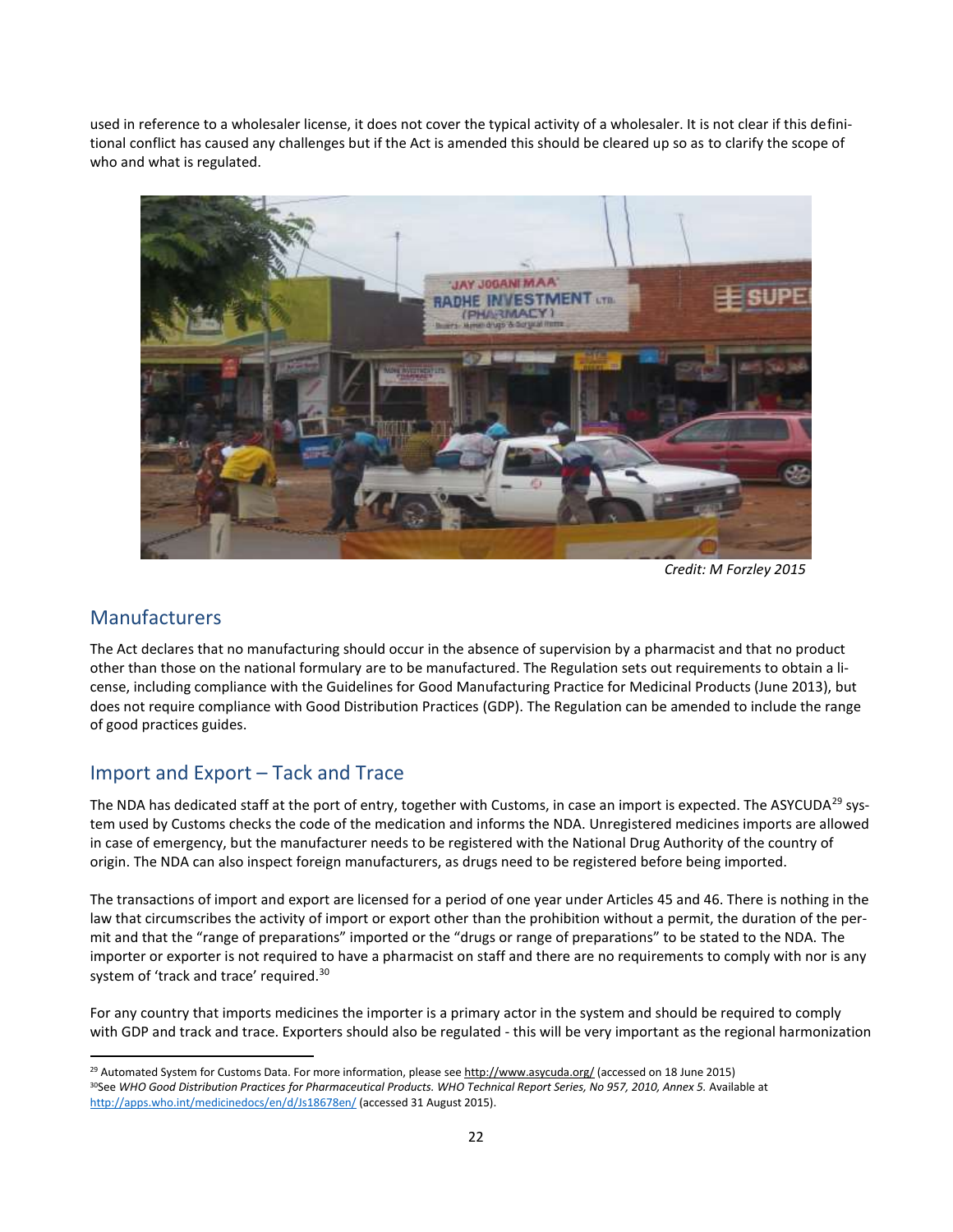used in reference to a wholesaler license, it does not cover the typical activity of a wholesaler. It is not clear if this definitional conflict has caused any challenges but if the Act is amended this should be cleared up so as to clarify the scope of who and what is regulated.

Credit: M Forzley 2015

## Manufacturers

The Act declares that no manufacturing should occur in the absence of supervision by a pharmacist and that no product other than those on the national formulary are to be manufactured. The Regulation sets out requirements to obtain a license, including compliance with the Guidelines for Good Manufacturing Practice for Medicinal Products (June 2013), but does not require compliance with Good Distribution Practices (GDP). The Regulation can be amended to include the range of good practices guides.

## Import and Export – Tack and Trace

The NDA has dedicated staff at the port of entry, together with Customs, in case an import is expected. The ASYCUDA[29] system used by Customs checks the code of the medication and informs the NDA. Unregistered medicines imports are allowed in case of emergency, but the manufacturer needs to be registered with the National Drug Authority of the country of origin. The NDA can also inspect foreign manufacturers, as drugs need to be registered before being imported.

The transactions of import and export are licensed for a period of one year under Articles 45 and 46. There is nothing in the law that circumscribes the activity of import or export other than the prohibition without a permit, the duration of the permit and that the "range of preparations" imported or the "drugs or range of preparations" to be stated to the NDA. The importer or exporter is not required to have a pharmacist on staff and there are no requirements to comply with nor is any system of 'track and trace' required.[30]

For any country that imports medicines the importer is a primary actor in the system and should be required to comply with GDP and track and trace. Exporters should also be regulated - this will be very important as the regional harmonization

---

[29] Automated System for Customs Data. For more information, please see http://www.asycuda.org/ (accessed on 18 June 2015)

[30] See *WHO Good Distribution Practices for Pharmaceutical Products. WHO Technical Report Series, No 957, 2010, Annex 5.* Available at http://apps.who.int/medicinedocs/en/d/Js18678en/ (accessed 31 August 2015).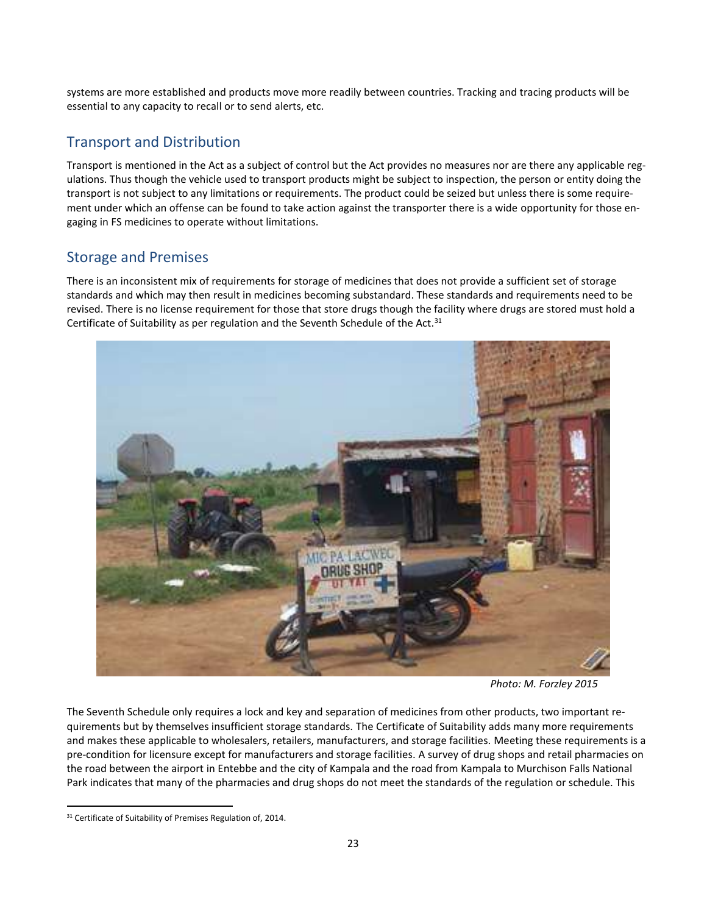systems are more established and products move more readily between countries. Tracking and tracing products will be essential to any capacity to recall or to send alerts, etc.

## Transport and Distribution

Transport is mentioned in the Act as a subject of control but the Act provides no measures nor are there any applicable regulations. Thus though the vehicle used to transport products might be subject to inspection, the person or entity doing the transport is not subject to any limitations or requirements. The product could be seized but unless there is some requirement under which an offense can be found to take action against the transporter there is a wide opportunity for those engaging in FS medicines to operate without limitations.

## Storage and Premises

There is an inconsistent mix of requirements for storage of medicines that does not provide a sufficient set of storage standards and which may then result in medicines becoming substandard. These standards and requirements need to be revised. There is no license requirement for those that store drugs though the facility where drugs are stored must hold a Certificate of Suitability as per regulation and the Seventh Schedule of the Act.[31]

*Photo: M. Forzley 2015*

The Seventh Schedule only requires a lock and key and separation of medicines from other products, two important requirements but by themselves insufficient storage standards. The Certificate of Suitability adds many more requirements and makes these applicable to wholesalers, retailers, manufacturers, and storage facilities. Meeting these requirements is a pre-condition for licensure except for manufacturers and storage facilities. A survey of drug shops and retail pharmacies on the road between the airport in Entebbe and the city of Kampala and the road from Kampala to Murchison Falls National Park indicates that many of the pharmacies and drug shops do not meet the standards of the regulation or schedule. This

[31] Certificate of Suitability of Premises Regulation of, 2014.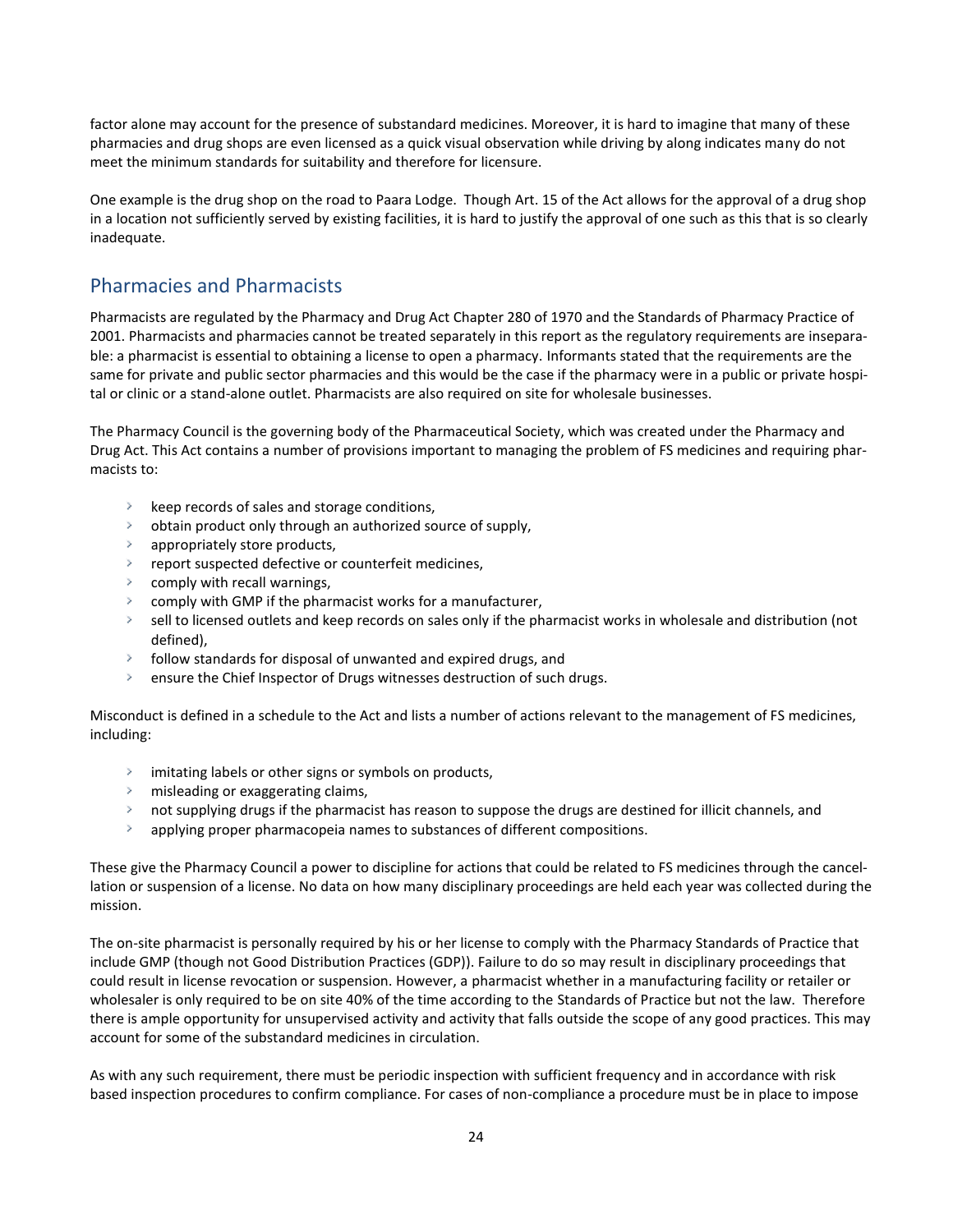factor alone may account for the presence of substandard medicines. Moreover, it is hard to imagine that many of these pharmacies and drug shops are even licensed as a quick visual observation while driving by along indicates many do not meet the minimum standards for suitability and therefore for licensure.

One example is the drug shop on the road to Paara Lodge. Though Art. 15 of the Act allows for the approval of a drug shop in a location not sufficiently served by existing facilities, it is hard to justify the approval of one such as this that is so clearly inadequate.

## Pharmacies and Pharmacists

Pharmacists are regulated by the Pharmacy and Drug Act Chapter 280 of 1970 and the Standards of Pharmacy Practice of 2001. Pharmacists and pharmacies cannot be treated separately in this report as the regulatory requirements are inseparable: a pharmacist is essential to obtaining a license to open a pharmacy. Informants stated that the requirements are the same for private and public sector pharmacies and this would be the case if the pharmacy were in a public or private hospital or clinic or a stand-alone outlet. Pharmacists are also required on site for wholesale businesses.

The Pharmacy Council is the governing body of the Pharmaceutical Society, which was created under the Pharmacy and Drug Act. This Act contains a number of provisions important to managing the problem of FS medicines and requiring pharmacists to:

- keep records of sales and storage conditions,
- obtain product only through an authorized source of supply,
- appropriately store products,
- report suspected defective or counterfeit medicines,
- comply with recall warnings,
- comply with GMP if the pharmacist works for a manufacturer,
- sell to licensed outlets and keep records on sales only if the pharmacist works in wholesale and distribution (not defined),
- follow standards for disposal of unwanted and expired drugs, and
- ensure the Chief Inspector of Drugs witnesses destruction of such drugs.

Misconduct is defined in a schedule to the Act and lists a number of actions relevant to the management of FS medicines, including:

- imitating labels or other signs or symbols on products,
- misleading or exaggerating claims,
- not supplying drugs if the pharmacist has reason to suppose the drugs are destined for illicit channels, and
- applying proper pharmacopeia names to substances of different compositions.

These give the Pharmacy Council a power to discipline for actions that could be related to FS medicines through the cancellation or suspension of a license. No data on how many disciplinary proceedings are held each year was collected during the mission.

The on-site pharmacist is personally required by his or her license to comply with the Pharmacy Standards of Practice that include GMP (though not Good Distribution Practices (GDP)). Failure to do so may result in disciplinary proceedings that could result in license revocation or suspension. However, a pharmacist whether in a manufacturing facility or retailer or wholesaler is only required to be on site 40% of the time according to the Standards of Practice but not the law. Therefore there is ample opportunity for unsupervised activity and activity that falls outside the scope of any good practices. This may account for some of the substandard medicines in circulation.

As with any such requirement, there must be periodic inspection with sufficient frequency and in accordance with risk based inspection procedures to confirm compliance. For cases of non-compliance a procedure must be in place to impose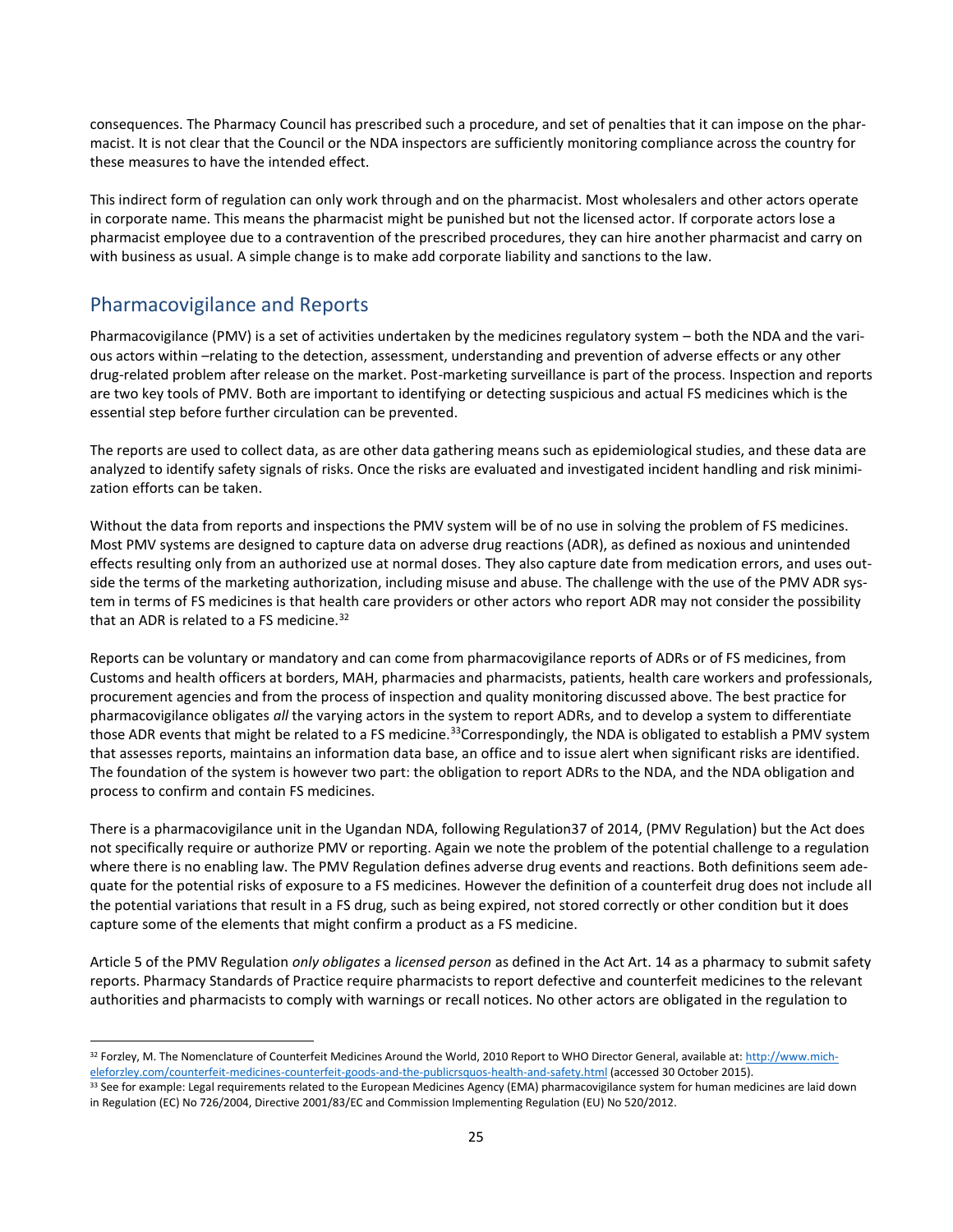consequences. The Pharmacy Council has prescribed such a procedure, and set of penalties that it can impose on the pharmacist. It is not clear that the Council or the NDA inspectors are sufficiently monitoring compliance across the country for these measures to have the intended effect.

This indirect form of regulation can only work through and on the pharmacist. Most wholesalers and other actors operate in corporate name. This means the pharmacist might be punished but not the licensed actor. If corporate actors lose a pharmacist employee due to a contravention of the prescribed procedures, they can hire another pharmacist and carry on with business as usual. A simple change is to make add corporate liability and sanctions to the law.

## Pharmacovigilance and Reports

Pharmacovigilance (PMV) is a set of activities undertaken by the medicines regulatory system – both the NDA and the various actors within –relating to the detection, assessment, understanding and prevention of adverse effects or any other drug-related problem after release on the market. Post-marketing surveillance is part of the process. Inspection and reports are two key tools of PMV. Both are important to identifying or detecting suspicious and actual FS medicines which is the essential step before further circulation can be prevented.

The reports are used to collect data, as are other data gathering means such as epidemiological studies, and these data are analyzed to identify safety signals of risks. Once the risks are evaluated and investigated incident handling and risk minimization efforts can be taken.

Without the data from reports and inspections the PMV system will be of no use in solving the problem of FS medicines. Most PMV systems are designed to capture data on adverse drug reactions (ADR), as defined as noxious and unintended effects resulting only from an authorized use at normal doses. They also capture date from medication errors, and uses outside the terms of the marketing authorization, including misuse and abuse. The challenge with the use of the PMV ADR system in terms of FS medicines is that health care providers or other actors who report ADR may not consider the possibility that an ADR is related to a FS medicine.[32]

Reports can be voluntary or mandatory and can come from pharmacovigilance reports of ADRs or of FS medicines, from Customs and health officers at borders, MAH, pharmacies and pharmacists, patients, health care workers and professionals, procurement agencies and from the process of inspection and quality monitoring discussed above. The best practice for pharmacovigilance obligates *all* the varying actors in the system to report ADRs, and to develop a system to differentiate those ADR events that might be related to a FS medicine.[33]Correspondingly, the NDA is obligated to establish a PMV system that assesses reports, maintains an information data base, an office and to issue alert when significant risks are identified. The foundation of the system is however two part: the obligation to report ADRs to the NDA, and the NDA obligation and process to confirm and contain FS medicines.

There is a pharmacovigilance unit in the Ugandan NDA, following Regulation37 of 2014, (PMV Regulation) but the Act does not specifically require or authorize PMV or reporting. Again we note the problem of the potential challenge to a regulation where there is no enabling law. The PMV Regulation defines adverse drug events and reactions. Both definitions seem adequate for the potential risks of exposure to a FS medicines. However the definition of a counterfeit drug does not include all the potential variations that result in a FS drug, such as being expired, not stored correctly or other condition but it does capture some of the elements that might confirm a product as a FS medicine.

Article 5 of the PMV Regulation *only obligates* a *licensed person* as defined in the Act Art. 14 as a pharmacy to submit safety reports. Pharmacy Standards of Practice require pharmacists to report defective and counterfeit medicines to the relevant authorities and pharmacists to comply with warnings or recall notices. No other actors are obligated in the regulation to

---

[32] Forzley, M. The Nomenclature of Counterfeit Medicines Around the World, 2010 Report to WHO Director General, available at: http://www.micheleforzley.com/counterfeit-medicines-counterfeit-goods-and-the-publicrsquos-health-and-safety.html (accessed 30 October 2015).

[33] See for example: Legal requirements related to the European Medicines Agency (EMA) pharmacovigilance system for human medicines are laid down in Regulation (EC) No 726/2004, Directive 2001/83/EC and Commission Implementing Regulation (EU) No 520/2012.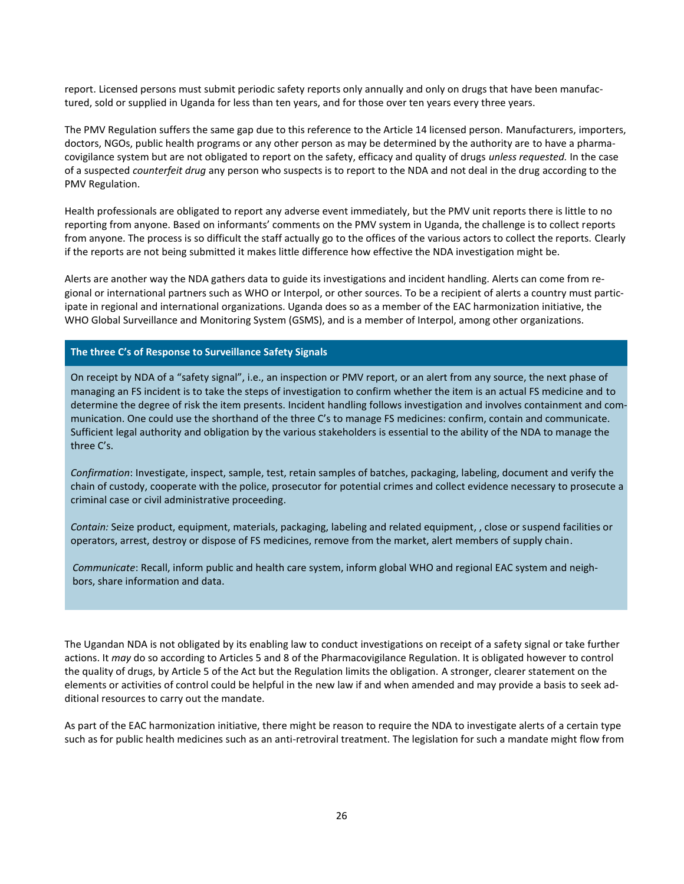report. Licensed persons must submit periodic safety reports only annually and only on drugs that have been manufactured, sold or supplied in Uganda for less than ten years, and for those over ten years every three years.

The PMV Regulation suffers the same gap due to this reference to the Article 14 licensed person. Manufacturers, importers, doctors, NGOs, public health programs or any other person as may be determined by the authority are to have a pharmacovigilance system but are not obligated to report on the safety, efficacy and quality of drugs *unless requested.* In the case of a suspected *counterfeit drug* any person who suspects is to report to the NDA and not deal in the drug according to the PMV Regulation.

Health professionals are obligated to report any adverse event immediately, but the PMV unit reports there is little to no reporting from anyone. Based on informants' comments on the PMV system in Uganda, the challenge is to collect reports from anyone. The process is so difficult the staff actually go to the offices of the various actors to collect the reports. Clearly if the reports are not being submitted it makes little difference how effective the NDA investigation might be.

Alerts are another way the NDA gathers data to guide its investigations and incident handling. Alerts can come from regional or international partners such as WHO or Interpol, or other sources. To be a recipient of alerts a country must participate in regional and international organizations. Uganda does so as a member of the EAC harmonization initiative, the WHO Global Surveillance and Monitoring System (GSMS), and is a member of Interpol, among other organizations.

**The three C's of Response to Surveillance Safety Signals**

On receipt by NDA of a "safety signal", i.e., an inspection or PMV report, or an alert from any source, the next phase of managing an FS incident is to take the steps of investigation to confirm whether the item is an actual FS medicine and to determine the degree of risk the item presents. Incident handling follows investigation and involves containment and communication. One could use the shorthand of the three C's to manage FS medicines: confirm, contain and communicate. Sufficient legal authority and obligation by the various stakeholders is essential to the ability of the NDA to manage the three C's.

*Confirmation*: Investigate, inspect, sample, test, retain samples of batches, packaging, labeling, document and verify the chain of custody, cooperate with the police, prosecutor for potential crimes and collect evidence necessary to prosecute a criminal case or civil administrative proceeding.

*Contain:* Seize product, equipment, materials, packaging, labeling and related equipment, , close or suspend facilities or operators, arrest, destroy or dispose of FS medicines, remove from the market, alert members of supply chain.

*Communicate*: Recall, inform public and health care system, inform global WHO and regional EAC system and neighbors, share information and data.

The Ugandan NDA is not obligated by its enabling law to conduct investigations on receipt of a safety signal or take further actions. It *may* do so according to Articles 5 and 8 of the Pharmacovigilance Regulation. It is obligated however to control the quality of drugs, by Article 5 of the Act but the Regulation limits the obligation. A stronger, clearer statement on the elements or activities of control could be helpful in the new law if and when amended and may provide a basis to seek additional resources to carry out the mandate.

As part of the EAC harmonization initiative, there might be reason to require the NDA to investigate alerts of a certain type such as for public health medicines such as an anti-retroviral treatment. The legislation for such a mandate might flow from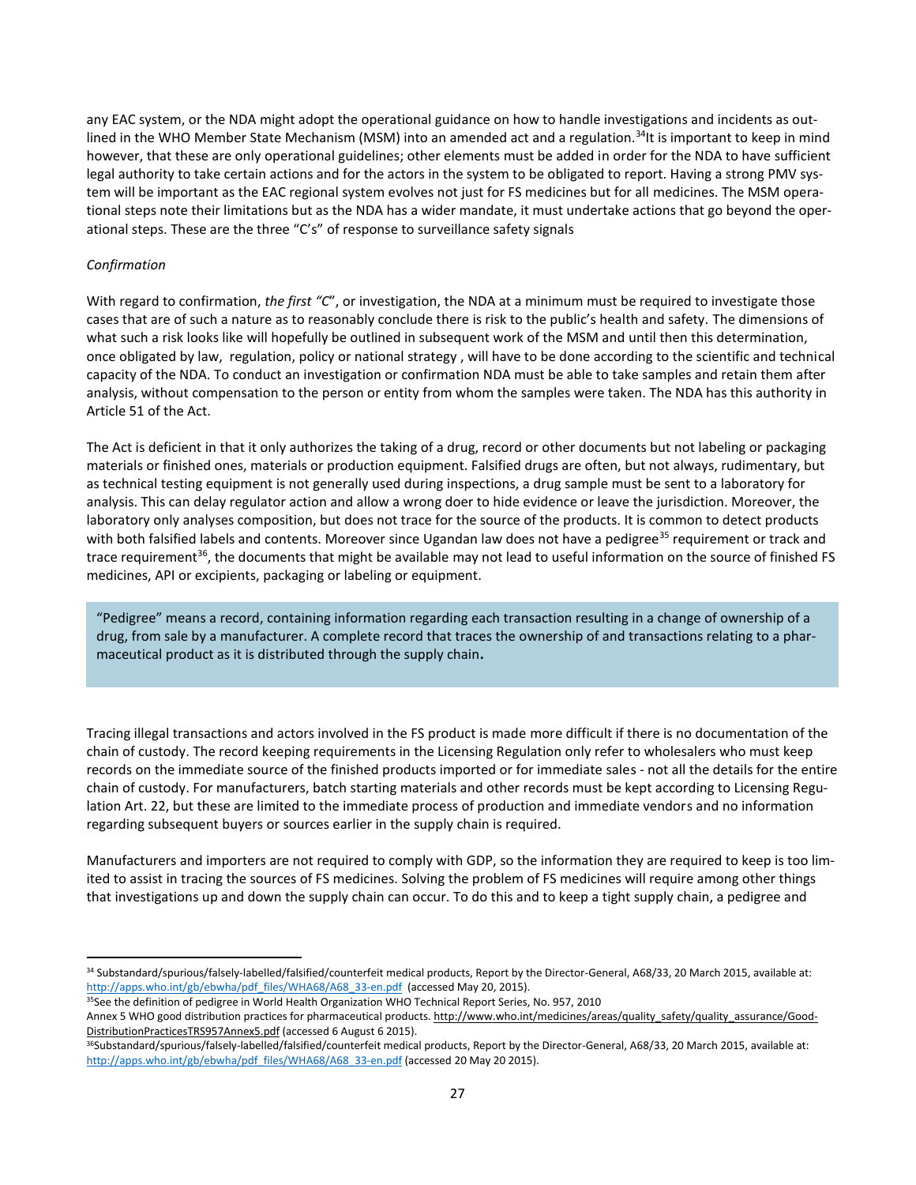any EAC system, or the NDA might adopt the operational guidance on how to handle investigations and incidents as outlined in the WHO Member State Mechanism (MSM) into an amended act and a regulation.[34]It is important to keep in mind however, that these are only operational guidelines; other elements must be added in order for the NDA to have sufficient legal authority to take certain actions and for the actors in the system to be obligated to report. Having a strong PMV system will be important as the EAC regional system evolves not just for FS medicines but for all medicines. The MSM operational steps note their limitations but as the NDA has a wider mandate, it must undertake actions that go beyond the operational steps. These are the three "C's" of response to surveillance safety signals

*Confirmation*

With regard to confirmation, *the first "C*", or investigation, the NDA at a minimum must be required to investigate those cases that are of such a nature as to reasonably conclude there is risk to the public's health and safety. The dimensions of what such a risk looks like will hopefully be outlined in subsequent work of the MSM and until then this determination, once obligated by law, regulation, policy or national strategy , will have to be done according to the scientific and technical capacity of the NDA. To conduct an investigation or confirmation NDA must be able to take samples and retain them after analysis, without compensation to the person or entity from whom the samples were taken. The NDA has this authority in Article 51 of the Act.

The Act is deficient in that it only authorizes the taking of a drug, record or other documents but not labeling or packaging materials or finished ones, materials or production equipment. Falsified drugs are often, but not always, rudimentary, but as technical testing equipment is not generally used during inspections, a drug sample must be sent to a laboratory for analysis. This can delay regulator action and allow a wrong doer to hide evidence or leave the jurisdiction. Moreover, the laboratory only analyses composition, but does not trace for the source of the products. It is common to detect products with both falsified labels and contents. Moreover since Ugandan law does not have a pedigree[35] requirement or track and trace requirement[36], the documents that might be available may not lead to useful information on the source of finished FS medicines, API or excipients, packaging or labeling or equipment.

> "Pedigree" means a record, containing information regarding each transaction resulting in a change of ownership of a drug, from sale by a manufacturer. A complete record that traces the ownership of and transactions relating to a pharmaceutical product as it is distributed through the supply chain**.**

Tracing illegal transactions and actors involved in the FS product is made more difficult if there is no documentation of the chain of custody. The record keeping requirements in the Licensing Regulation only refer to wholesalers who must keep records on the immediate source of the finished products imported or for immediate sales - not all the details for the entire chain of custody. For manufacturers, batch starting materials and other records must be kept according to Licensing Regulation Art. 22, but these are limited to the immediate process of production and immediate vendors and no information regarding subsequent buyers or sources earlier in the supply chain is required.

Manufacturers and importers are not required to comply with GDP, so the information they are required to keep is too limited to assist in tracing the sources of FS medicines. Solving the problem of FS medicines will require among other things that investigations up and down the supply chain can occur. To do this and to keep a tight supply chain, a pedigree and

---

[34] Substandard/spurious/falsely-labelled/falsified/counterfeit medical products, Report by the Director-General, A68/33, 20 March 2015, available at: http://apps.who.int/gb/ebwha/pdf_files/WHA68/A68_33-en.pdf (accessed May 20, 2015).

[35]See the definition of pedigree in World Health Organization WHO Technical Report Series, No. 957, 2010 Annex 5 WHO good distribution practices for pharmaceutical products. http://www.who.int/medicines/areas/quality_safety/quality_assurance/GoodDistributionPracticesTRS957Annex5.pdf (accessed 6 August 6 2015).

[36]Substandard/spurious/falsely-labelled/falsified/counterfeit medical products, Report by the Director-General, A68/33, 20 March 2015, available at: http://apps.who.int/gb/ebwha/pdf_files/WHA68/A68_33-en.pdf (accessed 20 May 20 2015).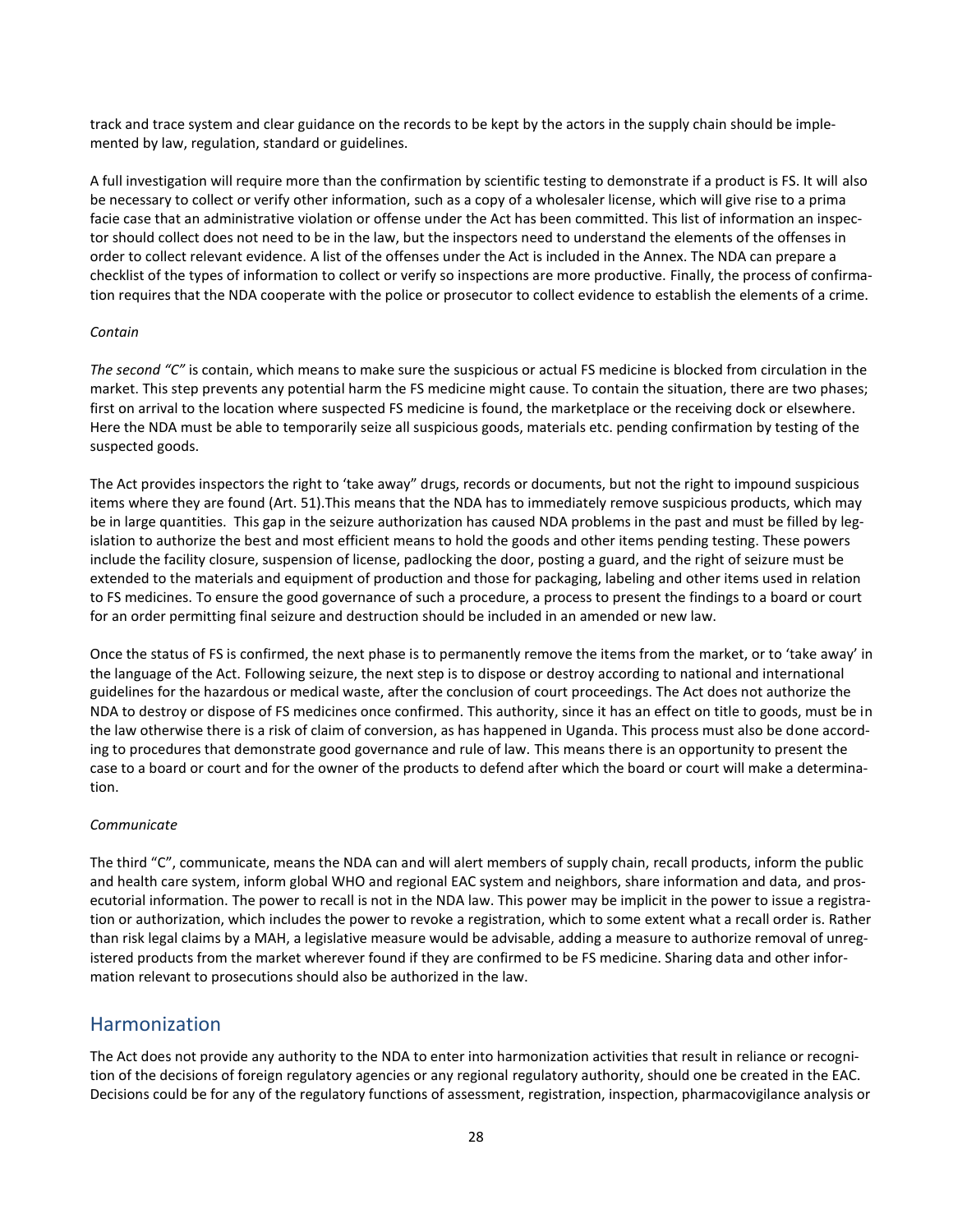track and trace system and clear guidance on the records to be kept by the actors in the supply chain should be implemented by law, regulation, standard or guidelines.

A full investigation will require more than the confirmation by scientific testing to demonstrate if a product is FS. It will also be necessary to collect or verify other information, such as a copy of a wholesaler license, which will give rise to a prima facie case that an administrative violation or offense under the Act has been committed. This list of information an inspector should collect does not need to be in the law, but the inspectors need to understand the elements of the offenses in order to collect relevant evidence. A list of the offenses under the Act is included in the Annex. The NDA can prepare a checklist of the types of information to collect or verify so inspections are more productive. Finally, the process of confirmation requires that the NDA cooperate with the police or prosecutor to collect evidence to establish the elements of a crime.

*Contain*

*The second "C"* is contain, which means to make sure the suspicious or actual FS medicine is blocked from circulation in the market. This step prevents any potential harm the FS medicine might cause. To contain the situation, there are two phases; first on arrival to the location where suspected FS medicine is found, the marketplace or the receiving dock or elsewhere. Here the NDA must be able to temporarily seize all suspicious goods, materials etc. pending confirmation by testing of the suspected goods.

The Act provides inspectors the right to 'take away" drugs, records or documents, but not the right to impound suspicious items where they are found (Art. 51).This means that the NDA has to immediately remove suspicious products, which may be in large quantities. This gap in the seizure authorization has caused NDA problems in the past and must be filled by legislation to authorize the best and most efficient means to hold the goods and other items pending testing. These powers include the facility closure, suspension of license, padlocking the door, posting a guard, and the right of seizure must be extended to the materials and equipment of production and those for packaging, labeling and other items used in relation to FS medicines. To ensure the good governance of such a procedure, a process to present the findings to a board or court for an order permitting final seizure and destruction should be included in an amended or new law.

Once the status of FS is confirmed, the next phase is to permanently remove the items from the market, or to 'take away' in the language of the Act. Following seizure, the next step is to dispose or destroy according to national and international guidelines for the hazardous or medical waste, after the conclusion of court proceedings. The Act does not authorize the NDA to destroy or dispose of FS medicines once confirmed. This authority, since it has an effect on title to goods, must be in the law otherwise there is a risk of claim of conversion, as has happened in Uganda. This process must also be done according to procedures that demonstrate good governance and rule of law. This means there is an opportunity to present the case to a board or court and for the owner of the products to defend after which the board or court will make a determination.

*Communicate*

The third "C", communicate, means the NDA can and will alert members of supply chain, recall products, inform the public and health care system, inform global WHO and regional EAC system and neighbors, share information and data, and prosecutorial information. The power to recall is not in the NDA law. This power may be implicit in the power to issue a registration or authorization, which includes the power to revoke a registration, which to some extent what a recall order is. Rather than risk legal claims by a MAH, a legislative measure would be advisable, adding a measure to authorize removal of unregistered products from the market wherever found if they are confirmed to be FS medicine. Sharing data and other information relevant to prosecutions should also be authorized in the law.

## Harmonization

The Act does not provide any authority to the NDA to enter into harmonization activities that result in reliance or recognition of the decisions of foreign regulatory agencies or any regional regulatory authority, should one be created in the EAC. Decisions could be for any of the regulatory functions of assessment, registration, inspection, pharmacovigilance analysis or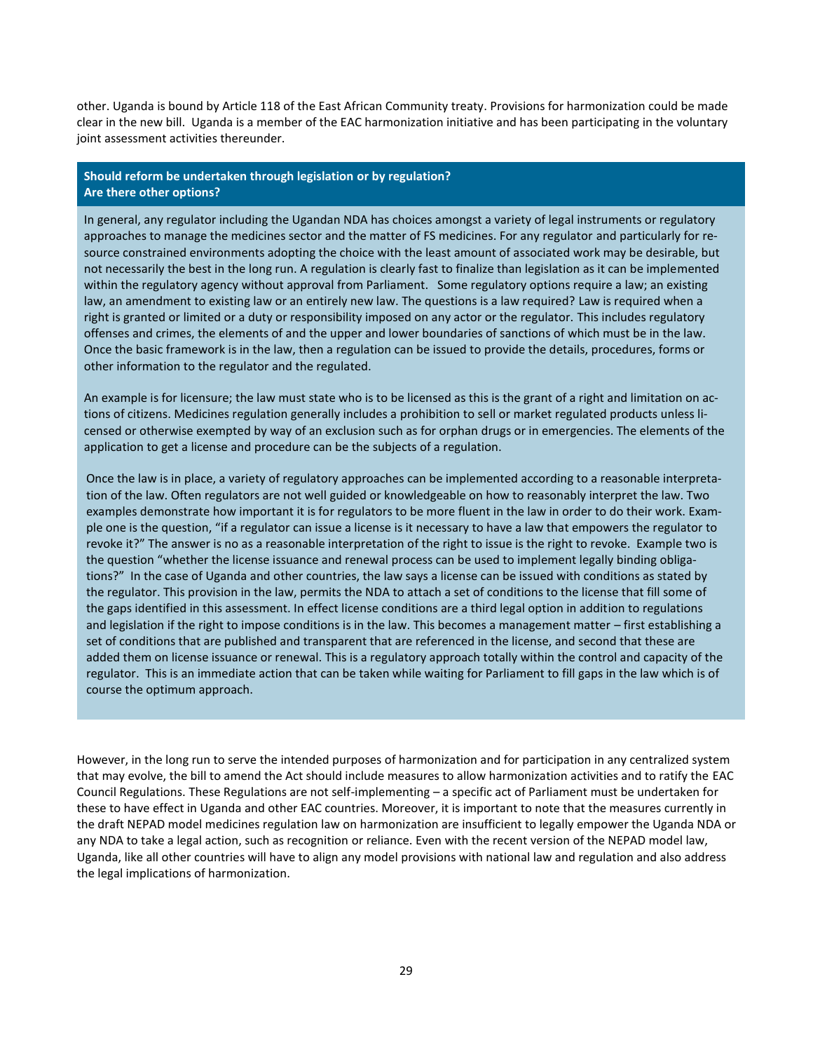other. Uganda is bound by Article 118 of the East African Community treaty. Provisions for harmonization could be made clear in the new bill. Uganda is a member of the EAC harmonization initiative and has been participating in the voluntary joint assessment activities thereunder.

**Should reform be undertaken through legislation or by regulation?**
**Are there other options?**

In general, any regulator including the Ugandan NDA has choices amongst a variety of legal instruments or regulatory approaches to manage the medicines sector and the matter of FS medicines. For any regulator and particularly for resource constrained environments adopting the choice with the least amount of associated work may be desirable, but not necessarily the best in the long run. A regulation is clearly fast to finalize than legislation as it can be implemented within the regulatory agency without approval from Parliament. Some regulatory options require a law; an existing law, an amendment to existing law or an entirely new law. The questions is a law required? Law is required when a right is granted or limited or a duty or responsibility imposed on any actor or the regulator. This includes regulatory offenses and crimes, the elements of and the upper and lower boundaries of sanctions of which must be in the law. Once the basic framework is in the law, then a regulation can be issued to provide the details, procedures, forms or other information to the regulator and the regulated.

An example is for licensure; the law must state who is to be licensed as this is the grant of a right and limitation on actions of citizens. Medicines regulation generally includes a prohibition to sell or market regulated products unless licensed or otherwise exempted by way of an exclusion such as for orphan drugs or in emergencies. The elements of the application to get a license and procedure can be the subjects of a regulation.

Once the law is in place, a variety of regulatory approaches can be implemented according to a reasonable interpretation of the law. Often regulators are not well guided or knowledgeable on how to reasonably interpret the law. Two examples demonstrate how important it is for regulators to be more fluent in the law in order to do their work. Example one is the question, "if a regulator can issue a license is it necessary to have a law that empowers the regulator to revoke it?" The answer is no as a reasonable interpretation of the right to issue is the right to revoke. Example two is the question "whether the license issuance and renewal process can be used to implement legally binding obligations?" In the case of Uganda and other countries, the law says a license can be issued with conditions as stated by the regulator. This provision in the law, permits the NDA to attach a set of conditions to the license that fill some of the gaps identified in this assessment. In effect license conditions are a third legal option in addition to regulations and legislation if the right to impose conditions is in the law. This becomes a management matter – first establishing a set of conditions that are published and transparent that are referenced in the license, and second that these are added them on license issuance or renewal. This is a regulatory approach totally within the control and capacity of the regulator. This is an immediate action that can be taken while waiting for Parliament to fill gaps in the law which is of course the optimum approach.

However, in the long run to serve the intended purposes of harmonization and for participation in any centralized system that may evolve, the bill to amend the Act should include measures to allow harmonization activities and to ratify the EAC Council Regulations. These Regulations are not self-implementing – a specific act of Parliament must be undertaken for these to have effect in Uganda and other EAC countries. Moreover, it is important to note that the measures currently in the draft NEPAD model medicines regulation law on harmonization are insufficient to legally empower the Uganda NDA or any NDA to take a legal action, such as recognition or reliance. Even with the recent version of the NEPAD model law, Uganda, like all other countries will have to align any model provisions with national law and regulation and also address the legal implications of harmonization.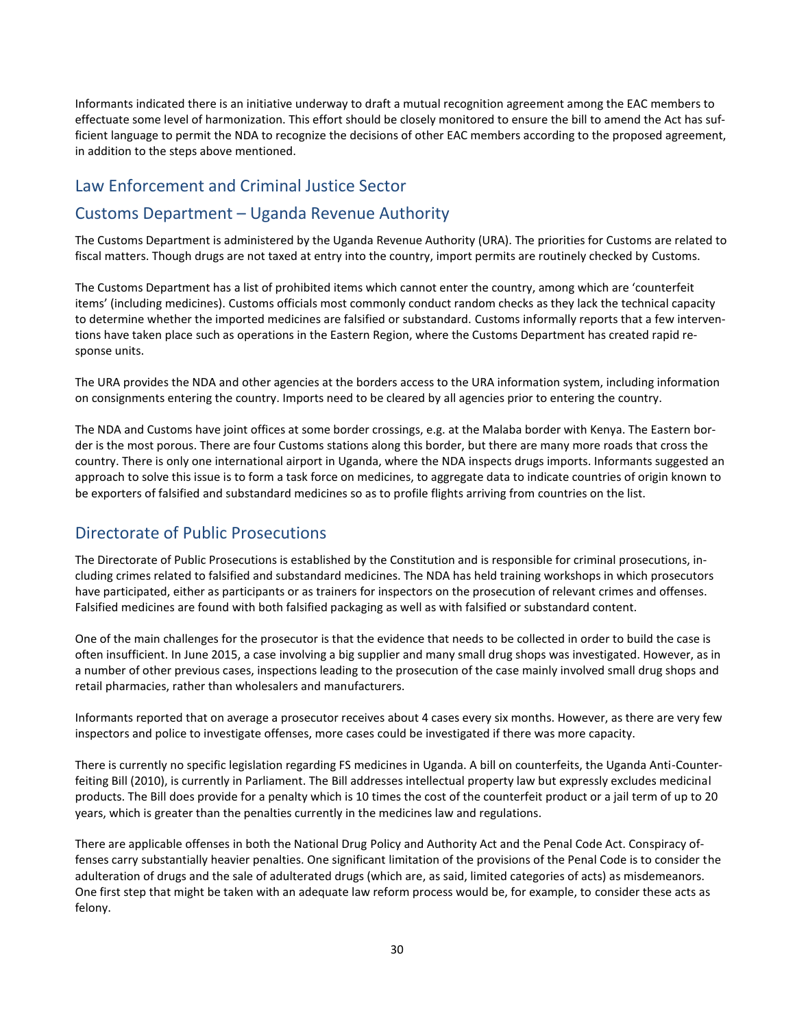Informants indicated there is an initiative underway to draft a mutual recognition agreement among the EAC members to effectuate some level of harmonization. This effort should be closely monitored to ensure the bill to amend the Act has sufficient language to permit the NDA to recognize the decisions of other EAC members according to the proposed agreement, in addition to the steps above mentioned.

## Law Enforcement and Criminal Justice Sector

## Customs Department – Uganda Revenue Authority

The Customs Department is administered by the Uganda Revenue Authority (URA). The priorities for Customs are related to fiscal matters. Though drugs are not taxed at entry into the country, import permits are routinely checked by Customs.

The Customs Department has a list of prohibited items which cannot enter the country, among which are 'counterfeit items' (including medicines). Customs officials most commonly conduct random checks as they lack the technical capacity to determine whether the imported medicines are falsified or substandard. Customs informally reports that a few interventions have taken place such as operations in the Eastern Region, where the Customs Department has created rapid response units.

The URA provides the NDA and other agencies at the borders access to the URA information system, including information on consignments entering the country. Imports need to be cleared by all agencies prior to entering the country.

The NDA and Customs have joint offices at some border crossings, e.g. at the Malaba border with Kenya. The Eastern border is the most porous. There are four Customs stations along this border, but there are many more roads that cross the country. There is only one international airport in Uganda, where the NDA inspects drugs imports. Informants suggested an approach to solve this issue is to form a task force on medicines, to aggregate data to indicate countries of origin known to be exporters of falsified and substandard medicines so as to profile flights arriving from countries on the list.

## Directorate of Public Prosecutions

The Directorate of Public Prosecutions is established by the Constitution and is responsible for criminal prosecutions, including crimes related to falsified and substandard medicines. The NDA has held training workshops in which prosecutors have participated, either as participants or as trainers for inspectors on the prosecution of relevant crimes and offenses. Falsified medicines are found with both falsified packaging as well as with falsified or substandard content.

One of the main challenges for the prosecutor is that the evidence that needs to be collected in order to build the case is often insufficient. In June 2015, a case involving a big supplier and many small drug shops was investigated. However, as in a number of other previous cases, inspections leading to the prosecution of the case mainly involved small drug shops and retail pharmacies, rather than wholesalers and manufacturers.

Informants reported that on average a prosecutor receives about 4 cases every six months. However, as there are very few inspectors and police to investigate offenses, more cases could be investigated if there was more capacity.

There is currently no specific legislation regarding FS medicines in Uganda. A bill on counterfeits, the Uganda Anti-Counterfeiting Bill (2010), is currently in Parliament. The Bill addresses intellectual property law but expressly excludes medicinal products. The Bill does provide for a penalty which is 10 times the cost of the counterfeit product or a jail term of up to 20 years, which is greater than the penalties currently in the medicines law and regulations.

There are applicable offenses in both the National Drug Policy and Authority Act and the Penal Code Act. Conspiracy offenses carry substantially heavier penalties. One significant limitation of the provisions of the Penal Code is to consider the adulteration of drugs and the sale of adulterated drugs (which are, as said, limited categories of acts) as misdemeanors. One first step that might be taken with an adequate law reform process would be, for example, to consider these acts as felony.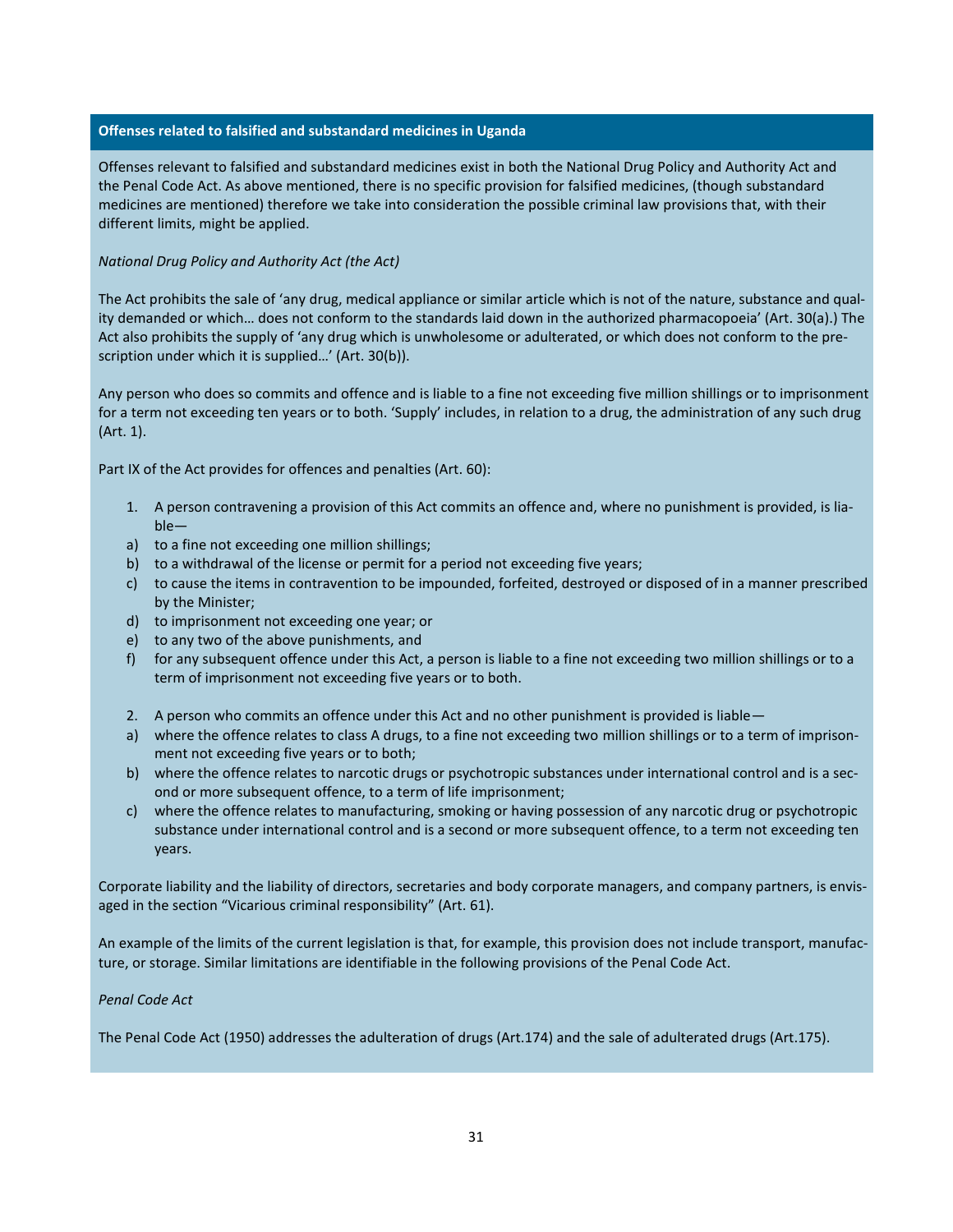### Offenses related to falsified and substandard medicines in Uganda

Offenses relevant to falsified and substandard medicines exist in both the National Drug Policy and Authority Act and the Penal Code Act. As above mentioned, there is no specific provision for falsified medicines, (though substandard medicines are mentioned) therefore we take into consideration the possible criminal law provisions that, with their different limits, might be applied.

*National Drug Policy and Authority Act (the Act)*

The Act prohibits the sale of 'any drug, medical appliance or similar article which is not of the nature, substance and quality demanded or which… does not conform to the standards laid down in the authorized pharmacopoeia' (Art. 30(a).) The Act also prohibits the supply of 'any drug which is unwholesome or adulterated, or which does not conform to the prescription under which it is supplied…' (Art. 30(b)).

Any person who does so commits and offence and is liable to a fine not exceeding five million shillings or to imprisonment for a term not exceeding ten years or to both. 'Supply' includes, in relation to a drug, the administration of any such drug (Art. 1).

Part IX of the Act provides for offences and penalties (Art. 60):

1. A person contravening a provision of this Act commits an offence and, where no punishment is provided, is liable—
   a) to a fine not exceeding one million shillings;
   b) to a withdrawal of the license or permit for a period not exceeding five years;
   c) to cause the items in contravention to be impounded, forfeited, destroyed or disposed of in a manner prescribed by the Minister;
   d) to imprisonment not exceeding one year; or
   e) to any two of the above punishments, and
   f) for any subsequent offence under this Act, a person is liable to a fine not exceeding two million shillings or to a term of imprisonment not exceeding five years or to both.

2. A person who commits an offence under this Act and no other punishment is provided is liable—
   a) where the offence relates to class A drugs, to a fine not exceeding two million shillings or to a term of imprisonment not exceeding five years or to both;
   b) where the offence relates to narcotic drugs or psychotropic substances under international control and is a second or more subsequent offence, to a term of life imprisonment;
   c) where the offence relates to manufacturing, smoking or having possession of any narcotic drug or psychotropic substance under international control and is a second or more subsequent offence, to a term not exceeding ten years.

Corporate liability and the liability of directors, secretaries and body corporate managers, and company partners, is envisaged in the section "Vicarious criminal responsibility" (Art. 61).

An example of the limits of the current legislation is that, for example, this provision does not include transport, manufacture, or storage. Similar limitations are identifiable in the following provisions of the Penal Code Act.

*Penal Code Act*

The Penal Code Act (1950) addresses the adulteration of drugs (Art.174) and the sale of adulterated drugs (Art.175).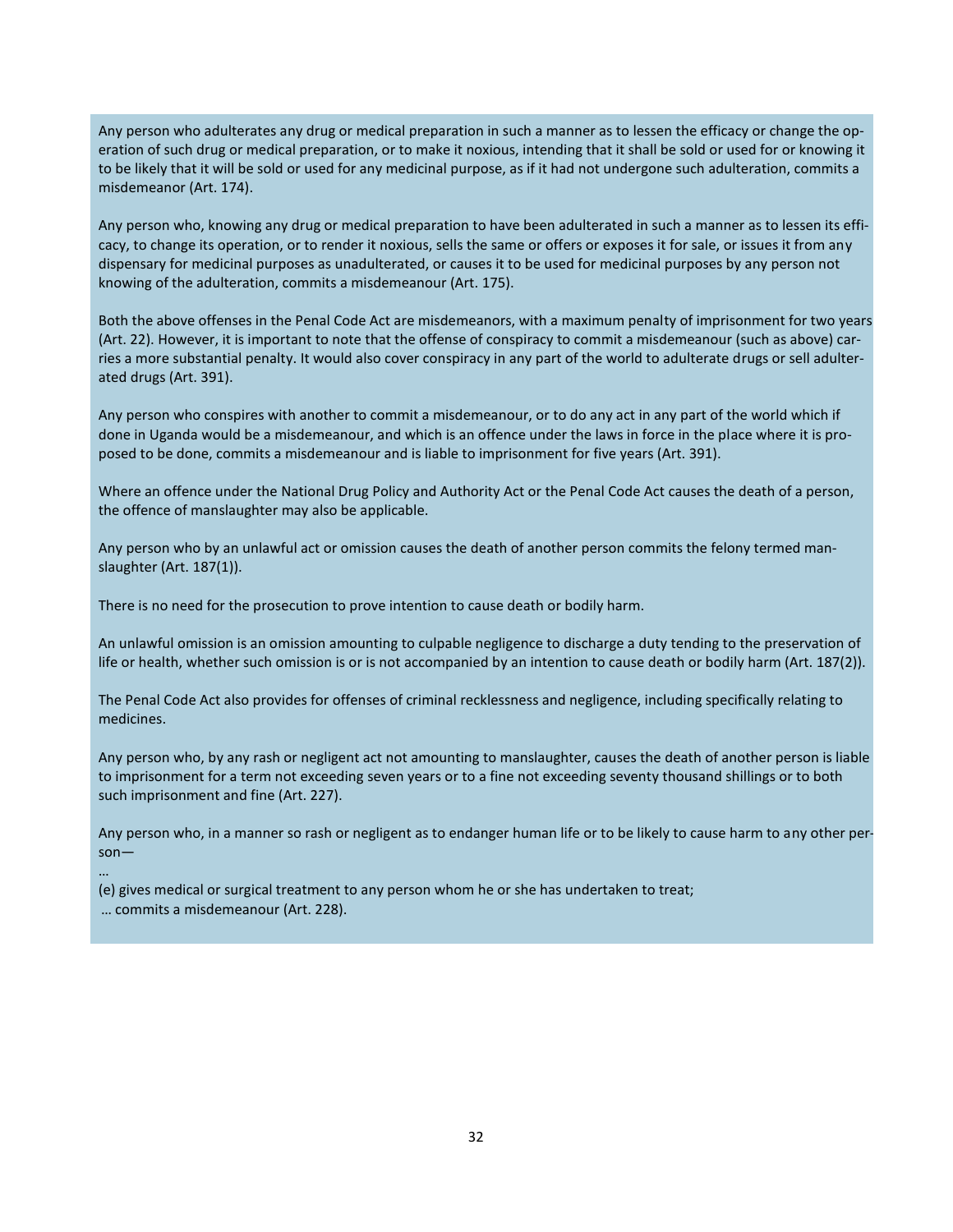Any person who adulterates any drug or medical preparation in such a manner as to lessen the efficacy or change the operation of such drug or medical preparation, or to make it noxious, intending that it shall be sold or used for or knowing it to be likely that it will be sold or used for any medicinal purpose, as if it had not undergone such adulteration, commits a misdemeanor (Art. 174).

Any person who, knowing any drug or medical preparation to have been adulterated in such a manner as to lessen its efficacy, to change its operation, or to render it noxious, sells the same or offers or exposes it for sale, or issues it from any dispensary for medicinal purposes as unadulterated, or causes it to be used for medicinal purposes by any person not knowing of the adulteration, commits a misdemeanour (Art. 175).

Both the above offenses in the Penal Code Act are misdemeanors, with a maximum penalty of imprisonment for two years (Art. 22). However, it is important to note that the offense of conspiracy to commit a misdemeanour (such as above) carries a more substantial penalty. It would also cover conspiracy in any part of the world to adulterate drugs or sell adulterated drugs (Art. 391).

Any person who conspires with another to commit a misdemeanour, or to do any act in any part of the world which if done in Uganda would be a misdemeanour, and which is an offence under the laws in force in the place where it is proposed to be done, commits a misdemeanour and is liable to imprisonment for five years (Art. 391).

Where an offence under the National Drug Policy and Authority Act or the Penal Code Act causes the death of a person, the offence of manslaughter may also be applicable.

Any person who by an unlawful act or omission causes the death of another person commits the felony termed manslaughter (Art. 187(1)).

There is no need for the prosecution to prove intention to cause death or bodily harm.

An unlawful omission is an omission amounting to culpable negligence to discharge a duty tending to the preservation of life or health, whether such omission is or is not accompanied by an intention to cause death or bodily harm (Art. 187(2)).

The Penal Code Act also provides for offenses of criminal recklessness and negligence, including specifically relating to medicines.

Any person who, by any rash or negligent act not amounting to manslaughter, causes the death of another person is liable to imprisonment for a term not exceeding seven years or to a fine not exceeding seventy thousand shillings or to both such imprisonment and fine (Art. 227).

Any person who, in a manner so rash or negligent as to endanger human life or to be likely to cause harm to any other person—

…

(e) gives medical or surgical treatment to any person whom he or she has undertaken to treat;

… commits a misdemeanour (Art. 228).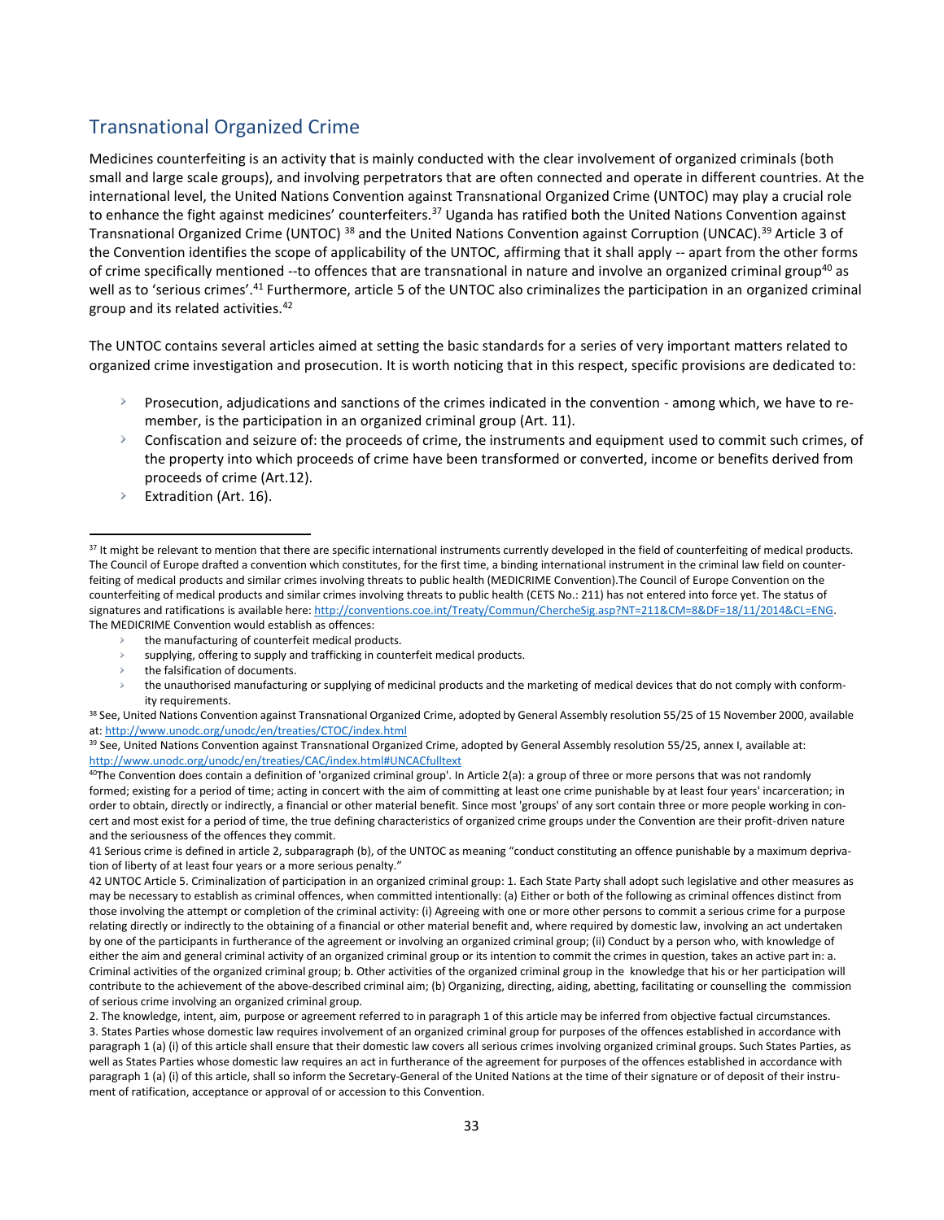## Transnational Organized Crime

Medicines counterfeiting is an activity that is mainly conducted with the clear involvement of organized criminals (both small and large scale groups), and involving perpetrators that are often connected and operate in different countries. At the international level, the United Nations Convention against Transnational Organized Crime (UNTOC) may play a crucial role to enhance the fight against medicines' counterfeiters.[37] Uganda has ratified both the United Nations Convention against Transnational Organized Crime (UNTOC) [38] and the United Nations Convention against Corruption (UNCAC).[39] Article 3 of the Convention identifies the scope of applicability of the UNTOC, affirming that it shall apply -- apart from the other forms of crime specifically mentioned --to offences that are transnational in nature and involve an organized criminal group[40] as well as to 'serious crimes'.[41] Furthermore, article 5 of the UNTOC also criminalizes the participation in an organized criminal group and its related activities.[42]

The UNTOC contains several articles aimed at setting the basic standards for a series of very important matters related to organized crime investigation and prosecution. It is worth noticing that in this respect, specific provisions are dedicated to:

- Prosecution, adjudications and sanctions of the crimes indicated in the convention - among which, we have to remember, is the participation in an organized criminal group (Art. 11).
- Confiscation and seizure of: the proceeds of crime, the instruments and equipment used to commit such crimes, of the property into which proceeds of crime have been transformed or converted, income or benefits derived from proceeds of crime (Art.12).
- Extradition (Art. 16).

---

[37] It might be relevant to mention that there are specific international instruments currently developed in the field of counterfeiting of medical products. The Council of Europe drafted a convention which constitutes, for the first time, a binding international instrument in the criminal law field on counterfeiting of medical products and similar crimes involving threats to public health (MEDICRIME Convention).The Council of Europe Convention on the counterfeiting of medical products and similar crimes involving threats to public health (CETS No.: 211) has not entered into force yet. The status of signatures and ratifications is available here: http://conventions.coe.int/Treaty/Commun/ChercheSig.asp?NT=211&CM=8&DF=18/11/2014&CL=ENG. The MEDICRIME Convention would establish as offences:

- the manufacturing of counterfeit medical products.
- supplying, offering to supply and trafficking in counterfeit medical products.
- the falsification of documents.
- the unauthorised manufacturing or supplying of medicinal products and the marketing of medical devices that do not comply with conformity requirements.

[38] See, United Nations Convention against Transnational Organized Crime, adopted by General Assembly resolution 55/25 of 15 November 2000, available at: http://www.unodc.org/unodc/en/treaties/CTOC/index.html

[39] See, United Nations Convention against Transnational Organized Crime, adopted by General Assembly resolution 55/25, annex I, available at: http://www.unodc.org/unodc/en/treaties/CAC/index.html#UNCACfulltext

[40] The Convention does contain a definition of 'organized criminal group'. In Article 2(a): a group of three or more persons that was not randomly formed; existing for a period of time; acting in concert with the aim of committing at least one crime punishable by at least four years' incarceration; in order to obtain, directly or indirectly, a financial or other material benefit. Since most 'groups' of any sort contain three or more people working in concert and most exist for a period of time, the true defining characteristics of organized crime groups under the Convention are their profit-driven nature and the seriousness of the offences they commit.

41 Serious crime is defined in article 2, subparagraph (b), of the UNTOC as meaning "conduct constituting an offence punishable by a maximum deprivation of liberty of at least four years or a more serious penalty."

42 UNTOC Article 5. Criminalization of participation in an organized criminal group: 1. Each State Party shall adopt such legislative and other measures as may be necessary to establish as criminal offences, when committed intentionally: (a) Either or both of the following as criminal offences distinct from those involving the attempt or completion of the criminal activity: (i) Agreeing with one or more other persons to commit a serious crime for a purpose relating directly or indirectly to the obtaining of a financial or other material benefit and, where required by domestic law, involving an act undertaken by one of the participants in furtherance of the agreement or involving an organized criminal group; (ii) Conduct by a person who, with knowledge of either the aim and general criminal activity of an organized criminal group or its intention to commit the crimes in question, takes an active part in: a. Criminal activities of the organized criminal group; b. Other activities of the organized criminal group in the knowledge that his or her participation will contribute to the achievement of the above-described criminal aim; (b) Organizing, directing, aiding, abetting, facilitating or counselling the commission of serious crime involving an organized criminal group.

2. The knowledge, intent, aim, purpose or agreement referred to in paragraph 1 of this article may be inferred from objective factual circumstances.

3. States Parties whose domestic law requires involvement of an organized criminal group for purposes of the offences established in accordance with paragraph 1 (a) (i) of this article shall ensure that their domestic law covers all serious crimes involving organized criminal groups. Such States Parties, as well as States Parties whose domestic law requires an act in furtherance of the agreement for purposes of the offences established in accordance with paragraph 1 (a) (i) of this article, shall so inform the Secretary-General of the United Nations at the time of their signature or of deposit of their instrument of ratification, acceptance or approval of or accession to this Convention.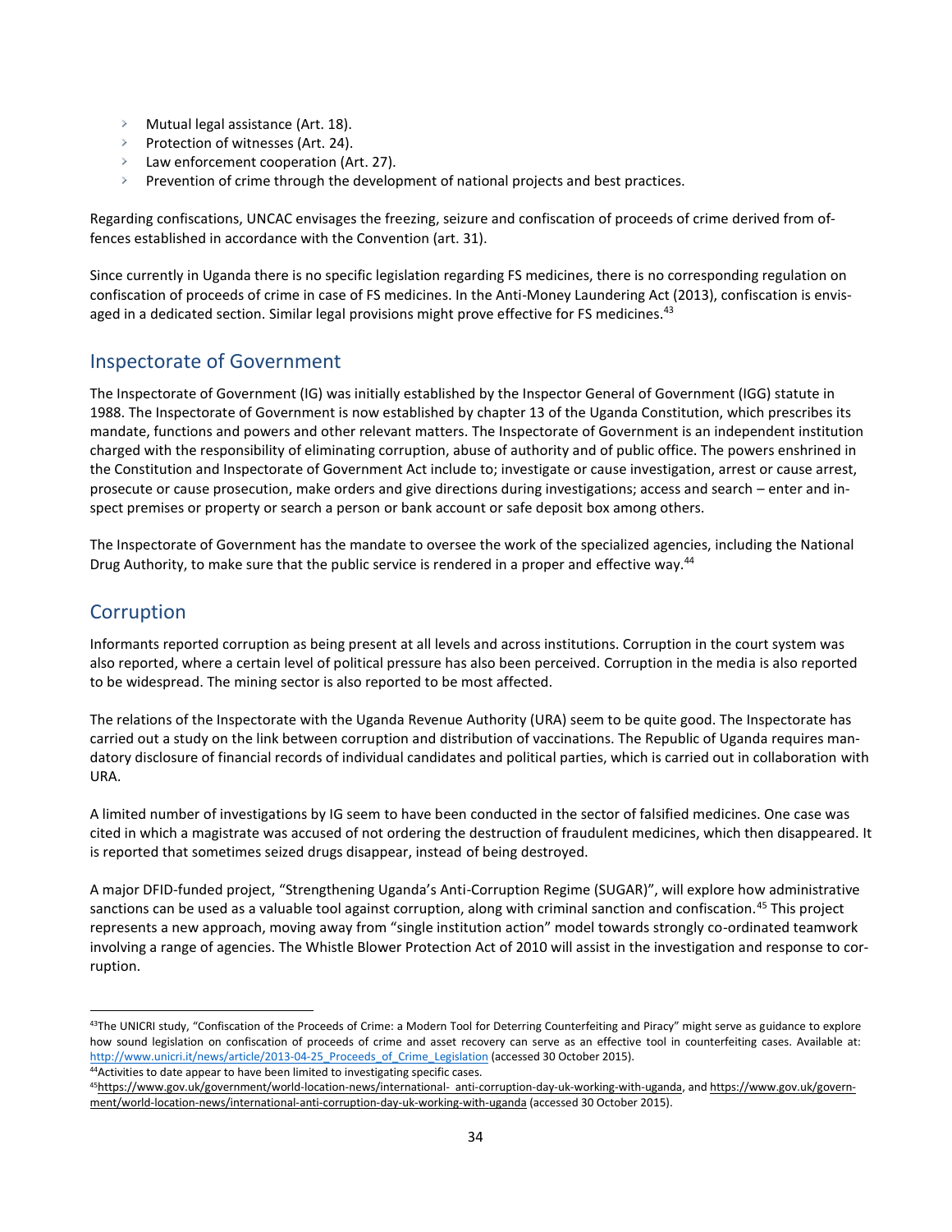- Mutual legal assistance (Art. 18).
- Protection of witnesses (Art. 24).
- Law enforcement cooperation (Art. 27).
- Prevention of crime through the development of national projects and best practices.

Regarding confiscations, UNCAC envisages the freezing, seizure and confiscation of proceeds of crime derived from offences established in accordance with the Convention (art. 31).

Since currently in Uganda there is no specific legislation regarding FS medicines, there is no corresponding regulation on confiscation of proceeds of crime in case of FS medicines. In the Anti-Money Laundering Act (2013), confiscation is envisaged in a dedicated section. Similar legal provisions might prove effective for FS medicines.[43]

## Inspectorate of Government

The Inspectorate of Government (IG) was initially established by the Inspector General of Government (IGG) statute in 1988. The Inspectorate of Government is now established by chapter 13 of the Uganda Constitution, which prescribes its mandate, functions and powers and other relevant matters. The Inspectorate of Government is an independent institution charged with the responsibility of eliminating corruption, abuse of authority and of public office. The powers enshrined in the Constitution and Inspectorate of Government Act include to; investigate or cause investigation, arrest or cause arrest, prosecute or cause prosecution, make orders and give directions during investigations; access and search – enter and inspect premises or property or search a person or bank account or safe deposit box among others.

The Inspectorate of Government has the mandate to oversee the work of the specialized agencies, including the National Drug Authority, to make sure that the public service is rendered in a proper and effective way.[44]

## Corruption

Informants reported corruption as being present at all levels and across institutions. Corruption in the court system was also reported, where a certain level of political pressure has also been perceived. Corruption in the media is also reported to be widespread. The mining sector is also reported to be most affected.

The relations of the Inspectorate with the Uganda Revenue Authority (URA) seem to be quite good. The Inspectorate has carried out a study on the link between corruption and distribution of vaccinations. The Republic of Uganda requires mandatory disclosure of financial records of individual candidates and political parties, which is carried out in collaboration with URA.

A limited number of investigations by IG seem to have been conducted in the sector of falsified medicines. One case was cited in which a magistrate was accused of not ordering the destruction of fraudulent medicines, which then disappeared. It is reported that sometimes seized drugs disappear, instead of being destroyed.

A major DFID-funded project, "Strengthening Uganda's Anti-Corruption Regime (SUGAR)", will explore how administrative sanctions can be used as a valuable tool against corruption, along with criminal sanction and confiscation.[45] This project represents a new approach, moving away from "single institution action" model towards strongly co-ordinated teamwork involving a range of agencies. The Whistle Blower Protection Act of 2010 will assist in the investigation and response to corruption.

---

[43] The UNICRI study, "Confiscation of the Proceeds of Crime: a Modern Tool for Deterring Counterfeiting and Piracy" might serve as guidance to explore how sound legislation on confiscation of proceeds of crime and asset recovery can serve as an effective tool in counterfeiting cases. Available at: http://www.unicri.it/news/article/2013-04-25_Proceeds_of_Crime_Legislation (accessed 30 October 2015).

[44] Activities to date appear to have been limited to investigating specific cases.

[45] https://www.gov.uk/government/world-location-news/international- anti-corruption-day-uk-working-with-uganda, and https://www.gov.uk/government/world-location-news/international-anti-corruption-day-uk-working-with-uganda (accessed 30 October 2015).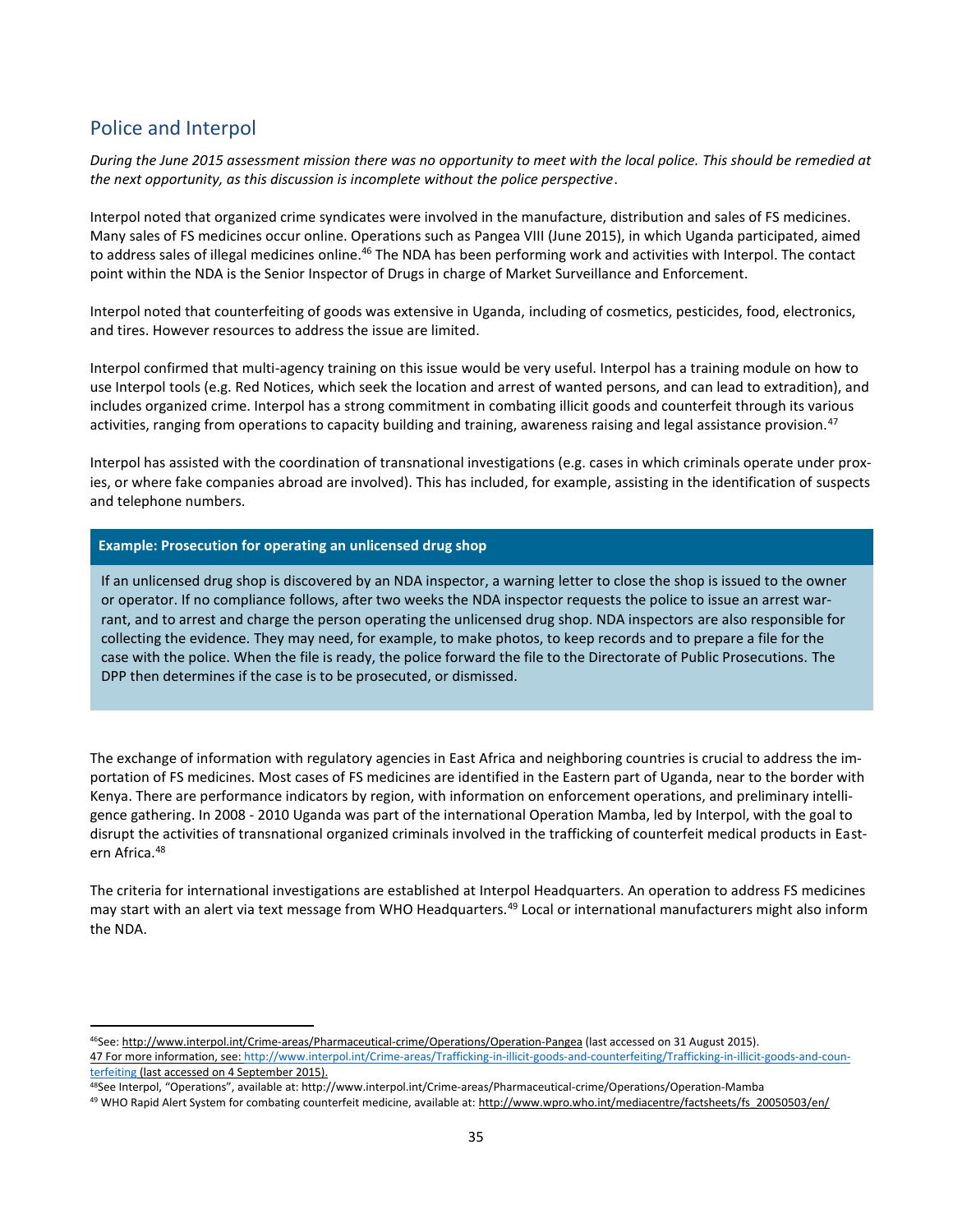## Police and Interpol

*During the June 2015 assessment mission there was no opportunity to meet with the local police. This should be remedied at the next opportunity, as this discussion is incomplete without the police perspective*.

Interpol noted that organized crime syndicates were involved in the manufacture, distribution and sales of FS medicines. Many sales of FS medicines occur online. Operations such as Pangea VIII (June 2015), in which Uganda participated, aimed to address sales of illegal medicines online.[46] The NDA has been performing work and activities with Interpol. The contact point within the NDA is the Senior Inspector of Drugs in charge of Market Surveillance and Enforcement.

Interpol noted that counterfeiting of goods was extensive in Uganda, including of cosmetics, pesticides, food, electronics, and tires. However resources to address the issue are limited.

Interpol confirmed that multi-agency training on this issue would be very useful. Interpol has a training module on how to use Interpol tools (e.g. Red Notices, which seek the location and arrest of wanted persons, and can lead to extradition), and includes organized crime. Interpol has a strong commitment in combating illicit goods and counterfeit through its various activities, ranging from operations to capacity building and training, awareness raising and legal assistance provision.[47]

Interpol has assisted with the coordination of transnational investigations (e.g. cases in which criminals operate under proxies, or where fake companies abroad are involved). This has included, for example, assisting in the identification of suspects and telephone numbers.

**Example: Prosecution for operating an unlicensed drug shop**

If an unlicensed drug shop is discovered by an NDA inspector, a warning letter to close the shop is issued to the owner or operator. If no compliance follows, after two weeks the NDA inspector requests the police to issue an arrest warrant, and to arrest and charge the person operating the unlicensed drug shop. NDA inspectors are also responsible for collecting the evidence. They may need, for example, to make photos, to keep records and to prepare a file for the case with the police. When the file is ready, the police forward the file to the Directorate of Public Prosecutions. The DPP then determines if the case is to be prosecuted, or dismissed.

The exchange of information with regulatory agencies in East Africa and neighboring countries is crucial to address the importation of FS medicines. Most cases of FS medicines are identified in the Eastern part of Uganda, near to the border with Kenya. There are performance indicators by region, with information on enforcement operations, and preliminary intelligence gathering. In 2008 - 2010 Uganda was part of the international Operation Mamba, led by Interpol, with the goal to disrupt the activities of transnational organized criminals involved in the trafficking of counterfeit medical products in Eastern Africa.[48]

The criteria for international investigations are established at Interpol Headquarters. An operation to address FS medicines may start with an alert via text message from WHO Headquarters.[49] Local or international manufacturers might also inform the NDA.

---

[46] See: http://www.interpol.int/Crime-areas/Pharmaceutical-crime/Operations/Operation-Pangea (last accessed on 31 August 2015).

[47] For more information, see: http://www.interpol.int/Crime-areas/Trafficking-in-illicit-goods-and-counterfeiting/Trafficking-in-illicit-goods-and-counterfeiting (last accessed on 4 September 2015).

[48] See Interpol, "Operations", available at: http://www.interpol.int/Crime-areas/Pharmaceutical-crime/Operations/Operation-Mamba

[49] WHO Rapid Alert System for combating counterfeit medicine, available at: http://www.wpro.who.int/mediacentre/factsheets/fs_20050503/en/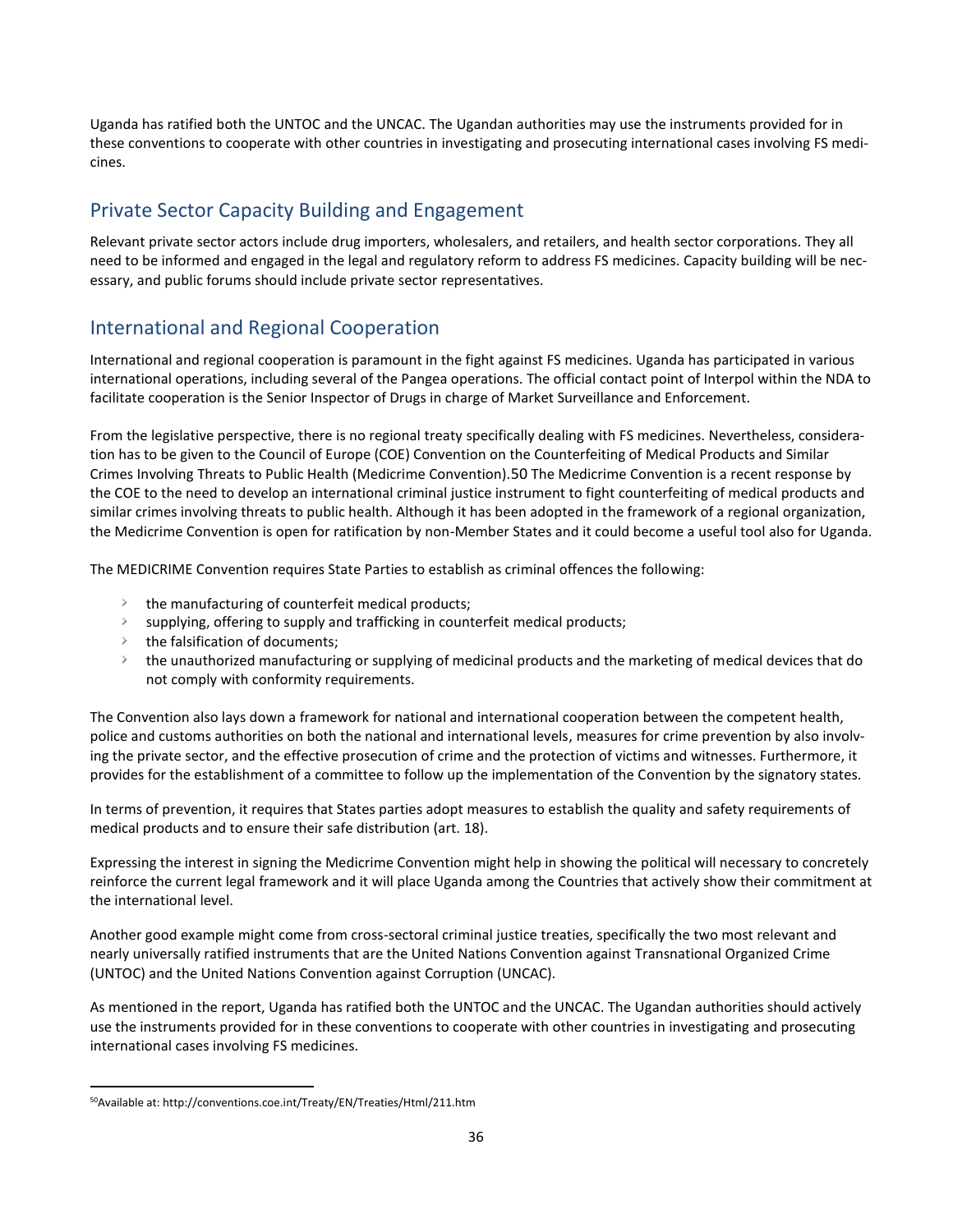Uganda has ratified both the UNTOC and the UNCAC. The Ugandan authorities may use the instruments provided for in these conventions to cooperate with other countries in investigating and prosecuting international cases involving FS medicines.

## Private Sector Capacity Building and Engagement

Relevant private sector actors include drug importers, wholesalers, and retailers, and health sector corporations. They all need to be informed and engaged in the legal and regulatory reform to address FS medicines. Capacity building will be necessary, and public forums should include private sector representatives.

## International and Regional Cooperation

International and regional cooperation is paramount in the fight against FS medicines. Uganda has participated in various international operations, including several of the Pangea operations. The official contact point of Interpol within the NDA to facilitate cooperation is the Senior Inspector of Drugs in charge of Market Surveillance and Enforcement.

From the legislative perspective, there is no regional treaty specifically dealing with FS medicines. Nevertheless, consideration has to be given to the Council of Europe (COE) Convention on the Counterfeiting of Medical Products and Similar Crimes Involving Threats to Public Health (Medicrime Convention).[50] The Medicrime Convention is a recent response by the COE to the need to develop an international criminal justice instrument to fight counterfeiting of medical products and similar crimes involving threats to public health. Although it has been adopted in the framework of a regional organization, the Medicrime Convention is open for ratification by non-Member States and it could become a useful tool also for Uganda.

The MEDICRIME Convention requires State Parties to establish as criminal offences the following:

- the manufacturing of counterfeit medical products;
- supplying, offering to supply and trafficking in counterfeit medical products;
- the falsification of documents;
- the unauthorized manufacturing or supplying of medicinal products and the marketing of medical devices that do not comply with conformity requirements.

The Convention also lays down a framework for national and international cooperation between the competent health, police and customs authorities on both the national and international levels, measures for crime prevention by also involving the private sector, and the effective prosecution of crime and the protection of victims and witnesses. Furthermore, it provides for the establishment of a committee to follow up the implementation of the Convention by the signatory states.

In terms of prevention, it requires that States parties adopt measures to establish the quality and safety requirements of medical products and to ensure their safe distribution (art. 18).

Expressing the interest in signing the Medicrime Convention might help in showing the political will necessary to concretely reinforce the current legal framework and it will place Uganda among the Countries that actively show their commitment at the international level.

Another good example might come from cross-sectoral criminal justice treaties, specifically the two most relevant and nearly universally ratified instruments that are the United Nations Convention against Transnational Organized Crime (UNTOC) and the United Nations Convention against Corruption (UNCAC).

As mentioned in the report, Uganda has ratified both the UNTOC and the UNCAC. The Ugandan authorities should actively use the instruments provided for in these conventions to cooperate with other countries in investigating and prosecuting international cases involving FS medicines.

---

[50] Available at: http://conventions.coe.int/Treaty/EN/Treaties/Html/211.htm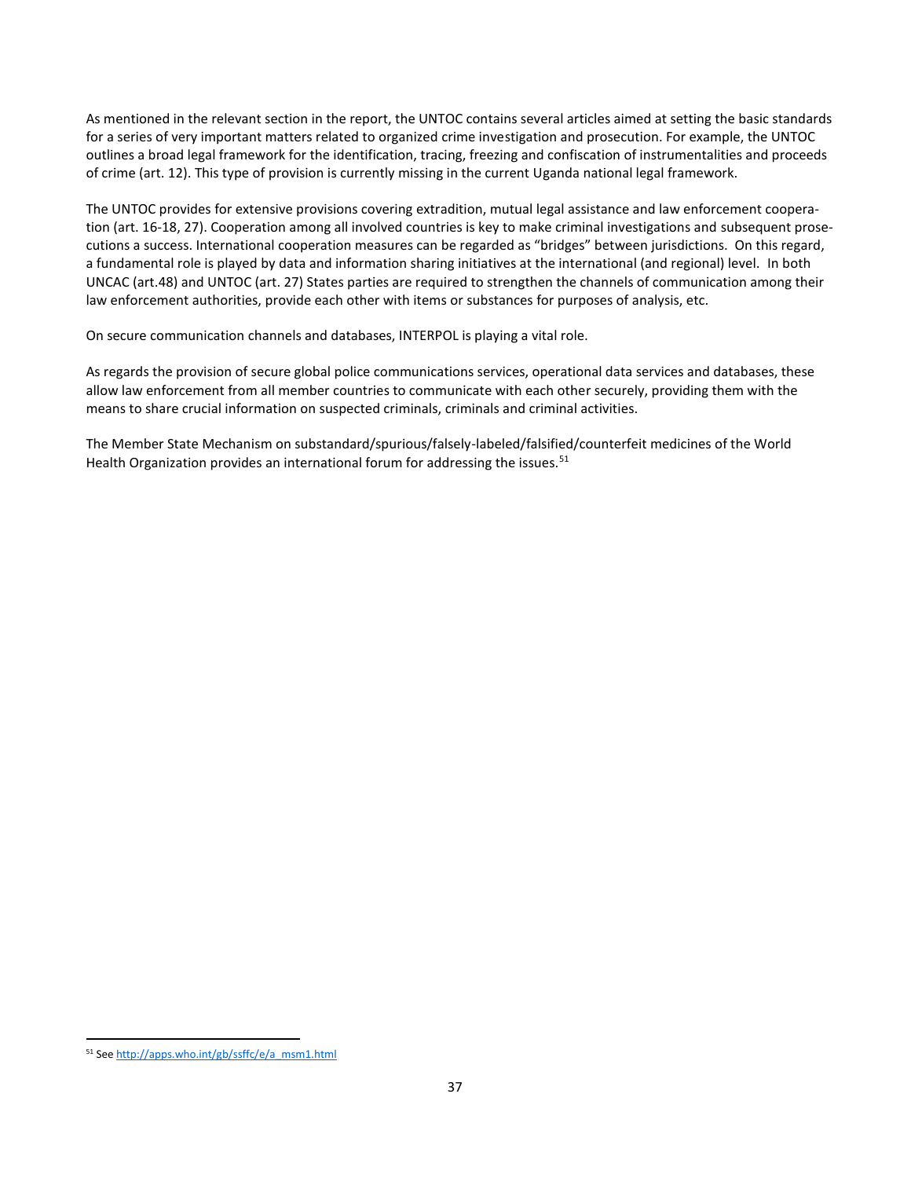As mentioned in the relevant section in the report, the UNTOC contains several articles aimed at setting the basic standards for a series of very important matters related to organized crime investigation and prosecution. For example, the UNTOC outlines a broad legal framework for the identification, tracing, freezing and confiscation of instrumentalities and proceeds of crime (art. 12). This type of provision is currently missing in the current Uganda national legal framework.

The UNTOC provides for extensive provisions covering extradition, mutual legal assistance and law enforcement cooperation (art. 16-18, 27). Cooperation among all involved countries is key to make criminal investigations and subsequent prosecutions a success. International cooperation measures can be regarded as "bridges" between jurisdictions. On this regard, a fundamental role is played by data and information sharing initiatives at the international (and regional) level. In both UNCAC (art.48) and UNTOC (art. 27) States parties are required to strengthen the channels of communication among their law enforcement authorities, provide each other with items or substances for purposes of analysis, etc.

On secure communication channels and databases, INTERPOL is playing a vital role.

As regards the provision of secure global police communications services, operational data services and databases, these allow law enforcement from all member countries to communicate with each other securely, providing them with the means to share crucial information on suspected criminals, criminals and criminal activities.

The Member State Mechanism on substandard/spurious/falsely-labeled/falsified/counterfeit medicines of the World Health Organization provides an international forum for addressing the issues.[51]

---

[51] See http://apps.who.int/gb/ssffc/e/a_msm1.html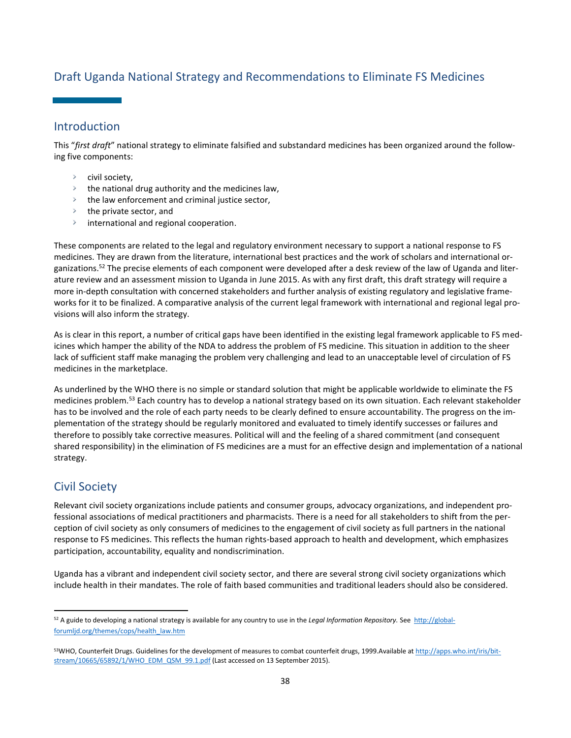# Draft Uganda National Strategy and Recommendations to Eliminate FS Medicines

## Introduction

This "*first draft*" national strategy to eliminate falsified and substandard medicines has been organized around the following five components:

- civil society,
- the national drug authority and the medicines law,
- the law enforcement and criminal justice sector,
- the private sector, and
- international and regional cooperation.

These components are related to the legal and regulatory environment necessary to support a national response to FS medicines. They are drawn from the literature, international best practices and the work of scholars and international organizations.[52] The precise elements of each component were developed after a desk review of the law of Uganda and literature review and an assessment mission to Uganda in June 2015. As with any first draft, this draft strategy will require a more in-depth consultation with concerned stakeholders and further analysis of existing regulatory and legislative frameworks for it to be finalized. A comparative analysis of the current legal framework with international and regional legal provisions will also inform the strategy.

As is clear in this report, a number of critical gaps have been identified in the existing legal framework applicable to FS medicines which hamper the ability of the NDA to address the problem of FS medicine. This situation in addition to the sheer lack of sufficient staff make managing the problem very challenging and lead to an unacceptable level of circulation of FS medicines in the marketplace.

As underlined by the WHO there is no simple or standard solution that might be applicable worldwide to eliminate the FS medicines problem.[53] Each country has to develop a national strategy based on its own situation. Each relevant stakeholder has to be involved and the role of each party needs to be clearly defined to ensure accountability. The progress on the implementation of the strategy should be regularly monitored and evaluated to timely identify successes or failures and therefore to possibly take corrective measures. Political will and the feeling of a shared commitment (and consequent shared responsibility) in the elimination of FS medicines are a must for an effective design and implementation of a national strategy.

## Civil Society

Relevant civil society organizations include patients and consumer groups, advocacy organizations, and independent professional associations of medical practitioners and pharmacists. There is a need for all stakeholders to shift from the perception of civil society as only consumers of medicines to the engagement of civil society as full partners in the national response to FS medicines. This reflects the human rights-based approach to health and development, which emphasizes participation, accountability, equality and nondiscrimination.

Uganda has a vibrant and independent civil society sector, and there are several strong civil society organizations which include health in their mandates. The role of faith based communities and traditional leaders should also be considered.

---

[52] A guide to developing a national strategy is available for any country to use in the *Legal Information Repository.* See http://global-forumljd.org/themes/cops/health_law.htm

[53] WHO, Counterfeit Drugs. Guidelines for the development of measures to combat counterfeit drugs, 1999.Available at http://apps.who.int/iris/bitstream/10665/65892/1/WHO_EDM_QSM_99.1.pdf (Last accessed on 13 September 2015).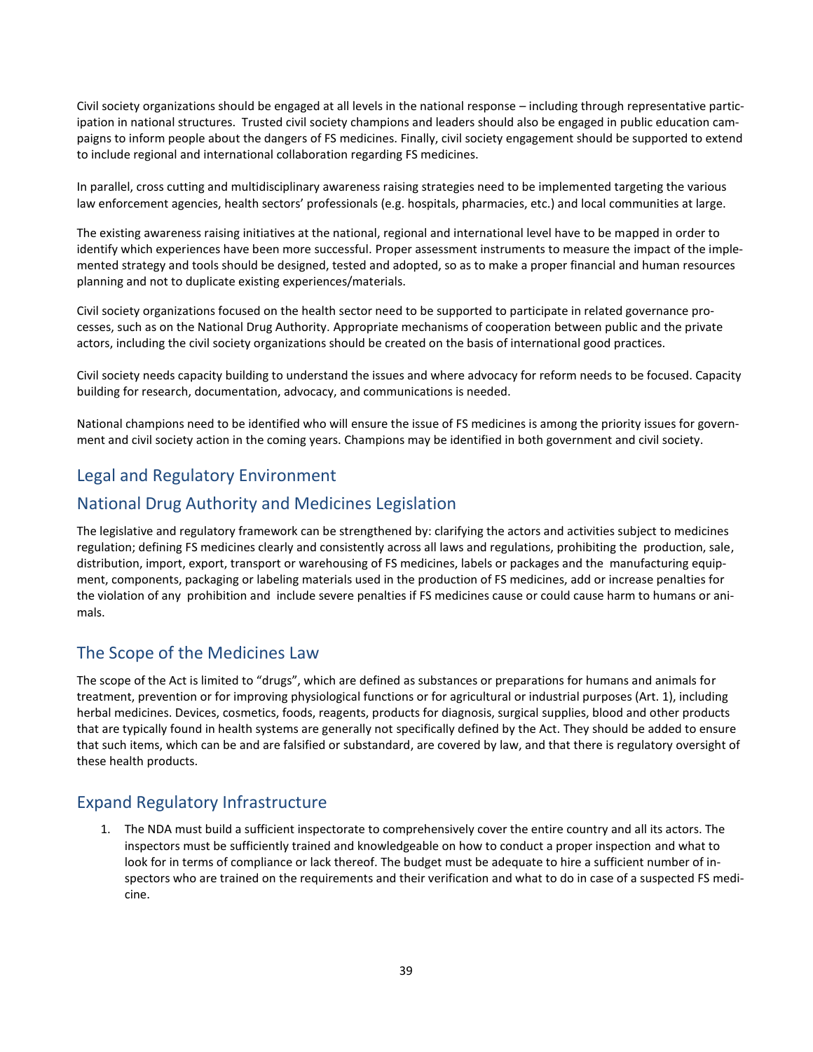Civil society organizations should be engaged at all levels in the national response – including through representative participation in national structures. Trusted civil society champions and leaders should also be engaged in public education campaigns to inform people about the dangers of FS medicines. Finally, civil society engagement should be supported to extend to include regional and international collaboration regarding FS medicines.

In parallel, cross cutting and multidisciplinary awareness raising strategies need to be implemented targeting the various law enforcement agencies, health sectors' professionals (e.g. hospitals, pharmacies, etc.) and local communities at large.

The existing awareness raising initiatives at the national, regional and international level have to be mapped in order to identify which experiences have been more successful. Proper assessment instruments to measure the impact of the implemented strategy and tools should be designed, tested and adopted, so as to make a proper financial and human resources planning and not to duplicate existing experiences/materials.

Civil society organizations focused on the health sector need to be supported to participate in related governance processes, such as on the National Drug Authority. Appropriate mechanisms of cooperation between public and the private actors, including the civil society organizations should be created on the basis of international good practices.

Civil society needs capacity building to understand the issues and where advocacy for reform needs to be focused. Capacity building for research, documentation, advocacy, and communications is needed.

National champions need to be identified who will ensure the issue of FS medicines is among the priority issues for government and civil society action in the coming years. Champions may be identified in both government and civil society.

## Legal and Regulatory Environment

## National Drug Authority and Medicines Legislation

The legislative and regulatory framework can be strengthened by: clarifying the actors and activities subject to medicines regulation; defining FS medicines clearly and consistently across all laws and regulations, prohibiting the production, sale, distribution, import, export, transport or warehousing of FS medicines, labels or packages and the manufacturing equipment, components, packaging or labeling materials used in the production of FS medicines, add or increase penalties for the violation of any prohibition and include severe penalties if FS medicines cause or could cause harm to humans or animals.

## The Scope of the Medicines Law

The scope of the Act is limited to "drugs", which are defined as substances or preparations for humans and animals for treatment, prevention or for improving physiological functions or for agricultural or industrial purposes (Art. 1), including herbal medicines. Devices, cosmetics, foods, reagents, products for diagnosis, surgical supplies, blood and other products that are typically found in health systems are generally not specifically defined by the Act. They should be added to ensure that such items, which can be and are falsified or substandard, are covered by law, and that there is regulatory oversight of these health products.

## Expand Regulatory Infrastructure

1. The NDA must build a sufficient inspectorate to comprehensively cover the entire country and all its actors. The inspectors must be sufficiently trained and knowledgeable on how to conduct a proper inspection and what to look for in terms of compliance or lack thereof. The budget must be adequate to hire a sufficient number of inspectors who are trained on the requirements and their verification and what to do in case of a suspected FS medicine.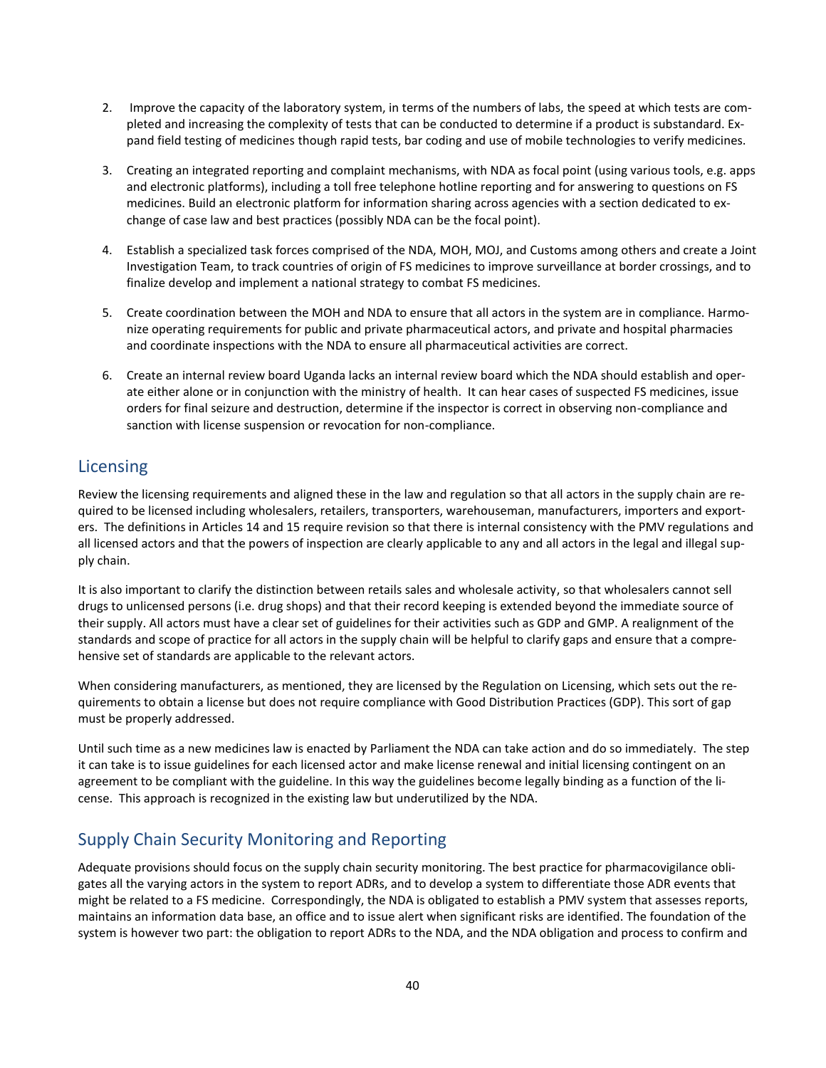2. Improve the capacity of the laboratory system, in terms of the numbers of labs, the speed at which tests are completed and increasing the complexity of tests that can be conducted to determine if a product is substandard. Expand field testing of medicines though rapid tests, bar coding and use of mobile technologies to verify medicines.

3. Creating an integrated reporting and complaint mechanisms, with NDA as focal point (using various tools, e.g. apps and electronic platforms), including a toll free telephone hotline reporting and for answering to questions on FS medicines. Build an electronic platform for information sharing across agencies with a section dedicated to exchange of case law and best practices (possibly NDA can be the focal point).

4. Establish a specialized task forces comprised of the NDA, MOH, MOJ, and Customs among others and create a Joint Investigation Team, to track countries of origin of FS medicines to improve surveillance at border crossings, and to finalize develop and implement a national strategy to combat FS medicines.

5. Create coordination between the MOH and NDA to ensure that all actors in the system are in compliance. Harmonize operating requirements for public and private pharmaceutical actors, and private and hospital pharmacies and coordinate inspections with the NDA to ensure all pharmaceutical activities are correct.

6. Create an internal review board Uganda lacks an internal review board which the NDA should establish and operate either alone or in conjunction with the ministry of health. It can hear cases of suspected FS medicines, issue orders for final seizure and destruction, determine if the inspector is correct in observing non-compliance and sanction with license suspension or revocation for non-compliance.

## Licensing

Review the licensing requirements and aligned these in the law and regulation so that all actors in the supply chain are required to be licensed including wholesalers, retailers, transporters, warehouseman, manufacturers, importers and exporters. The definitions in Articles 14 and 15 require revision so that there is internal consistency with the PMV regulations and all licensed actors and that the powers of inspection are clearly applicable to any and all actors in the legal and illegal supply chain.

It is also important to clarify the distinction between retails sales and wholesale activity, so that wholesalers cannot sell drugs to unlicensed persons (i.e. drug shops) and that their record keeping is extended beyond the immediate source of their supply. All actors must have a clear set of guidelines for their activities such as GDP and GMP. A realignment of the standards and scope of practice for all actors in the supply chain will be helpful to clarify gaps and ensure that a comprehensive set of standards are applicable to the relevant actors.

When considering manufacturers, as mentioned, they are licensed by the Regulation on Licensing, which sets out the requirements to obtain a license but does not require compliance with Good Distribution Practices (GDP). This sort of gap must be properly addressed.

Until such time as a new medicines law is enacted by Parliament the NDA can take action and do so immediately. The step it can take is to issue guidelines for each licensed actor and make license renewal and initial licensing contingent on an agreement to be compliant with the guideline. In this way the guidelines become legally binding as a function of the license. This approach is recognized in the existing law but underutilized by the NDA.

## Supply Chain Security Monitoring and Reporting

Adequate provisions should focus on the supply chain security monitoring. The best practice for pharmacovigilance obligates all the varying actors in the system to report ADRs, and to develop a system to differentiate those ADR events that might be related to a FS medicine. Correspondingly, the NDA is obligated to establish a PMV system that assesses reports, maintains an information data base, an office and to issue alert when significant risks are identified. The foundation of the system is however two part: the obligation to report ADRs to the NDA, and the NDA obligation and process to confirm and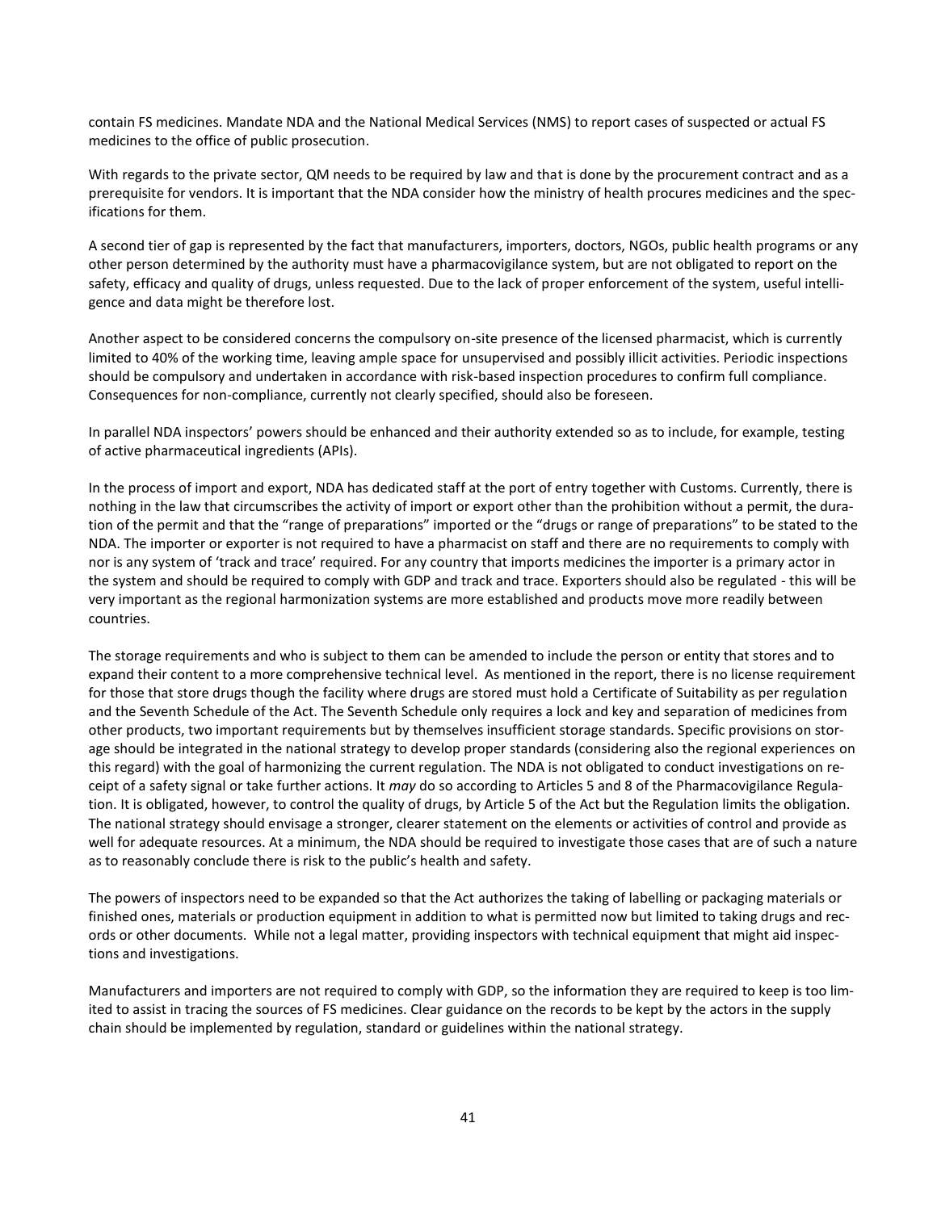contain FS medicines. Mandate NDA and the National Medical Services (NMS) to report cases of suspected or actual FS medicines to the office of public prosecution.

With regards to the private sector, QM needs to be required by law and that is done by the procurement contract and as a prerequisite for vendors. It is important that the NDA consider how the ministry of health procures medicines and the specifications for them.

A second tier of gap is represented by the fact that manufacturers, importers, doctors, NGOs, public health programs or any other person determined by the authority must have a pharmacovigilance system, but are not obligated to report on the safety, efficacy and quality of drugs, unless requested. Due to the lack of proper enforcement of the system, useful intelligence and data might be therefore lost.

Another aspect to be considered concerns the compulsory on-site presence of the licensed pharmacist, which is currently limited to 40% of the working time, leaving ample space for unsupervised and possibly illicit activities. Periodic inspections should be compulsory and undertaken in accordance with risk-based inspection procedures to confirm full compliance. Consequences for non-compliance, currently not clearly specified, should also be foreseen.

In parallel NDA inspectors' powers should be enhanced and their authority extended so as to include, for example, testing of active pharmaceutical ingredients (APIs).

In the process of import and export, NDA has dedicated staff at the port of entry together with Customs. Currently, there is nothing in the law that circumscribes the activity of import or export other than the prohibition without a permit, the duration of the permit and that the "range of preparations" imported or the "drugs or range of preparations" to be stated to the NDA. The importer or exporter is not required to have a pharmacist on staff and there are no requirements to comply with nor is any system of 'track and trace' required. For any country that imports medicines the importer is a primary actor in the system and should be required to comply with GDP and track and trace. Exporters should also be regulated - this will be very important as the regional harmonization systems are more established and products move more readily between countries.

The storage requirements and who is subject to them can be amended to include the person or entity that stores and to expand their content to a more comprehensive technical level. As mentioned in the report, there is no license requirement for those that store drugs though the facility where drugs are stored must hold a Certificate of Suitability as per regulation and the Seventh Schedule of the Act. The Seventh Schedule only requires a lock and key and separation of medicines from other products, two important requirements but by themselves insufficient storage standards. Specific provisions on storage should be integrated in the national strategy to develop proper standards (considering also the regional experiences on this regard) with the goal of harmonizing the current regulation. The NDA is not obligated to conduct investigations on receipt of a safety signal or take further actions. It *may* do so according to Articles 5 and 8 of the Pharmacovigilance Regulation. It is obligated, however, to control the quality of drugs, by Article 5 of the Act but the Regulation limits the obligation. The national strategy should envisage a stronger, clearer statement on the elements or activities of control and provide as well for adequate resources. At a minimum, the NDA should be required to investigate those cases that are of such a nature as to reasonably conclude there is risk to the public's health and safety.

The powers of inspectors need to be expanded so that the Act authorizes the taking of labelling or packaging materials or finished ones, materials or production equipment in addition to what is permitted now but limited to taking drugs and records or other documents. While not a legal matter, providing inspectors with technical equipment that might aid inspections and investigations.

Manufacturers and importers are not required to comply with GDP, so the information they are required to keep is too limited to assist in tracing the sources of FS medicines. Clear guidance on the records to be kept by the actors in the supply chain should be implemented by regulation, standard or guidelines within the national strategy.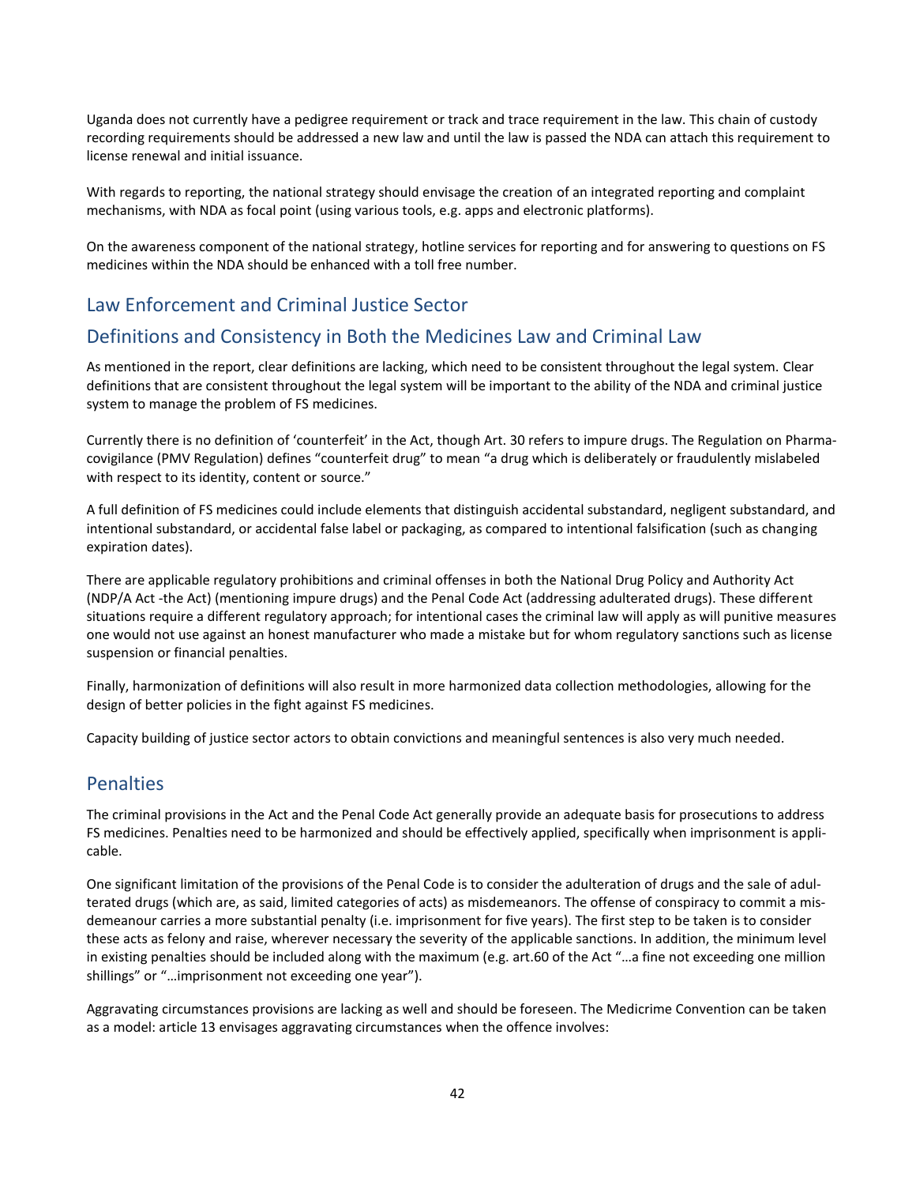Uganda does not currently have a pedigree requirement or track and trace requirement in the law. This chain of custody recording requirements should be addressed a new law and until the law is passed the NDA can attach this requirement to license renewal and initial issuance.

With regards to reporting, the national strategy should envisage the creation of an integrated reporting and complaint mechanisms, with NDA as focal point (using various tools, e.g. apps and electronic platforms).

On the awareness component of the national strategy, hotline services for reporting and for answering to questions on FS medicines within the NDA should be enhanced with a toll free number.

## Law Enforcement and Criminal Justice Sector

## Definitions and Consistency in Both the Medicines Law and Criminal Law

As mentioned in the report, clear definitions are lacking, which need to be consistent throughout the legal system. Clear definitions that are consistent throughout the legal system will be important to the ability of the NDA and criminal justice system to manage the problem of FS medicines.

Currently there is no definition of 'counterfeit' in the Act, though Art. 30 refers to impure drugs. The Regulation on Pharmacovigilance (PMV Regulation) defines "counterfeit drug" to mean "a drug which is deliberately or fraudulently mislabeled with respect to its identity, content or source."

A full definition of FS medicines could include elements that distinguish accidental substandard, negligent substandard, and intentional substandard, or accidental false label or packaging, as compared to intentional falsification (such as changing expiration dates).

There are applicable regulatory prohibitions and criminal offenses in both the National Drug Policy and Authority Act (NDP/A Act -the Act) (mentioning impure drugs) and the Penal Code Act (addressing adulterated drugs). These different situations require a different regulatory approach; for intentional cases the criminal law will apply as will punitive measures one would not use against an honest manufacturer who made a mistake but for whom regulatory sanctions such as license suspension or financial penalties.

Finally, harmonization of definitions will also result in more harmonized data collection methodologies, allowing for the design of better policies in the fight against FS medicines.

Capacity building of justice sector actors to obtain convictions and meaningful sentences is also very much needed.

## Penalties

The criminal provisions in the Act and the Penal Code Act generally provide an adequate basis for prosecutions to address FS medicines. Penalties need to be harmonized and should be effectively applied, specifically when imprisonment is applicable.

One significant limitation of the provisions of the Penal Code is to consider the adulteration of drugs and the sale of adulterated drugs (which are, as said, limited categories of acts) as misdemeanors. The offense of conspiracy to commit a misdemeanour carries a more substantial penalty (i.e. imprisonment for five years). The first step to be taken is to consider these acts as felony and raise, wherever necessary the severity of the applicable sanctions. In addition, the minimum level in existing penalties should be included along with the maximum (e.g. art.60 of the Act "…a fine not exceeding one million shillings" or "…imprisonment not exceeding one year").

Aggravating circumstances provisions are lacking as well and should be foreseen. The Medicrime Convention can be taken as a model: article 13 envisages aggravating circumstances when the offence involves: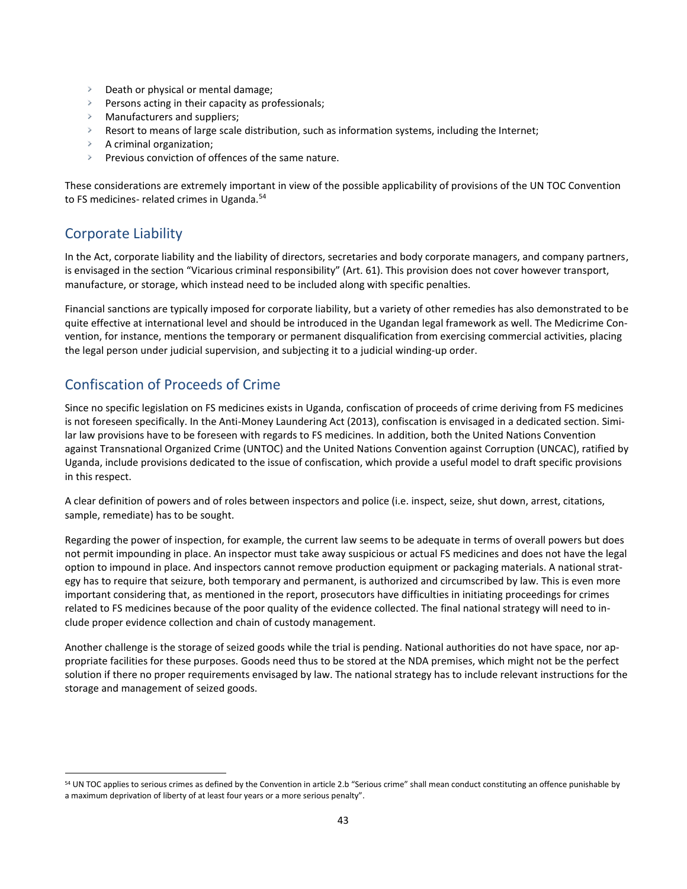- Death or physical or mental damage;
- Persons acting in their capacity as professionals;
- Manufacturers and suppliers;
- Resort to means of large scale distribution, such as information systems, including the Internet;
- A criminal organization;
- Previous conviction of offences of the same nature.

These considerations are extremely important in view of the possible applicability of provisions of the UN TOC Convention to FS medicines- related crimes in Uganda.[54]

## Corporate Liability

In the Act, corporate liability and the liability of directors, secretaries and body corporate managers, and company partners, is envisaged in the section "Vicarious criminal responsibility" (Art. 61). This provision does not cover however transport, manufacture, or storage, which instead need to be included along with specific penalties.

Financial sanctions are typically imposed for corporate liability, but a variety of other remedies has also demonstrated to be quite effective at international level and should be introduced in the Ugandan legal framework as well. The Medicrime Convention, for instance, mentions the temporary or permanent disqualification from exercising commercial activities, placing the legal person under judicial supervision, and subjecting it to a judicial winding-up order.

## Confiscation of Proceeds of Crime

Since no specific legislation on FS medicines exists in Uganda, confiscation of proceeds of crime deriving from FS medicines is not foreseen specifically. In the Anti-Money Laundering Act (2013), confiscation is envisaged in a dedicated section. Similar law provisions have to be foreseen with regards to FS medicines. In addition, both the United Nations Convention against Transnational Organized Crime (UNTOC) and the United Nations Convention against Corruption (UNCAC), ratified by Uganda, include provisions dedicated to the issue of confiscation, which provide a useful model to draft specific provisions in this respect.

A clear definition of powers and of roles between inspectors and police (i.e. inspect, seize, shut down, arrest, citations, sample, remediate) has to be sought.

Regarding the power of inspection, for example, the current law seems to be adequate in terms of overall powers but does not permit impounding in place. An inspector must take away suspicious or actual FS medicines and does not have the legal option to impound in place. And inspectors cannot remove production equipment or packaging materials. A national strategy has to require that seizure, both temporary and permanent, is authorized and circumscribed by law. This is even more important considering that, as mentioned in the report, prosecutors have difficulties in initiating proceedings for crimes related to FS medicines because of the poor quality of the evidence collected. The final national strategy will need to include proper evidence collection and chain of custody management.

Another challenge is the storage of seized goods while the trial is pending. National authorities do not have space, nor appropriate facilities for these purposes. Goods need thus to be stored at the NDA premises, which might not be the perfect solution if there no proper requirements envisaged by law. The national strategy has to include relevant instructions for the storage and management of seized goods.

---

[54] UN TOC applies to serious crimes as defined by the Convention in article 2.b "Serious crime" shall mean conduct constituting an offence punishable by a maximum deprivation of liberty of at least four years or a more serious penalty".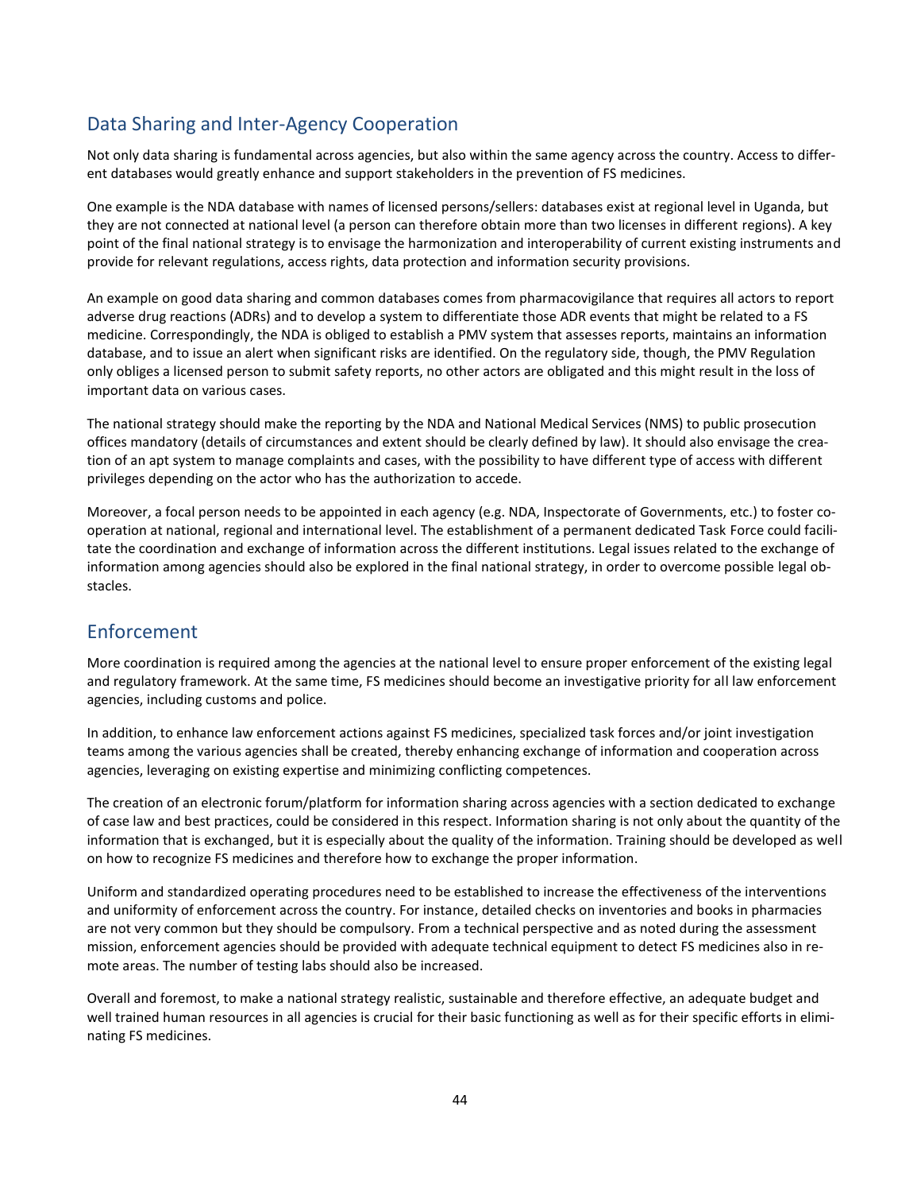## Data Sharing and Inter-Agency Cooperation

Not only data sharing is fundamental across agencies, but also within the same agency across the country. Access to different databases would greatly enhance and support stakeholders in the prevention of FS medicines.

One example is the NDA database with names of licensed persons/sellers: databases exist at regional level in Uganda, but they are not connected at national level (a person can therefore obtain more than two licenses in different regions). A key point of the final national strategy is to envisage the harmonization and interoperability of current existing instruments and provide for relevant regulations, access rights, data protection and information security provisions.

An example on good data sharing and common databases comes from pharmacovigilance that requires all actors to report adverse drug reactions (ADRs) and to develop a system to differentiate those ADR events that might be related to a FS medicine. Correspondingly, the NDA is obliged to establish a PMV system that assesses reports, maintains an information database, and to issue an alert when significant risks are identified. On the regulatory side, though, the PMV Regulation only obliges a licensed person to submit safety reports, no other actors are obligated and this might result in the loss of important data on various cases.

The national strategy should make the reporting by the NDA and National Medical Services (NMS) to public prosecution offices mandatory (details of circumstances and extent should be clearly defined by law). It should also envisage the creation of an apt system to manage complaints and cases, with the possibility to have different type of access with different privileges depending on the actor who has the authorization to accede.

Moreover, a focal person needs to be appointed in each agency (e.g. NDA, Inspectorate of Governments, etc.) to foster cooperation at national, regional and international level. The establishment of a permanent dedicated Task Force could facilitate the coordination and exchange of information across the different institutions. Legal issues related to the exchange of information among agencies should also be explored in the final national strategy, in order to overcome possible legal obstacles.

## Enforcement

More coordination is required among the agencies at the national level to ensure proper enforcement of the existing legal and regulatory framework. At the same time, FS medicines should become an investigative priority for all law enforcement agencies, including customs and police.

In addition, to enhance law enforcement actions against FS medicines, specialized task forces and/or joint investigation teams among the various agencies shall be created, thereby enhancing exchange of information and cooperation across agencies, leveraging on existing expertise and minimizing conflicting competences.

The creation of an electronic forum/platform for information sharing across agencies with a section dedicated to exchange of case law and best practices, could be considered in this respect. Information sharing is not only about the quantity of the information that is exchanged, but it is especially about the quality of the information. Training should be developed as well on how to recognize FS medicines and therefore how to exchange the proper information.

Uniform and standardized operating procedures need to be established to increase the effectiveness of the interventions and uniformity of enforcement across the country. For instance, detailed checks on inventories and books in pharmacies are not very common but they should be compulsory. From a technical perspective and as noted during the assessment mission, enforcement agencies should be provided with adequate technical equipment to detect FS medicines also in remote areas. The number of testing labs should also be increased.

Overall and foremost, to make a national strategy realistic, sustainable and therefore effective, an adequate budget and well trained human resources in all agencies is crucial for their basic functioning as well as for their specific efforts in eliminating FS medicines.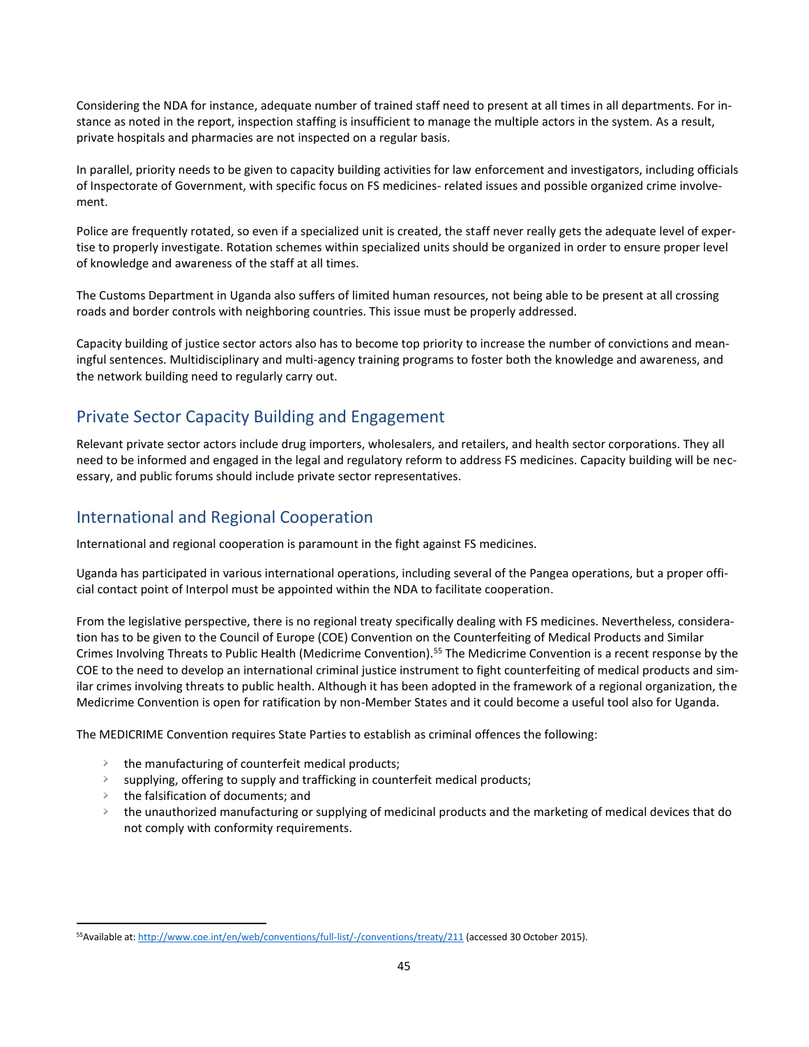Considering the NDA for instance, adequate number of trained staff need to present at all times in all departments. For instance as noted in the report, inspection staffing is insufficient to manage the multiple actors in the system. As a result, private hospitals and pharmacies are not inspected on a regular basis.

In parallel, priority needs to be given to capacity building activities for law enforcement and investigators, including officials of Inspectorate of Government, with specific focus on FS medicines- related issues and possible organized crime involvement.

Police are frequently rotated, so even if a specialized unit is created, the staff never really gets the adequate level of expertise to properly investigate. Rotation schemes within specialized units should be organized in order to ensure proper level of knowledge and awareness of the staff at all times.

The Customs Department in Uganda also suffers of limited human resources, not being able to be present at all crossing roads and border controls with neighboring countries. This issue must be properly addressed.

Capacity building of justice sector actors also has to become top priority to increase the number of convictions and meaningful sentences. Multidisciplinary and multi-agency training programs to foster both the knowledge and awareness, and the network building need to regularly carry out.

## Private Sector Capacity Building and Engagement

Relevant private sector actors include drug importers, wholesalers, and retailers, and health sector corporations. They all need to be informed and engaged in the legal and regulatory reform to address FS medicines. Capacity building will be necessary, and public forums should include private sector representatives.

## International and Regional Cooperation

International and regional cooperation is paramount in the fight against FS medicines.

Uganda has participated in various international operations, including several of the Pangea operations, but a proper official contact point of Interpol must be appointed within the NDA to facilitate cooperation.

From the legislative perspective, there is no regional treaty specifically dealing with FS medicines. Nevertheless, consideration has to be given to the Council of Europe (COE) Convention on the Counterfeiting of Medical Products and Similar Crimes Involving Threats to Public Health (Medicrime Convention).[55] The Medicrime Convention is a recent response by the COE to the need to develop an international criminal justice instrument to fight counterfeiting of medical products and similar crimes involving threats to public health. Although it has been adopted in the framework of a regional organization, the Medicrime Convention is open for ratification by non-Member States and it could become a useful tool also for Uganda.

The MEDICRIME Convention requires State Parties to establish as criminal offences the following:

- the manufacturing of counterfeit medical products;
- supplying, offering to supply and trafficking in counterfeit medical products;
- the falsification of documents; and
- the unauthorized manufacturing or supplying of medicinal products and the marketing of medical devices that do not comply with conformity requirements.

[55] Available at: http://www.coe.int/en/web/conventions/full-list/-/conventions/treaty/211 (accessed 30 October 2015).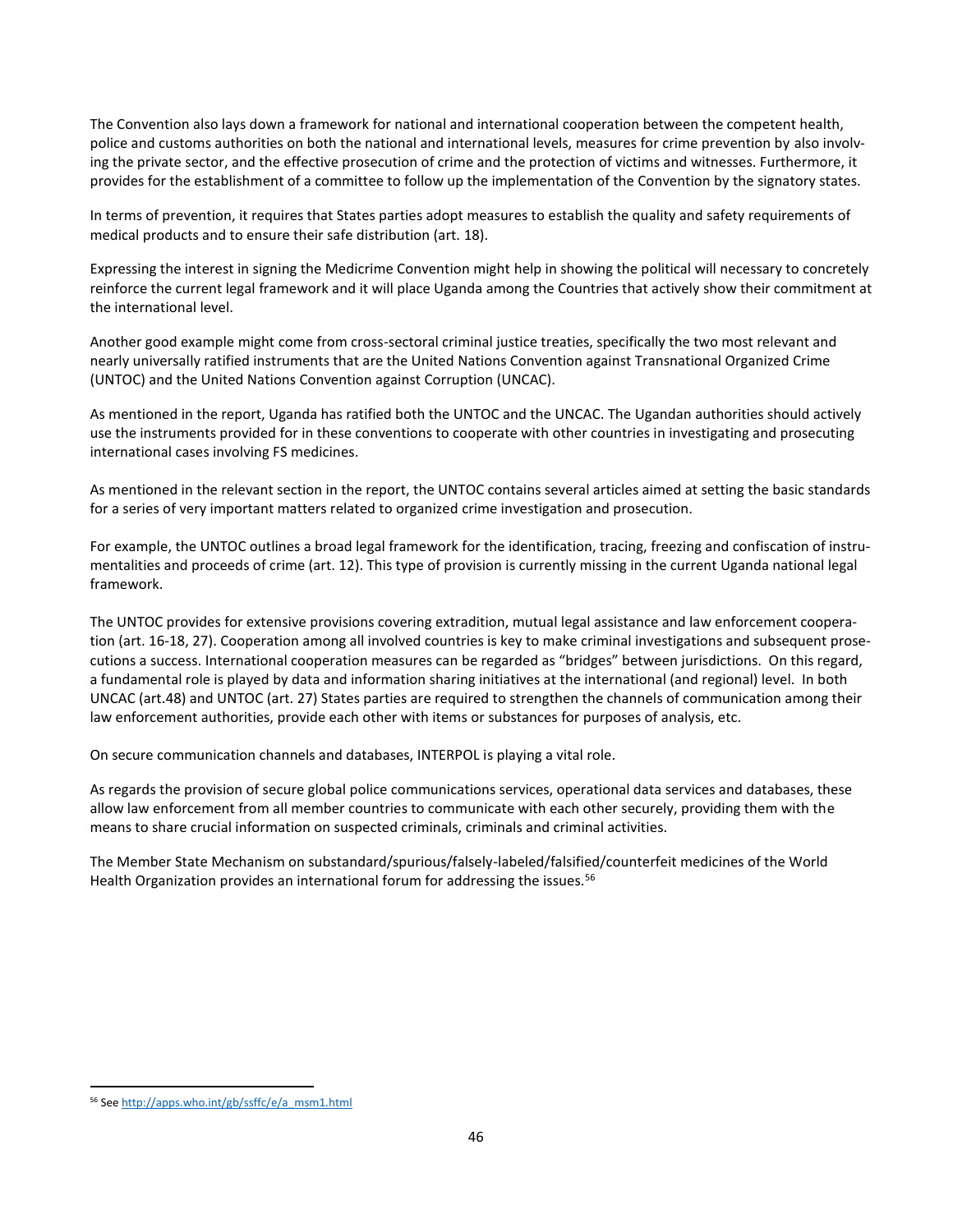The Convention also lays down a framework for national and international cooperation between the competent health, police and customs authorities on both the national and international levels, measures for crime prevention by also involving the private sector, and the effective prosecution of crime and the protection of victims and witnesses. Furthermore, it provides for the establishment of a committee to follow up the implementation of the Convention by the signatory states.

In terms of prevention, it requires that States parties adopt measures to establish the quality and safety requirements of medical products and to ensure their safe distribution (art. 18).

Expressing the interest in signing the Medicrime Convention might help in showing the political will necessary to concretely reinforce the current legal framework and it will place Uganda among the Countries that actively show their commitment at the international level.

Another good example might come from cross-sectoral criminal justice treaties, specifically the two most relevant and nearly universally ratified instruments that are the United Nations Convention against Transnational Organized Crime (UNTOC) and the United Nations Convention against Corruption (UNCAC).

As mentioned in the report, Uganda has ratified both the UNTOC and the UNCAC. The Ugandan authorities should actively use the instruments provided for in these conventions to cooperate with other countries in investigating and prosecuting international cases involving FS medicines.

As mentioned in the relevant section in the report, the UNTOC contains several articles aimed at setting the basic standards for a series of very important matters related to organized crime investigation and prosecution.

For example, the UNTOC outlines a broad legal framework for the identification, tracing, freezing and confiscation of instrumentalities and proceeds of crime (art. 12). This type of provision is currently missing in the current Uganda national legal framework.

The UNTOC provides for extensive provisions covering extradition, mutual legal assistance and law enforcement cooperation (art. 16-18, 27). Cooperation among all involved countries is key to make criminal investigations and subsequent prosecutions a success. International cooperation measures can be regarded as "bridges" between jurisdictions. On this regard, a fundamental role is played by data and information sharing initiatives at the international (and regional) level. In both UNCAC (art.48) and UNTOC (art. 27) States parties are required to strengthen the channels of communication among their law enforcement authorities, provide each other with items or substances for purposes of analysis, etc.

On secure communication channels and databases, INTERPOL is playing a vital role.

As regards the provision of secure global police communications services, operational data services and databases, these allow law enforcement from all member countries to communicate with each other securely, providing them with the means to share crucial information on suspected criminals, criminals and criminal activities.

The Member State Mechanism on substandard/spurious/falsely-labeled/falsified/counterfeit medicines of the World Health Organization provides an international forum for addressing the issues.[56]

---

[56] See http://apps.who.int/gb/ssffc/e/a_msm1.html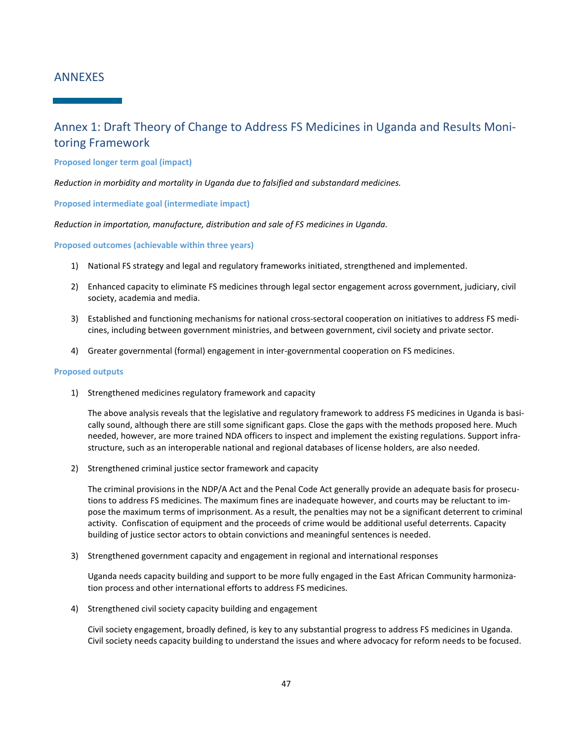# ANNEXES

## Annex 1: Draft Theory of Change to Address FS Medicines in Uganda and Results Monitoring Framework

**Proposed longer term goal (impact)**

*Reduction in morbidity and mortality in Uganda due to falsified and substandard medicines.*

**Proposed intermediate goal (intermediate impact)**

*Reduction in importation, manufacture, distribution and sale of FS medicines in Uganda.*

**Proposed outcomes (achievable within three years)**

1) National FS strategy and legal and regulatory frameworks initiated, strengthened and implemented.
2) Enhanced capacity to eliminate FS medicines through legal sector engagement across government, judiciary, civil society, academia and media.
3) Established and functioning mechanisms for national cross-sectoral cooperation on initiatives to address FS medicines, including between government ministries, and between government, civil society and private sector.
4) Greater governmental (formal) engagement in inter-governmental cooperation on FS medicines.

**Proposed outputs**

1) Strengthened medicines regulatory framework and capacity

   The above analysis reveals that the legislative and regulatory framework to address FS medicines in Uganda is basically sound, although there are still some significant gaps. Close the gaps with the methods proposed here. Much needed, however, are more trained NDA officers to inspect and implement the existing regulations. Support infrastructure, such as an interoperable national and regional databases of license holders, are also needed.

2) Strengthened criminal justice sector framework and capacity

   The criminal provisions in the NDP/A Act and the Penal Code Act generally provide an adequate basis for prosecutions to address FS medicines. The maximum fines are inadequate however, and courts may be reluctant to impose the maximum terms of imprisonment. As a result, the penalties may not be a significant deterrent to criminal activity. Confiscation of equipment and the proceeds of crime would be additional useful deterrents. Capacity building of justice sector actors to obtain convictions and meaningful sentences is needed.

3) Strengthened government capacity and engagement in regional and international responses

   Uganda needs capacity building and support to be more fully engaged in the East African Community harmonization process and other international efforts to address FS medicines.

4) Strengthened civil society capacity building and engagement

   Civil society engagement, broadly defined, is key to any substantial progress to address FS medicines in Uganda. Civil society needs capacity building to understand the issues and where advocacy for reform needs to be focused.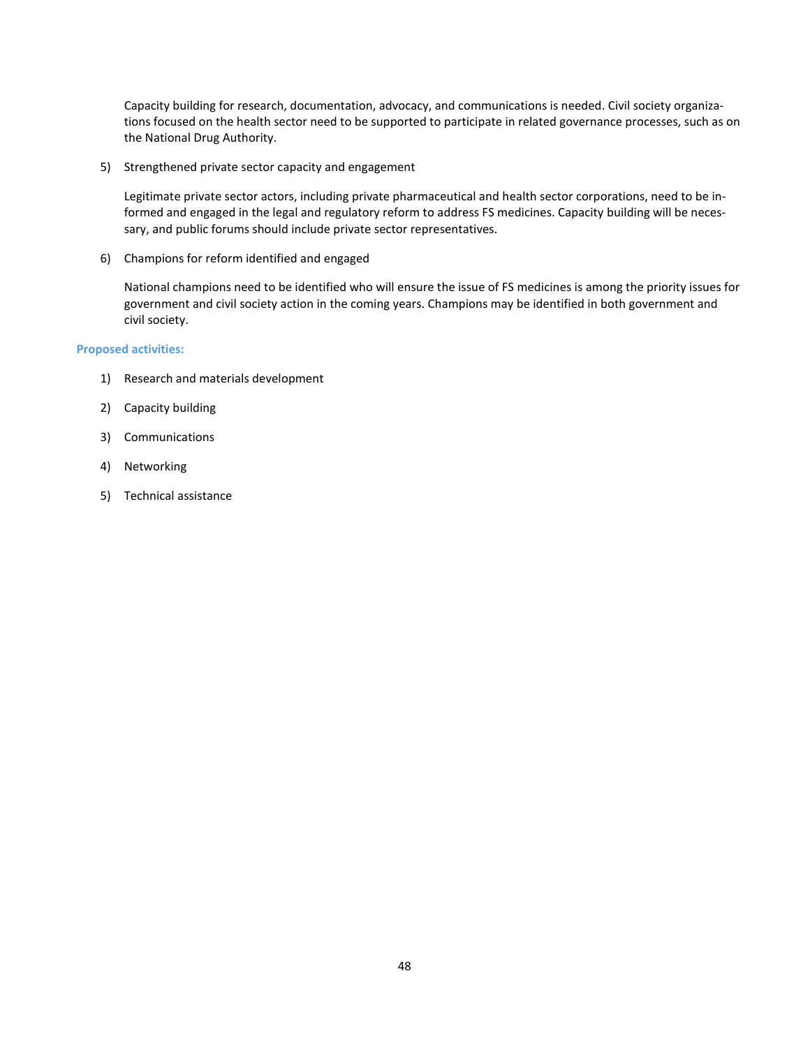Capacity building for research, documentation, advocacy, and communications is needed. Civil society organizations focused on the health sector need to be supported to participate in related governance processes, such as on the National Drug Authority.

5) Strengthened private sector capacity and engagement

   Legitimate private sector actors, including private pharmaceutical and health sector corporations, need to be informed and engaged in the legal and regulatory reform to address FS medicines. Capacity building will be necessary, and public forums should include private sector representatives.

6) Champions for reform identified and engaged

   National champions need to be identified who will ensure the issue of FS medicines is among the priority issues for government and civil society action in the coming years. Champions may be identified in both government and civil society.

**Proposed activities:**

1) Research and materials development
2) Capacity building
3) Communications
4) Networking
5) Technical assistance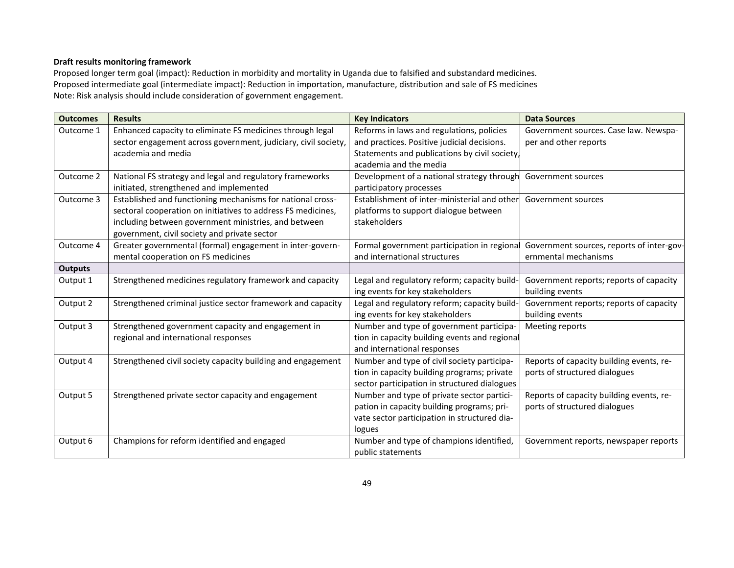**Draft results monitoring framework**

Proposed longer term goal (impact): Reduction in morbidity and mortality in Uganda due to falsified and substandard medicines.
Proposed intermediate goal (intermediate impact): Reduction in importation, manufacture, distribution and sale of FS medicines
Note: Risk analysis should include consideration of government engagement.

| Outcomes | Results | Key Indicators | Data Sources |
|---|---|---|---|
| Outcome 1 | Enhanced capacity to eliminate FS medicines through legal sector engagement across government, judiciary, civil society, academia and media | Reforms in laws and regulations, policies and practices. Positive judicial decisions. Statements and publications by civil society, academia and the media | Government sources. Case law. Newspaper and other reports |
| Outcome 2 | National FS strategy and legal and regulatory frameworks initiated, strengthened and implemented | Development of a national strategy through participatory processes | Government sources |
| Outcome 3 | Established and functioning mechanisms for national cross-sectoral cooperation on initiatives to address FS medicines, including between government ministries, and between government, civil society and private sector | Establishment of inter-ministerial and other platforms to support dialogue between stakeholders | Government sources |
| Outcome 4 | Greater governmental (formal) engagement in inter-governmental cooperation on FS medicines | Formal government participation in regional and international structures | Government sources, reports of inter-governmental mechanisms |
| **Outputs** | | | |
| Output 1 | Strengthened medicines regulatory framework and capacity | Legal and regulatory reform; capacity building events for key stakeholders | Government reports; reports of capacity building events |
| Output 2 | Strengthened criminal justice sector framework and capacity | Legal and regulatory reform; capacity building events for key stakeholders | Government reports; reports of capacity building events |
| Output 3 | Strengthened government capacity and engagement in regional and international responses | Number and type of government participation in capacity building events and regional and international responses | Meeting reports |
| Output 4 | Strengthened civil society capacity building and engagement | Number and type of civil society participation in capacity building programs; private sector participation in structured dialogues | Reports of capacity building events, reports of structured dialogues |
| Output 5 | Strengthened private sector capacity and engagement | Number and type of private sector participation in capacity building programs; private sector participation in structured dialogues | Reports of capacity building events, reports of structured dialogues |
| Output 6 | Champions for reform identified and engaged | Number and type of champions identified, public statements | Government reports, newspaper reports |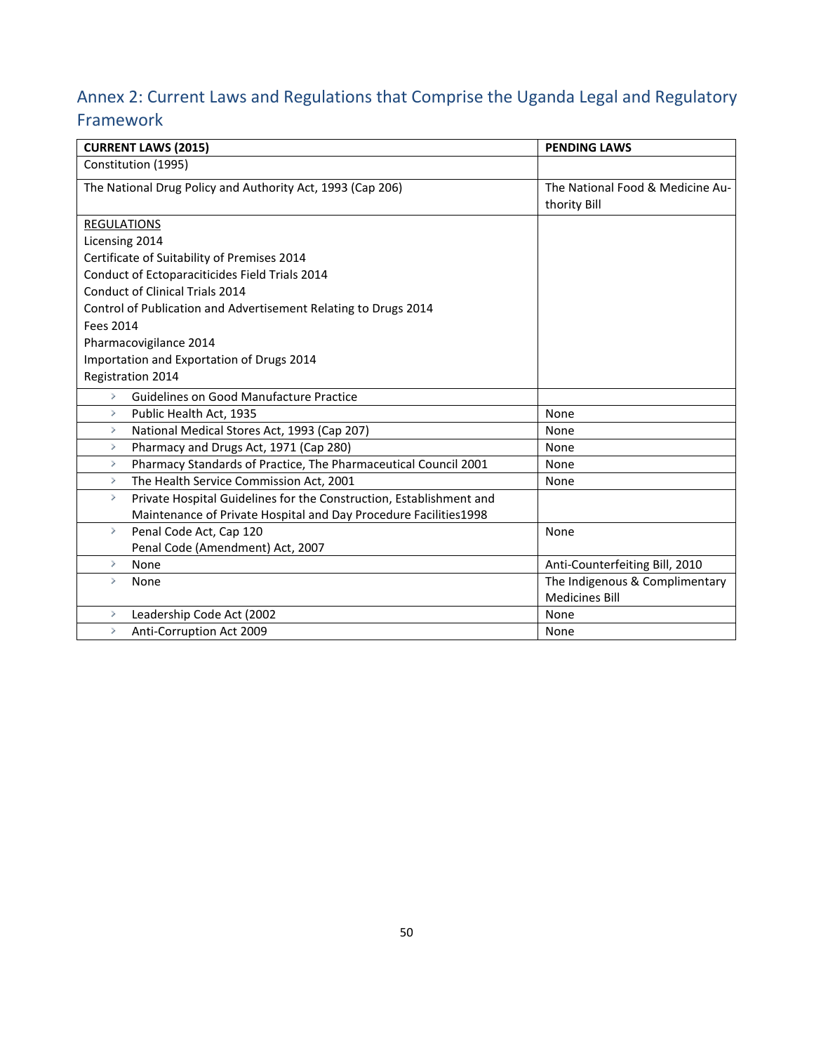## Annex 2: Current Laws and Regulations that Comprise the Uganda Legal and Regulatory Framework

| CURRENT LAWS (2015) | PENDING LAWS |
|---|---|
| Constitution (1995) | |
| The National Drug Policy and Authority Act, 1993 (Cap 206) | The National Food & Medicine Authority Bill |
| REGULATIONS<br>Licensing 2014<br>Certificate of Suitability of Premises 2014<br>Conduct of Ectoparaciticides Field Trials 2014<br>Conduct of Clinical Trials 2014<br>Control of Publication and Advertisement Relating to Drugs 2014<br>Fees 2014<br>Pharmacovigilance 2014<br>Importation and Exportation of Drugs 2014<br>Registration 2014 | |
| › Guidelines on Good Manufacture Practice | |
| › Public Health Act, 1935 | None |
| › National Medical Stores Act, 1993 (Cap 207) | None |
| › Pharmacy and Drugs Act, 1971 (Cap 280) | None |
| › Pharmacy Standards of Practice, The Pharmaceutical Council 2001 | None |
| › The Health Service Commission Act, 2001 | None |
| › Private Hospital Guidelines for the Construction, Establishment and Maintenance of Private Hospital and Day Procedure Facilities1998 | |
| › Penal Code Act, Cap 120<br>Penal Code (Amendment) Act, 2007 | None |
| › None | Anti-Counterfeiting Bill, 2010 |
| › None | The Indigenous & Complimentary Medicines Bill |
| › Leadership Code Act (2002 | None |
| › Anti-Corruption Act 2009 | None |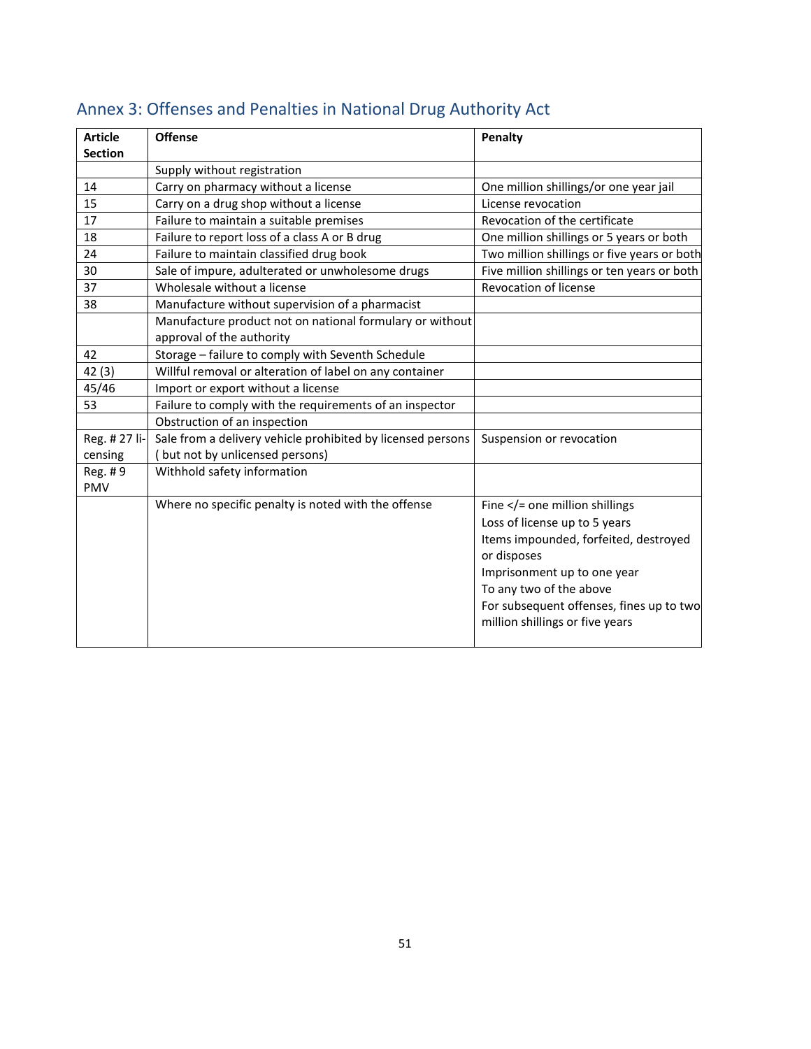## Annex 3: Offenses and Penalties in National Drug Authority Act

| Article Section | Offense | Penalty |
|---|---|---|
| | Supply without registration | |
| 14 | Carry on pharmacy without a license | One million shillings/or one year jail |
| 15 | Carry on a drug shop without a license | License revocation |
| 17 | Failure to maintain a suitable premises | Revocation of the certificate |
| 18 | Failure to report loss of a class A or B drug | One million shillings or 5 years or both |
| 24 | Failure to maintain classified drug book | Two million shillings or five years or both |
| 30 | Sale of impure, adulterated or unwholesome drugs | Five million shillings or ten years or both |
| 37 | Wholesale without a license | Revocation of license |
| 38 | Manufacture without supervision of a pharmacist | |
| | Manufacture product not on national formulary or without approval of the authority | |
| 42 | Storage – failure to comply with Seventh Schedule | |
| 42 (3) | Willful removal or alteration of label on any container | |
| 45/46 | Import or export without a license | |
| 53 | Failure to comply with the requirements of an inspector | |
| | Obstruction of an inspection | |
| Reg. # 27 licensing | Sale from a delivery vehicle prohibited by licensed persons ( but not by unlicensed persons) | Suspension or revocation |
| Reg. # 9 PMV | Withhold safety information | |
| | Where no specific penalty is noted with the offense | Fine </= one million shillings<br>Loss of license up to 5 years<br>Items impounded, forfeited, destroyed or disposes<br>Imprisonment up to one year<br>To any two of the above<br>For subsequent offenses, fines up to two million shillings or five years |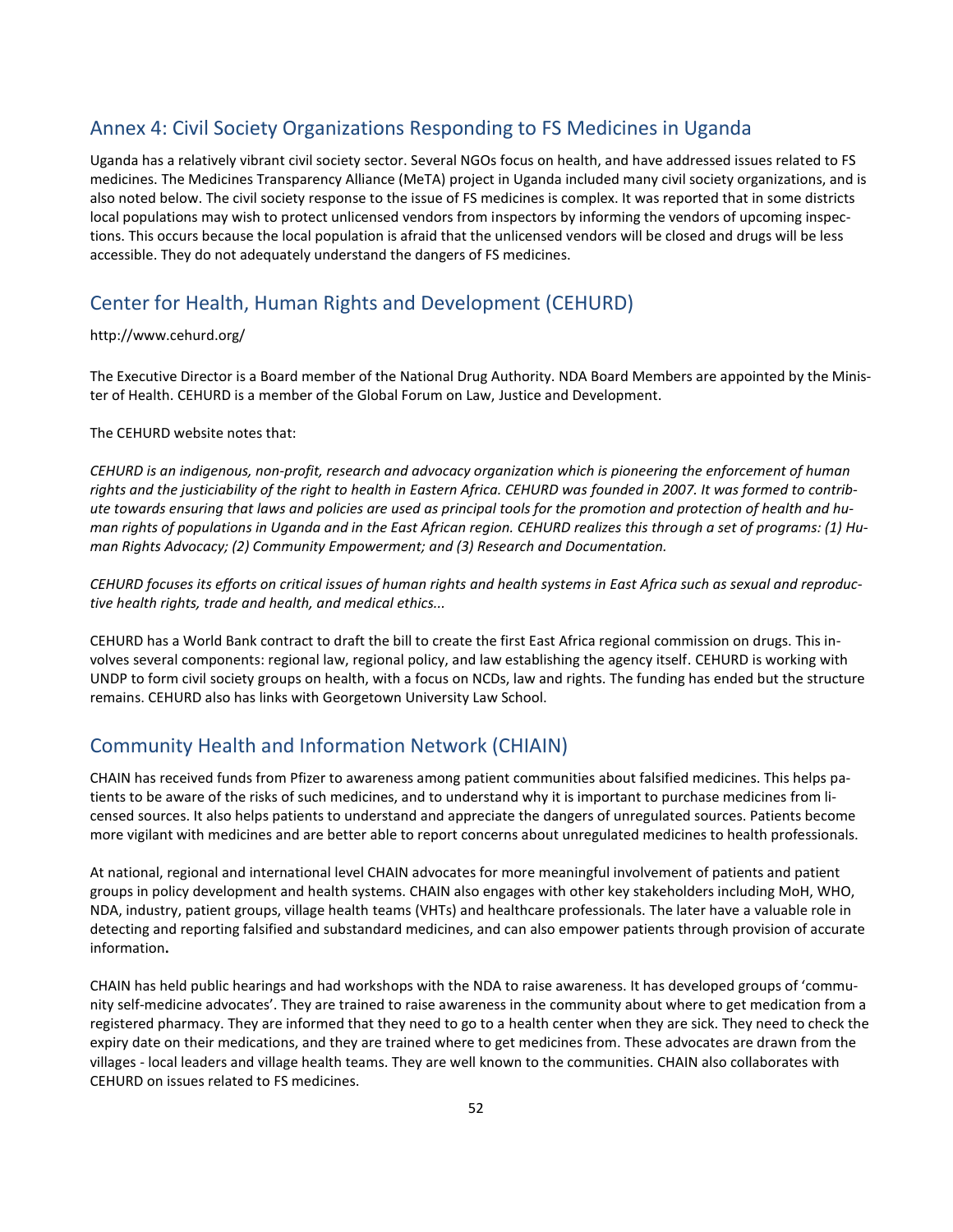## Annex 4: Civil Society Organizations Responding to FS Medicines in Uganda

Uganda has a relatively vibrant civil society sector. Several NGOs focus on health, and have addressed issues related to FS medicines. The Medicines Transparency Alliance (MeTA) project in Uganda included many civil society organizations, and is also noted below. The civil society response to the issue of FS medicines is complex. It was reported that in some districts local populations may wish to protect unlicensed vendors from inspectors by informing the vendors of upcoming inspections. This occurs because the local population is afraid that the unlicensed vendors will be closed and drugs will be less accessible. They do not adequately understand the dangers of FS medicines.

## Center for Health, Human Rights and Development (CEHURD)

http://www.cehurd.org/

The Executive Director is a Board member of the National Drug Authority. NDA Board Members are appointed by the Minister of Health. CEHURD is a member of the Global Forum on Law, Justice and Development.

The CEHURD website notes that:

*CEHURD is an indigenous, non-profit, research and advocacy organization which is pioneering the enforcement of human rights and the justiciability of the right to health in Eastern Africa. CEHURD was founded in 2007. It was formed to contribute towards ensuring that laws and policies are used as principal tools for the promotion and protection of health and human rights of populations in Uganda and in the East African region. CEHURD realizes this through a set of programs: (1) Human Rights Advocacy; (2) Community Empowerment; and (3) Research and Documentation.*

*CEHURD focuses its efforts on critical issues of human rights and health systems in East Africa such as sexual and reproductive health rights, trade and health, and medical ethics...*

CEHURD has a World Bank contract to draft the bill to create the first East Africa regional commission on drugs. This involves several components: regional law, regional policy, and law establishing the agency itself. CEHURD is working with UNDP to form civil society groups on health, with a focus on NCDs, law and rights. The funding has ended but the structure remains. CEHURD also has links with Georgetown University Law School.

## Community Health and Information Network (CHIAIN)

CHAIN has received funds from Pfizer to awareness among patient communities about falsified medicines. This helps patients to be aware of the risks of such medicines, and to understand why it is important to purchase medicines from licensed sources. It also helps patients to understand and appreciate the dangers of unregulated sources. Patients become more vigilant with medicines and are better able to report concerns about unregulated medicines to health professionals.

At national, regional and international level CHAIN advocates for more meaningful involvement of patients and patient groups in policy development and health systems. CHAIN also engages with other key stakeholders including MoH, WHO, NDA, industry, patient groups, village health teams (VHTs) and healthcare professionals. The later have a valuable role in detecting and reporting falsified and substandard medicines, and can also empower patients through provision of accurate information**.**

CHAIN has held public hearings and had workshops with the NDA to raise awareness. It has developed groups of 'community self-medicine advocates'. They are trained to raise awareness in the community about where to get medication from a registered pharmacy. They are informed that they need to go to a health center when they are sick. They need to check the expiry date on their medications, and they are trained where to get medicines from. These advocates are drawn from the villages - local leaders and village health teams. They are well known to the communities. CHAIN also collaborates with CEHURD on issues related to FS medicines.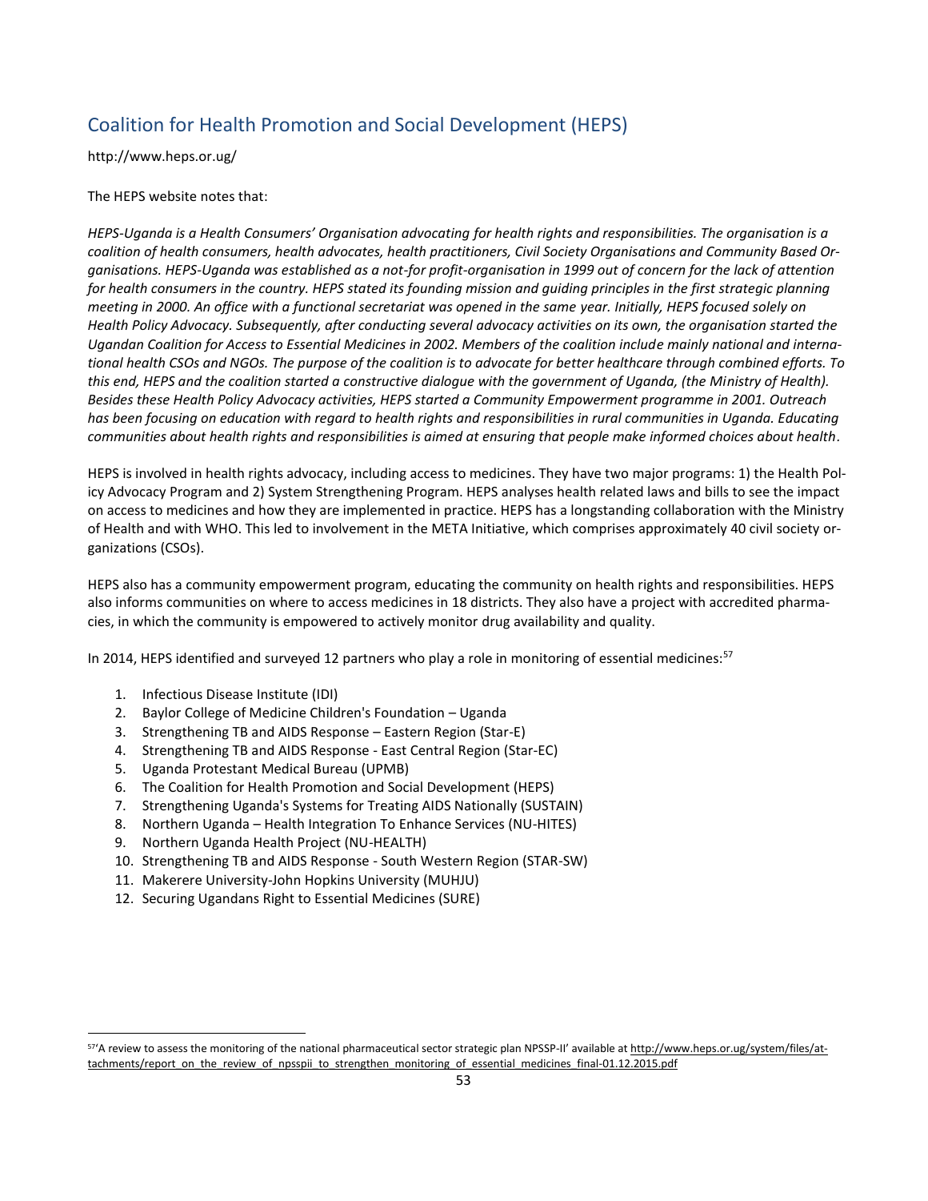## Coalition for Health Promotion and Social Development (HEPS)

http://www.heps.or.ug/

The HEPS website notes that:

*HEPS-Uganda is a Health Consumers' Organisation advocating for health rights and responsibilities. The organisation is a coalition of health consumers, health advocates, health practitioners, Civil Society Organisations and Community Based Organisations. HEPS-Uganda was established as a not-for profit-organisation in 1999 out of concern for the lack of attention for health consumers in the country. HEPS stated its founding mission and guiding principles in the first strategic planning meeting in 2000. An office with a functional secretariat was opened in the same year. Initially, HEPS focused solely on Health Policy Advocacy. Subsequently, after conducting several advocacy activities on its own, the organisation started the Ugandan Coalition for Access to Essential Medicines in 2002. Members of the coalition include mainly national and international health CSOs and NGOs. The purpose of the coalition is to advocate for better healthcare through combined efforts. To this end, HEPS and the coalition started a constructive dialogue with the government of Uganda, (the Ministry of Health). Besides these Health Policy Advocacy activities, HEPS started a Community Empowerment programme in 2001. Outreach has been focusing on education with regard to health rights and responsibilities in rural communities in Uganda. Educating communities about health rights and responsibilities is aimed at ensuring that people make informed choices about health.*

HEPS is involved in health rights advocacy, including access to medicines. They have two major programs: 1) the Health Policy Advocacy Program and 2) System Strengthening Program. HEPS analyses health related laws and bills to see the impact on access to medicines and how they are implemented in practice. HEPS has a longstanding collaboration with the Ministry of Health and with WHO. This led to involvement in the META Initiative, which comprises approximately 40 civil society organizations (CSOs).

HEPS also has a community empowerment program, educating the community on health rights and responsibilities. HEPS also informs communities on where to access medicines in 18 districts. They also have a project with accredited pharmacies, in which the community is empowered to actively monitor drug availability and quality.

In 2014, HEPS identified and surveyed 12 partners who play a role in monitoring of essential medicines:[57]

1. Infectious Disease Institute (IDI)
2. Baylor College of Medicine Children's Foundation – Uganda
3. Strengthening TB and AIDS Response – Eastern Region (Star-E)
4. Strengthening TB and AIDS Response - East Central Region (Star-EC)
5. Uganda Protestant Medical Bureau (UPMB)
6. The Coalition for Health Promotion and Social Development (HEPS)
7. Strengthening Uganda's Systems for Treating AIDS Nationally (SUSTAIN)
8. Northern Uganda – Health Integration To Enhance Services (NU-HITES)
9. Northern Uganda Health Project (NU-HEALTH)
10. Strengthening TB and AIDS Response - South Western Region (STAR-SW)
11. Makerere University-John Hopkins University (MUHJU)
12. Securing Ugandans Right to Essential Medicines (SURE)

---

[57] 'A review to assess the monitoring of the national pharmaceutical sector strategic plan NPSSP-II' available at http://www.heps.or.ug/system/files/attachments/report_on_the_review_of_npsspii_to_strengthen_monitoring_of_essential_medicines_final-01.12.2015.pdf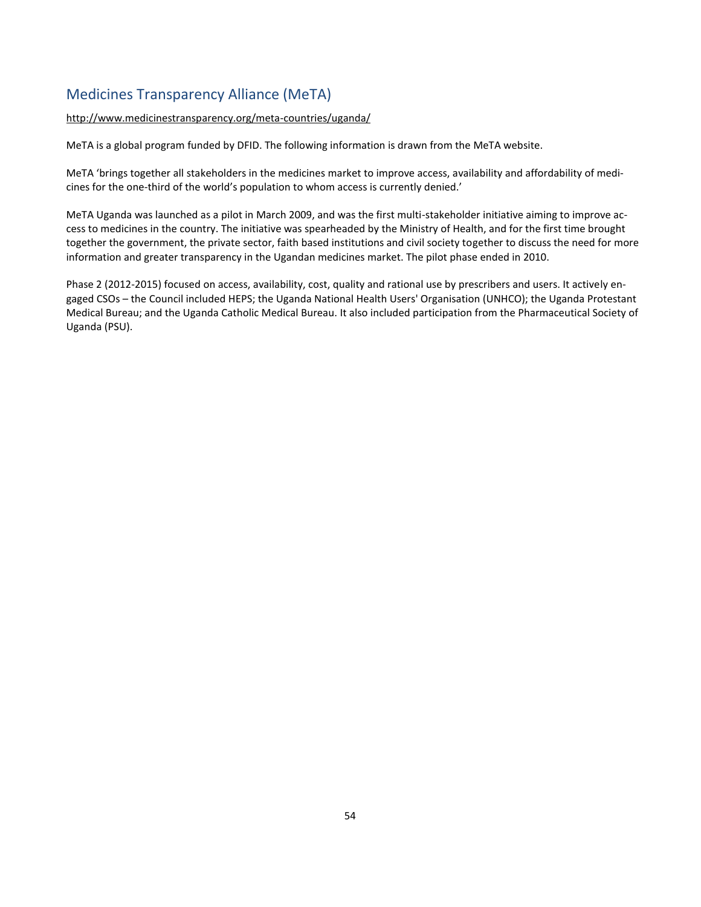## Medicines Transparency Alliance (MeTA)

http://www.medicinestransparency.org/meta-countries/uganda/

MeTA is a global program funded by DFID. The following information is drawn from the MeTA website.

MeTA 'brings together all stakeholders in the medicines market to improve access, availability and affordability of medicines for the one-third of the world's population to whom access is currently denied.'

MeTA Uganda was launched as a pilot in March 2009, and was the first multi-stakeholder initiative aiming to improve access to medicines in the country. The initiative was spearheaded by the Ministry of Health, and for the first time brought together the government, the private sector, faith based institutions and civil society together to discuss the need for more information and greater transparency in the Ugandan medicines market. The pilot phase ended in 2010.

Phase 2 (2012-2015) focused on access, availability, cost, quality and rational use by prescribers and users. It actively engaged CSOs – the Council included HEPS; the Uganda National Health Users' Organisation (UNHCO); the Uganda Protestant Medical Bureau; and the Uganda Catholic Medical Bureau. It also included participation from the Pharmaceutical Society of Uganda (PSU).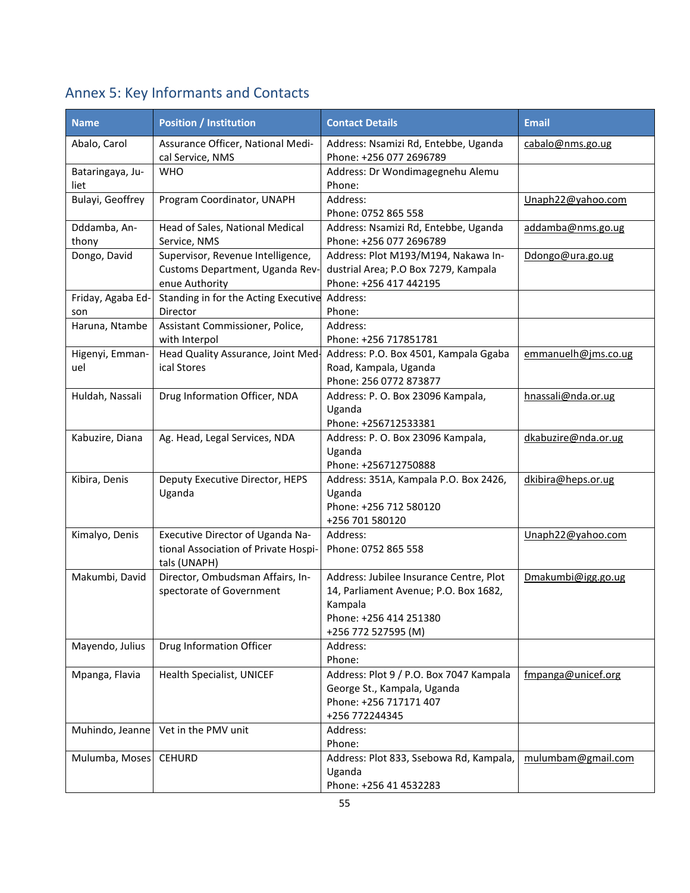## Annex 5: Key Informants and Contacts

| Name | Position / Institution | Contact Details | Email |
|---|---|---|---|
| Abalo, Carol | Assurance Officer, National Medical Service, NMS | Address: Nsamizi Rd, Entebbe, Uganda<br>Phone: +256 077 2696789 | cabalo@nms.go.ug |
| Bataringaya, Juliet | WHO | Address: Dr Wondimagegnehu Alemu<br>Phone: | |
| Bulayi, Geoffrey | Program Coordinator, UNAPH | Address:<br>Phone: 0752 865 558 | Unaph22@yahoo.com |
| Dddamba, Anthony | Head of Sales, National Medical Service, NMS | Address: Nsamizi Rd, Entebbe, Uganda<br>Phone: +256 077 2696789 | addamba@nms.go.ug |
| Dongo, David | Supervisor, Revenue Intelligence, Customs Department, Uganda Revenue Authority | Address: Plot M193/M194, Nakawa Industrial Area; P.O Box 7279, Kampala<br>Phone: +256 417 442195 | Ddongo@ura.go.ug |
| Friday, Agaba Edson | Standing in for the Acting Executive Director | Address:<br>Phone: | |
| Haruna, Ntambe | Assistant Commissioner, Police, with Interpol | Address:<br>Phone: +256 717851781 | |
| Higenyi, Emmanuel | Head Quality Assurance, Joint Medical Stores | Address: P.O. Box 4501, Kampala Ggaba Road, Kampala, Uganda<br>Phone: 256 0772 873877 | emmanuelh@jms.co.ug |
| Huldah, Nassali | Drug Information Officer, NDA | Address: P. O. Box 23096 Kampala, Uganda<br>Phone: +256712533381 | hnassali@nda.or.ug |
| Kabuzire, Diana | Ag. Head, Legal Services, NDA | Address: P. O. Box 23096 Kampala, Uganda<br>Phone: +256712750888 | dkabuzire@nda.or.ug |
| Kibira, Denis | Deputy Executive Director, HEPS Uganda | Address: 351A, Kampala P.O. Box 2426, Uganda<br>Phone: +256 712 580120<br>+256 701 580120 | dkibira@heps.or.ug |
| Kimalyo, Denis | Executive Director of Uganda National Association of Private Hospitals (UNAPH) | Address:<br>Phone: 0752 865 558 | Unaph22@yahoo.com |
| Makumbi, David | Director, Ombudsman Affairs, Inspectorate of Government | Address: Jubilee Insurance Centre, Plot 14, Parliament Avenue; P.O. Box 1682, Kampala<br>Phone: +256 414 251380<br>+256 772 527595 (M) | Dmakumbi@igg.go.ug |
| Mayendo, Julius | Drug Information Officer | Address:<br>Phone: | |
| Mpanga, Flavia | Health Specialist, UNICEF | Address: Plot 9 / P.O. Box 7047 Kampala George St., Kampala, Uganda<br>Phone: +256 717171 407<br>+256 772244345 | fmpanga@unicef.org |
| Muhindo, Jeanne | Vet in the PMV unit | Address:<br>Phone: | |
| Mulumba, Moses | CEHURD | Address: Plot 833, Ssebowa Rd, Kampala, Uganda<br>Phone: +256 41 4532283 | mulumbam@gmail.com |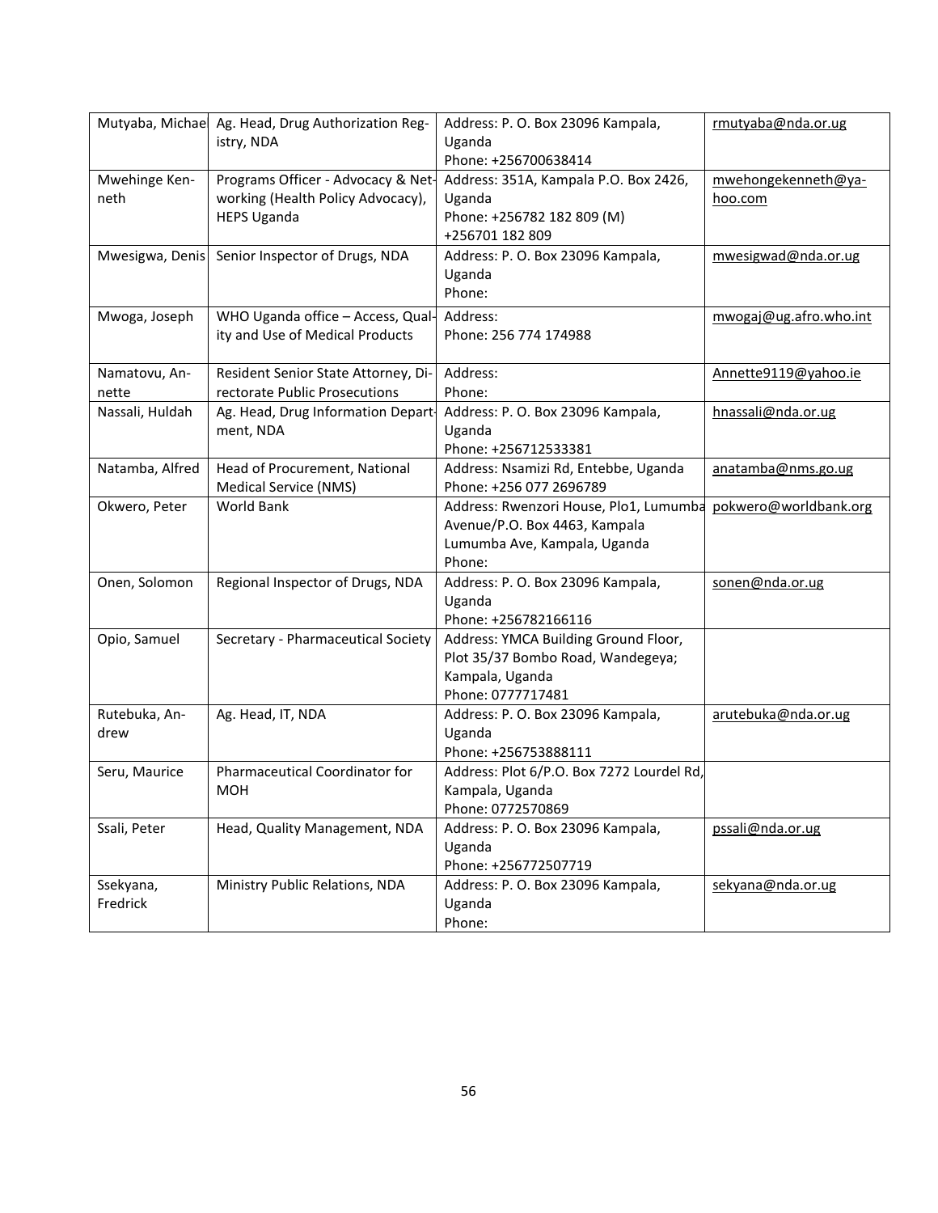| Mutyaba, Michael | Ag. Head, Drug Authorization Registry, NDA | Address: P. O. Box 23096 Kampala, Uganda<br>Phone: +256700638414 | rmutyaba@nda.or.ug |
|---|---|---|---|
| Mwehinge Kenneth | Programs Officer - Advocacy & Networking (Health Policy Advocacy), HEPS Uganda | Address: 351A, Kampala P.O. Box 2426, Uganda<br>Phone: +256782 182 809 (M)<br>+256701 182 809 | mwehongekenneth@yahoo.com |
| Mwesigwa, Denis | Senior Inspector of Drugs, NDA | Address: P. O. Box 23096 Kampala, Uganda<br>Phone: | mwesigwad@nda.or.ug |
| Mwoga, Joseph | WHO Uganda office – Access, Quality and Use of Medical Products | Address:<br>Phone: 256 774 174988 | mwogaj@ug.afro.who.int |
| Namatovu, Annette | Resident Senior State Attorney, Directorate Public Prosecutions | Address:<br>Phone: | Annette9119@yahoo.ie |
| Nassali, Huldah | Ag. Head, Drug Information Department, NDA | Address: P. O. Box 23096 Kampala, Uganda<br>Phone: +256712533381 | hnassali@nda.or.ug |
| Natamba, Alfred | Head of Procurement, National Medical Service (NMS) | Address: Nsamizi Rd, Entebbe, Uganda<br>Phone: +256 077 2696789 | anatamba@nms.go.ug |
| Okwero, Peter | World Bank | Address: Rwenzori House, Plo1, Lumumba Avenue/P.O. Box 4463, Kampala Lumumba Ave, Kampala, Uganda<br>Phone: | pokwero@worldbank.org |
| Onen, Solomon | Regional Inspector of Drugs, NDA | Address: P. O. Box 23096 Kampala, Uganda<br>Phone: +256782166116 | sonen@nda.or.ug |
| Opio, Samuel | Secretary - Pharmaceutical Society | Address: YMCA Building Ground Floor, Plot 35/37 Bombo Road, Wandegeya; Kampala, Uganda<br>Phone: 0777717481 | |
| Rutebuka, Andrew | Ag. Head, IT, NDA | Address: P. O. Box 23096 Kampala, Uganda<br>Phone: +256753888111 | arutebuka@nda.or.ug |
| Seru, Maurice | Pharmaceutical Coordinator for MOH | Address: Plot 6/P.O. Box 7272 Lourdel Rd, Kampala, Uganda<br>Phone: 0772570869 | |
| Ssali, Peter | Head, Quality Management, NDA | Address: P. O. Box 23096 Kampala, Uganda<br>Phone: +256772507719 | pssali@nda.or.ug |
| Ssekyana, Fredrick | Ministry Public Relations, NDA | Address: P. O. Box 23096 Kampala, Uganda<br>Phone: | sekyana@nda.or.ug |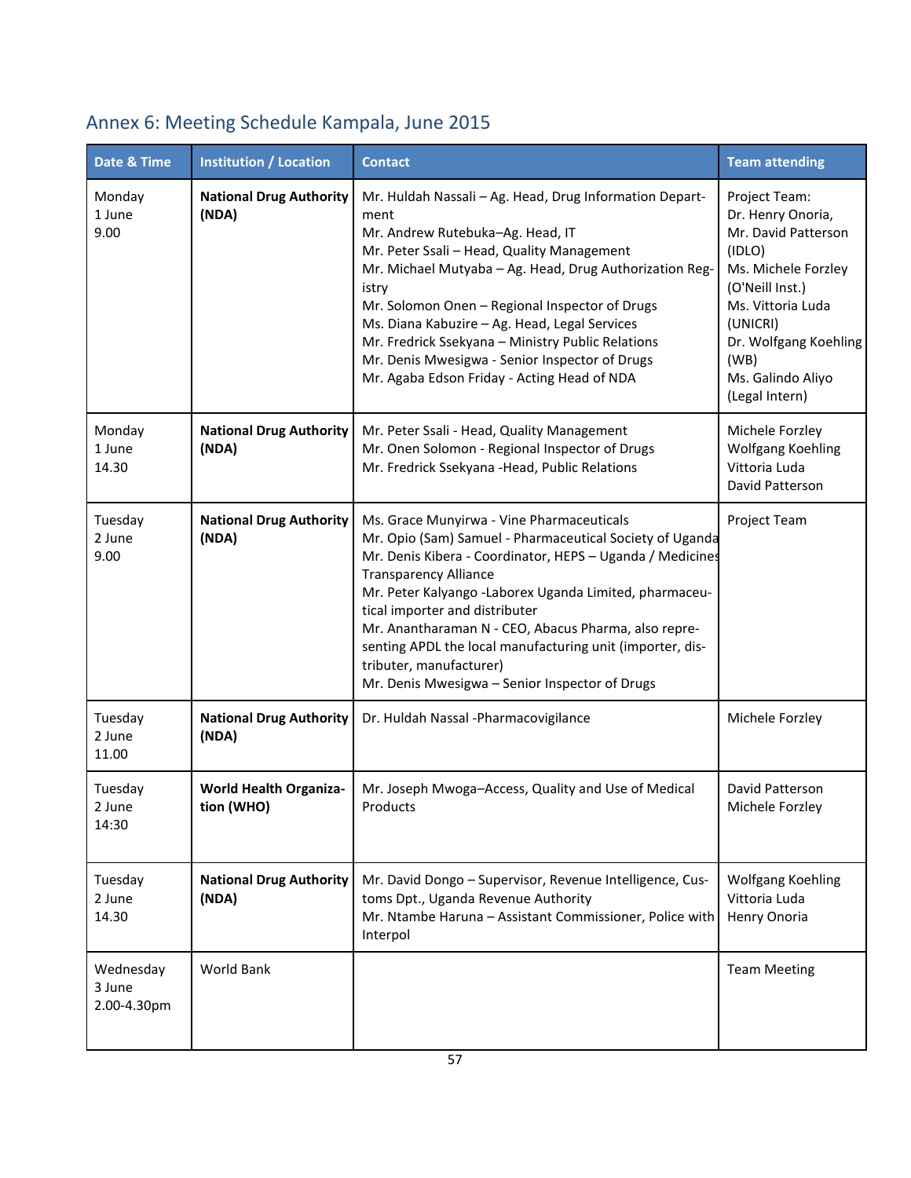## Annex 6: Meeting Schedule Kampala, June 2015

| Date & Time | Institution / Location | Contact | Team attending |
|---|---|---|---|
| Monday<br>1 June<br>9.00 | **National Drug Authority (NDA)** | Mr. Huldah Nassali – Ag. Head, Drug Information Department<br>Mr. Andrew Rutebuka–Ag. Head, IT<br>Mr. Peter Ssali – Head, Quality Management<br>Mr. Michael Mutyaba – Ag. Head, Drug Authorization Registry<br>Mr. Solomon Onen – Regional Inspector of Drugs<br>Ms. Diana Kabuzire – Ag. Head, Legal Services<br>Mr. Fredrick Ssekyana – Ministry Public Relations<br>Mr. Denis Mwesigwa - Senior Inspector of Drugs<br>Mr. Agaba Edson Friday - Acting Head of NDA | Project Team:<br>Dr. Henry Onoria,<br>Mr. David Patterson (IDLO)<br>Ms. Michele Forzley (O'Neill Inst.)<br>Ms. Vittoria Luda (UNICRI)<br>Dr. Wolfgang Koehling (WB)<br>Ms. Galindo Aliyo (Legal Intern) |
| Monday<br>1 June<br>14.30 | **National Drug Authority (NDA)** | Mr. Peter Ssali - Head, Quality Management<br>Mr. Onen Solomon - Regional Inspector of Drugs<br>Mr. Fredrick Ssekyana -Head, Public Relations | Michele Forzley<br>Wolfgang Koehling<br>Vittoria Luda<br>David Patterson |
| Tuesday<br>2 June<br>9.00 | **National Drug Authority (NDA)** | Ms. Grace Munyirwa - Vine Pharmaceuticals<br>Mr. Opio (Sam) Samuel - Pharmaceutical Society of Uganda<br>Mr. Denis Kibera - Coordinator, HEPS – Uganda / Medicines Transparency Alliance<br>Mr. Peter Kalyango -Laborex Uganda Limited, pharmaceutical importer and distributer<br>Mr. Anantharaman N - CEO, Abacus Pharma, also representing APDL the local manufacturing unit (importer, distributer, manufacturer)<br>Mr. Denis Mwesigwa – Senior Inspector of Drugs | Project Team |
| Tuesday<br>2 June<br>11.00 | **National Drug Authority (NDA)** | Dr. Huldah Nassal -Pharmacovigilance | Michele Forzley |
| Tuesday<br>2 June<br>14:30 | **World Health Organization (WHO)** | Mr. Joseph Mwoga–Access, Quality and Use of Medical Products | David Patterson<br>Michele Forzley |
| Tuesday<br>2 June<br>14.30 | **National Drug Authority (NDA)** | Mr. David Dongo – Supervisor, Revenue Intelligence, Customs Dpt., Uganda Revenue Authority<br>Mr. Ntambe Haruna – Assistant Commissioner, Police with Interpol | Wolfgang Koehling<br>Vittoria Luda<br>Henry Onoria |
| Wednesday<br>3 June<br>2.00-4.30pm | World Bank | | Team Meeting |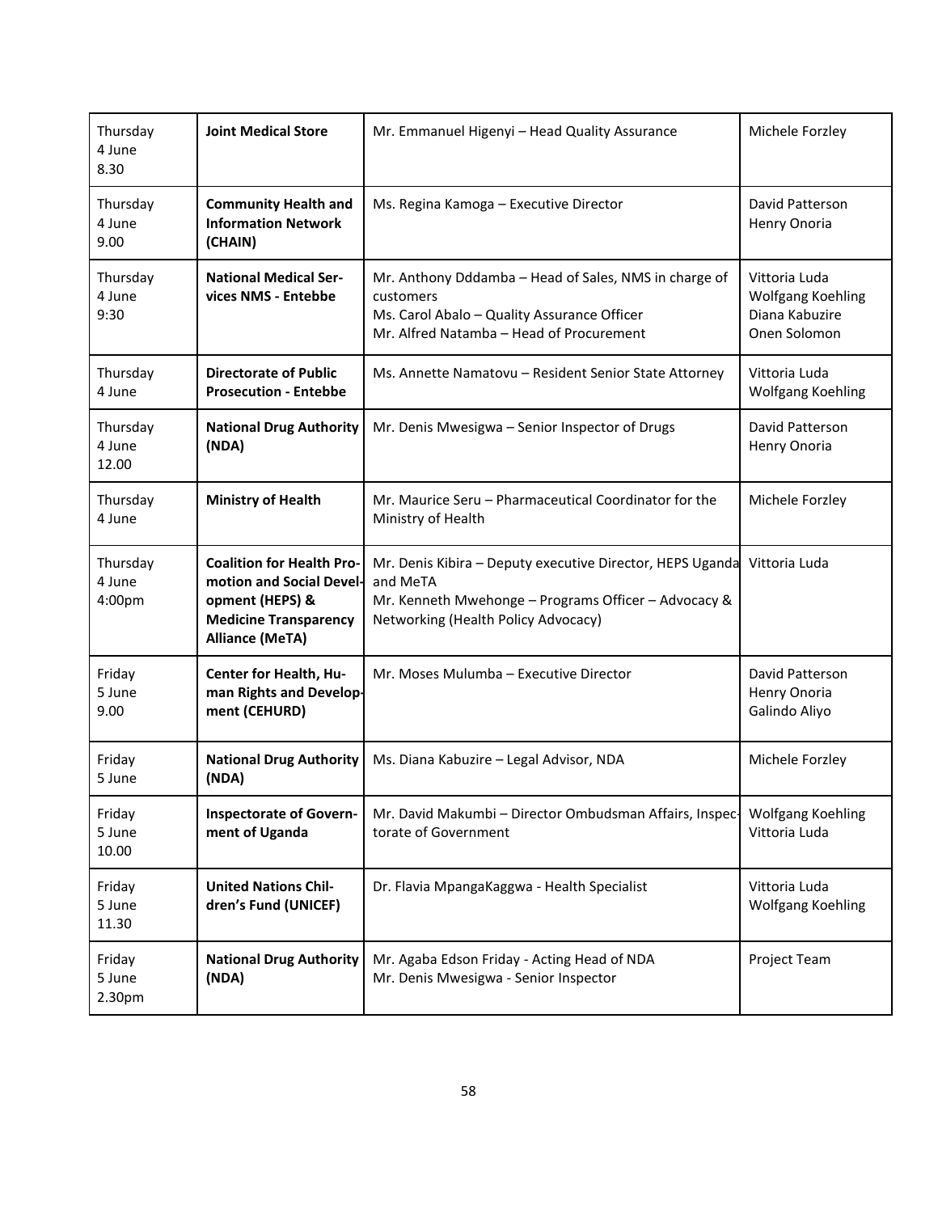| | | | |
|---|---|---|---|
| Thursday<br>4 June<br>8.30 | **Joint Medical Store** | Mr. Emmanuel Higenyi – Head Quality Assurance | Michele Forzley |
| Thursday<br>4 June<br>9.00 | **Community Health and Information Network (CHAIN)** | Ms. Regina Kamoga – Executive Director | David Patterson<br>Henry Onoria |
| Thursday<br>4 June<br>9:30 | **National Medical Services NMS - Entebbe** | Mr. Anthony Dddamba – Head of Sales, NMS in charge of customers<br>Ms. Carol Abalo – Quality Assurance Officer<br>Mr. Alfred Natamba – Head of Procurement | Vittoria Luda<br>Wolfgang Koehling<br>Diana Kabuzire<br>Onen Solomon |
| Thursday<br>4 June | **Directorate of Public Prosecution - Entebbe** | Ms. Annette Namatovu – Resident Senior State Attorney | Vittoria Luda<br>Wolfgang Koehling |
| Thursday<br>4 June<br>12.00 | **National Drug Authority (NDA)** | Mr. Denis Mwesigwa – Senior Inspector of Drugs | David Patterson<br>Henry Onoria |
| Thursday<br>4 June | **Ministry of Health** | Mr. Maurice Seru – Pharmaceutical Coordinator for the Ministry of Health | Michele Forzley |
| Thursday<br>4 June<br>4:00pm | **Coalition for Health Promotion and Social Development (HEPS) & Medicine Transparency Alliance (MeTA)** | Mr. Denis Kibira – Deputy executive Director, HEPS Uganda and MeTA<br>Mr. Kenneth Mwehonge – Programs Officer – Advocacy & Networking (Health Policy Advocacy) | Vittoria Luda |
| Friday<br>5 June<br>9.00 | **Center for Health, Human Rights and Development (CEHURD)** | Mr. Moses Mulumba – Executive Director | David Patterson<br>Henry Onoria<br>Galindo Aliyo |
| Friday<br>5 June | **National Drug Authority (NDA)** | Ms. Diana Kabuzire – Legal Advisor, NDA | Michele Forzley |
| Friday<br>5 June<br>10.00 | **Inspectorate of Government of Uganda** | Mr. David Makumbi – Director Ombudsman Affairs, Inspectorate of Government | Wolfgang Koehling<br>Vittoria Luda |
| Friday<br>5 June<br>11.30 | **United Nations Children's Fund (UNICEF)** | Dr. Flavia MpangaKaggwa - Health Specialist | Vittoria Luda<br>Wolfgang Koehling |
| Friday<br>5 June<br>2.30pm | **National Drug Authority (NDA)** | Mr. Agaba Edson Friday - Acting Head of NDA<br>Mr. Denis Mwesigwa - Senior Inspector | Project Team |